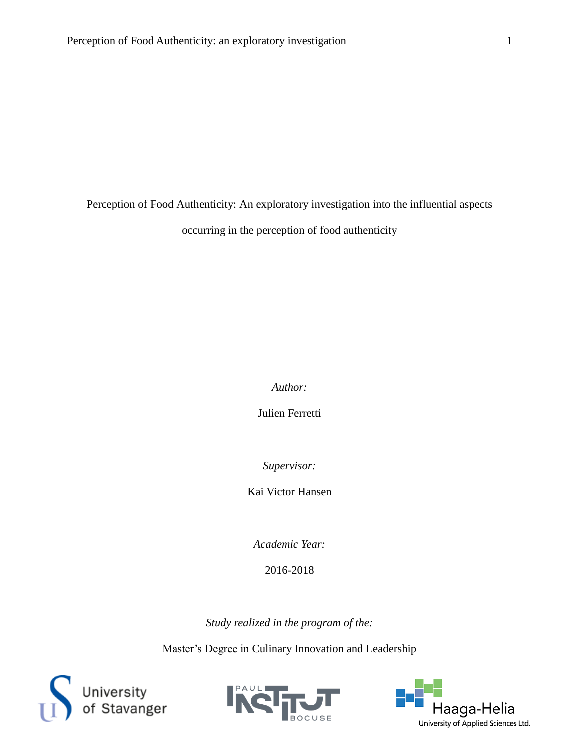# Perception of Food Authenticity: An exploratory investigation into the influential aspects occurring in the perception of food authenticity

*Author:*

Julien Ferretti

*Supervisor:*

Kai Victor Hansen

*Academic Year:*

2016-2018

*Study realized in the program of the:*

Master's Degree in Culinary Innovation and Leadership

University of Stavanger

Paul Institut Bocuse

Haaga-Helia University of Applied Sciences Ltd.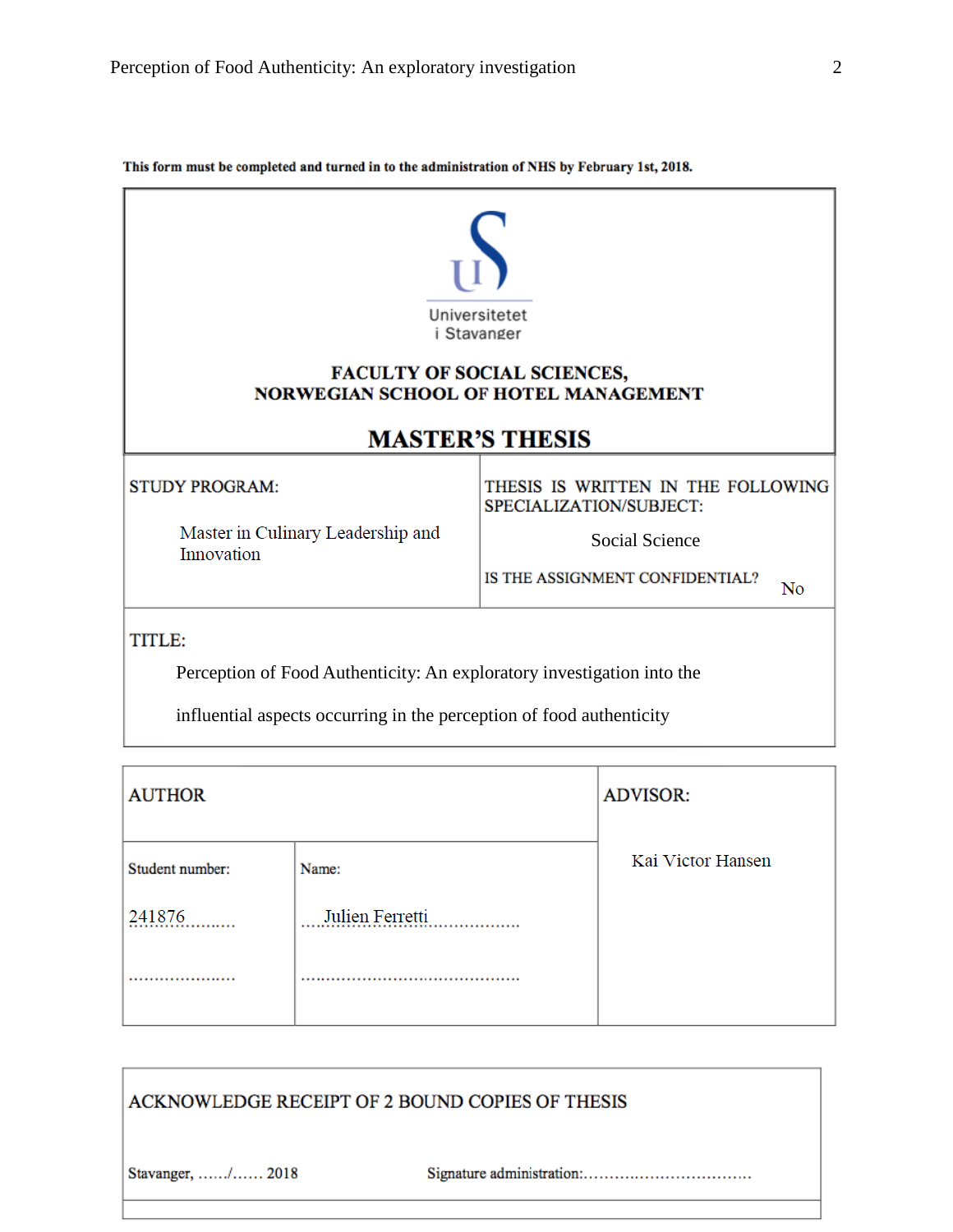This form must be completed and turned in to the administration of NHS by February 1st, 2018.

Universitetet i Stavanger

**FACULTY OF SOCIAL SCIENCES,**
**NORWEGIAN SCHOOL OF HOTEL MANAGEMENT**

# MASTER'S THESIS

| STUDY PROGRAM: | THESIS IS WRITTEN IN THE FOLLOWING SPECIALIZATION/SUBJECT: |
|---|---|
| Master in Culinary Leadership and Innovation | Social Science |
| | IS THE ASSIGNMENT CONFIDENTIAL? No |

TITLE:

Perception of Food Authenticity: An exploratory investigation into the influential aspects occurring in the perception of food authenticity

| AUTHOR | | ADVISOR: |
|---|---|---|
| Student number: | Name: | Kai Victor Hansen |
| 241876………. | ….Julien Ferretti…………….. | |
| ………………… | …………………………………… | |

ACKNOWLEDGE RECEIPT OF 2 BOUND COPIES OF THESIS

Stavanger, ……/…… 2018 Signature administration:……………………………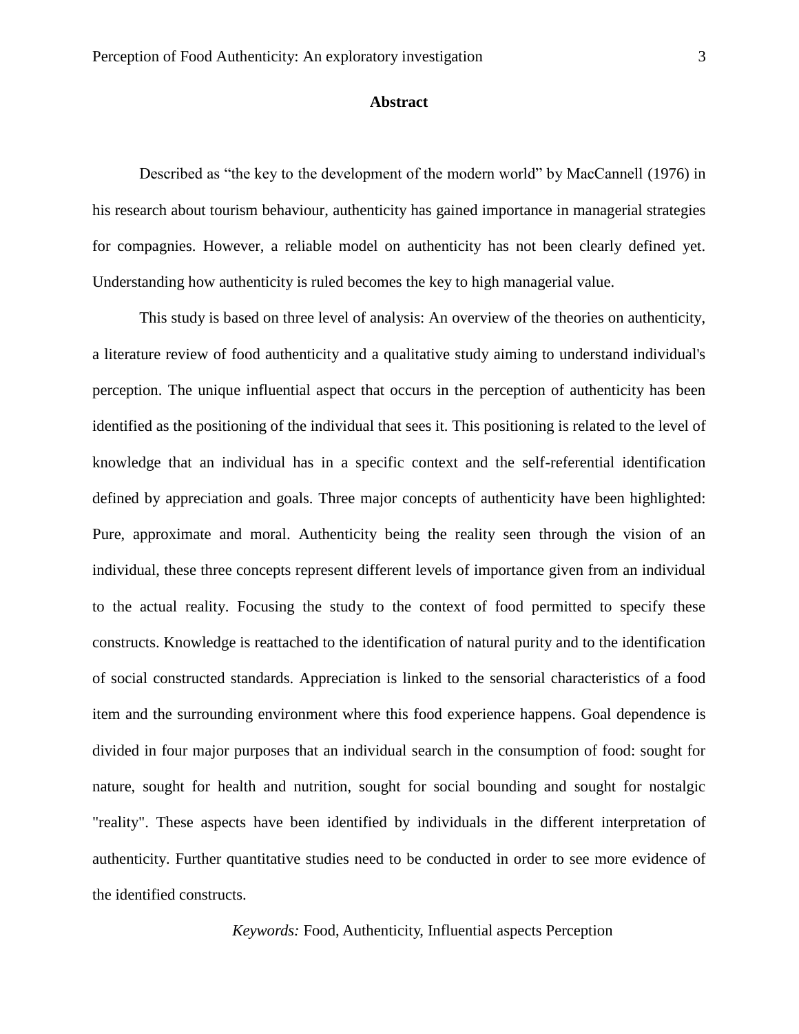# Abstract

Described as "the key to the development of the modern world" by MacCannell (1976) in his research about tourism behaviour, authenticity has gained importance in managerial strategies for compagnies. However, a reliable model on authenticity has not been clearly defined yet. Understanding how authenticity is ruled becomes the key to high managerial value.

This study is based on three level of analysis: An overview of the theories on authenticity, a literature review of food authenticity and a qualitative study aiming to understand individual's perception. The unique influential aspect that occurs in the perception of authenticity has been identified as the positioning of the individual that sees it. This positioning is related to the level of knowledge that an individual has in a specific context and the self-referential identification defined by appreciation and goals. Three major concepts of authenticity have been highlighted: Pure, approximate and moral. Authenticity being the reality seen through the vision of an individual, these three concepts represent different levels of importance given from an individual to the actual reality. Focusing the study to the context of food permitted to specify these constructs. Knowledge is reattached to the identification of natural purity and to the identification of social constructed standards. Appreciation is linked to the sensorial characteristics of a food item and the surrounding environment where this food experience happens. Goal dependence is divided in four major purposes that an individual search in the consumption of food: sought for nature, sought for health and nutrition, sought for social bounding and sought for nostalgic "reality". These aspects have been identified by individuals in the different interpretation of authenticity. Further quantitative studies need to be conducted in order to see more evidence of the identified constructs.

*Keywords:* Food, Authenticity, Influential aspects Perception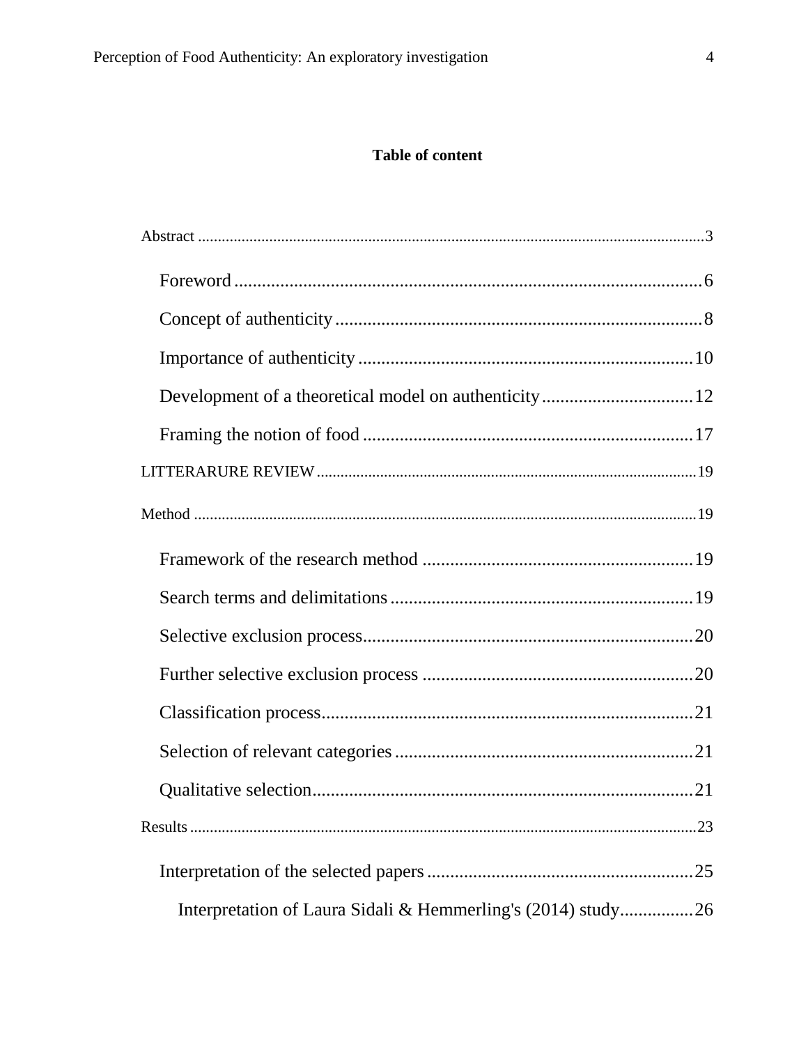**Table of content**

Abstract ........................................................................................................................ 3

Foreword ..................................................................................................... 6

Concept of authenticity ................................................................................ 8

Importance of authenticity ......................................................................... 10

Development of a theoretical model on authenticity ................................. 12

Framing the notion of food ........................................................................ 17

LITTERARURE REVIEW ................................................................................................ 19

Method .......................................................................................................................... 19

Framework of the research method ........................................................... 19

Search terms and delimitations .................................................................. 19

Selective exclusion process........................................................................ 20

Further selective exclusion process ........................................................... 20

Classification process................................................................................. 21

Selection of relevant categories ................................................................. 21

Qualitative selection................................................................................... 21

Results ........................................................................................................................... 23

Interpretation of the selected papers .......................................................... 25

Interpretation of Laura Sidali & Hemmerling's (2014) study................ 26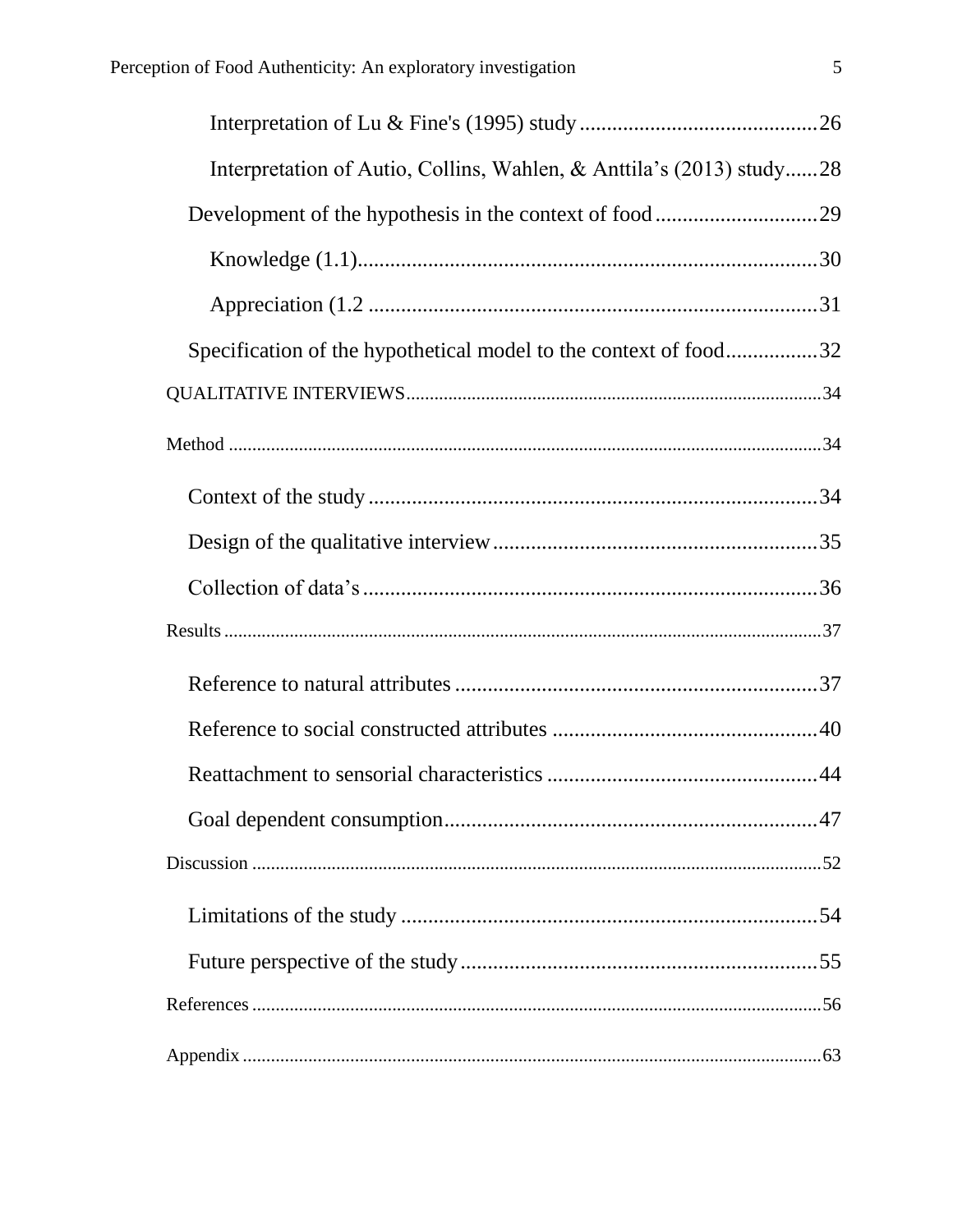Interpretation of Lu & Fine's (1995) study ............................................ 26

Interpretation of Autio, Collins, Wahlen, & Anttila's (2013) study ...... 28

Development of the hypothesis in the context of food .............................. 29

Knowledge (1.1) .................................................................................... 30

Appreciation (1.2 .................................................................................. 31

Specification of the hypothetical model to the context of food ................. 32

QUALITATIVE INTERVIEWS ......................................................................................... 34

Method ............................................................................................................................. 34

Context of the study .................................................................................. 34

Design of the qualitative interview ............................................................ 35

Collection of data's ................................................................................... 36

Results .............................................................................................................................. 37

Reference to natural attributes ................................................................... 37

Reference to social constructed attributes ................................................. 40

Reattachment to sensorial characteristics .................................................. 44

Goal dependent consumption ..................................................................... 47

Discussion ......................................................................................................................... 52

Limitations of the study ............................................................................. 54

Future perspective of the study .................................................................. 55

References ......................................................................................................................... 56

Appendix ........................................................................................................................... 63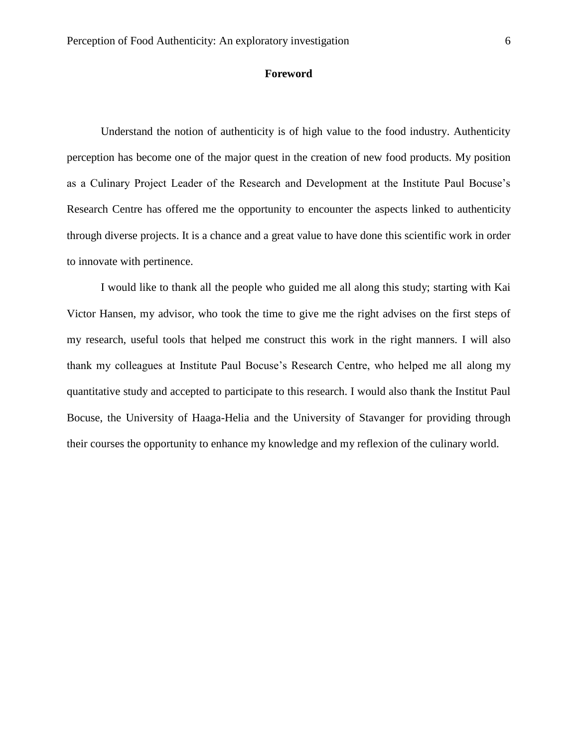## Foreword

Understand the notion of authenticity is of high value to the food industry. Authenticity perception has become one of the major quest in the creation of new food products. My position as a Culinary Project Leader of the Research and Development at the Institute Paul Bocuse's Research Centre has offered me the opportunity to encounter the aspects linked to authenticity through diverse projects. It is a chance and a great value to have done this scientific work in order to innovate with pertinence.

I would like to thank all the people who guided me all along this study; starting with Kai Victor Hansen, my advisor, who took the time to give me the right advises on the first steps of my research, useful tools that helped me construct this work in the right manners. I will also thank my colleagues at Institute Paul Bocuse's Research Centre, who helped me all along my quantitative study and accepted to participate to this research. I would also thank the Institut Paul Bocuse, the University of Haaga-Helia and the University of Stavanger for providing through their courses the opportunity to enhance my knowledge and my reflexion of the culinary world.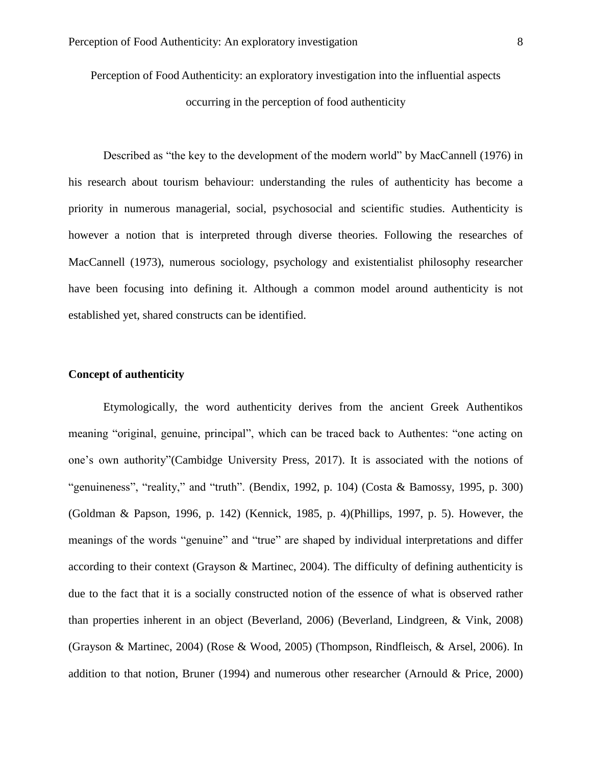Perception of Food Authenticity: an exploratory investigation into the influential aspects occurring in the perception of food authenticity

Described as “the key to the development of the modern world” by MacCannell (1976) in his research about tourism behaviour: understanding the rules of authenticity has become a priority in numerous managerial, social, psychosocial and scientific studies. Authenticity is however a notion that is interpreted through diverse theories. Following the researches of MacCannell (1973), numerous sociology, psychology and existentialist philosophy researcher have been focusing into defining it. Although a common model around authenticity is not established yet, shared constructs can be identified.

**Concept of authenticity**

Etymologically, the word authenticity derives from the ancient Greek Authentikos meaning “original, genuine, principal”, which can be traced back to Authentes: “one acting on one’s own authority”(Cambidge University Press, 2017). It is associated with the notions of “genuineness”, “reality,” and “truth”. (Bendix, 1992, p. 104) (Costa & Bamossy, 1995, p. 300) (Goldman & Papson, 1996, p. 142) (Kennick, 1985, p. 4)(Phillips, 1997, p. 5). However, the meanings of the words “genuine” and “true” are shaped by individual interpretations and differ according to their context (Grayson & Martinec, 2004). The difficulty of defining authenticity is due to the fact that it is a socially constructed notion of the essence of what is observed rather than properties inherent in an object (Beverland, 2006) (Beverland, Lindgreen, & Vink, 2008) (Grayson & Martinec, 2004) (Rose & Wood, 2005) (Thompson, Rindfleisch, & Arsel, 2006). In addition to that notion, Bruner (1994) and numerous other researcher (Arnould & Price, 2000)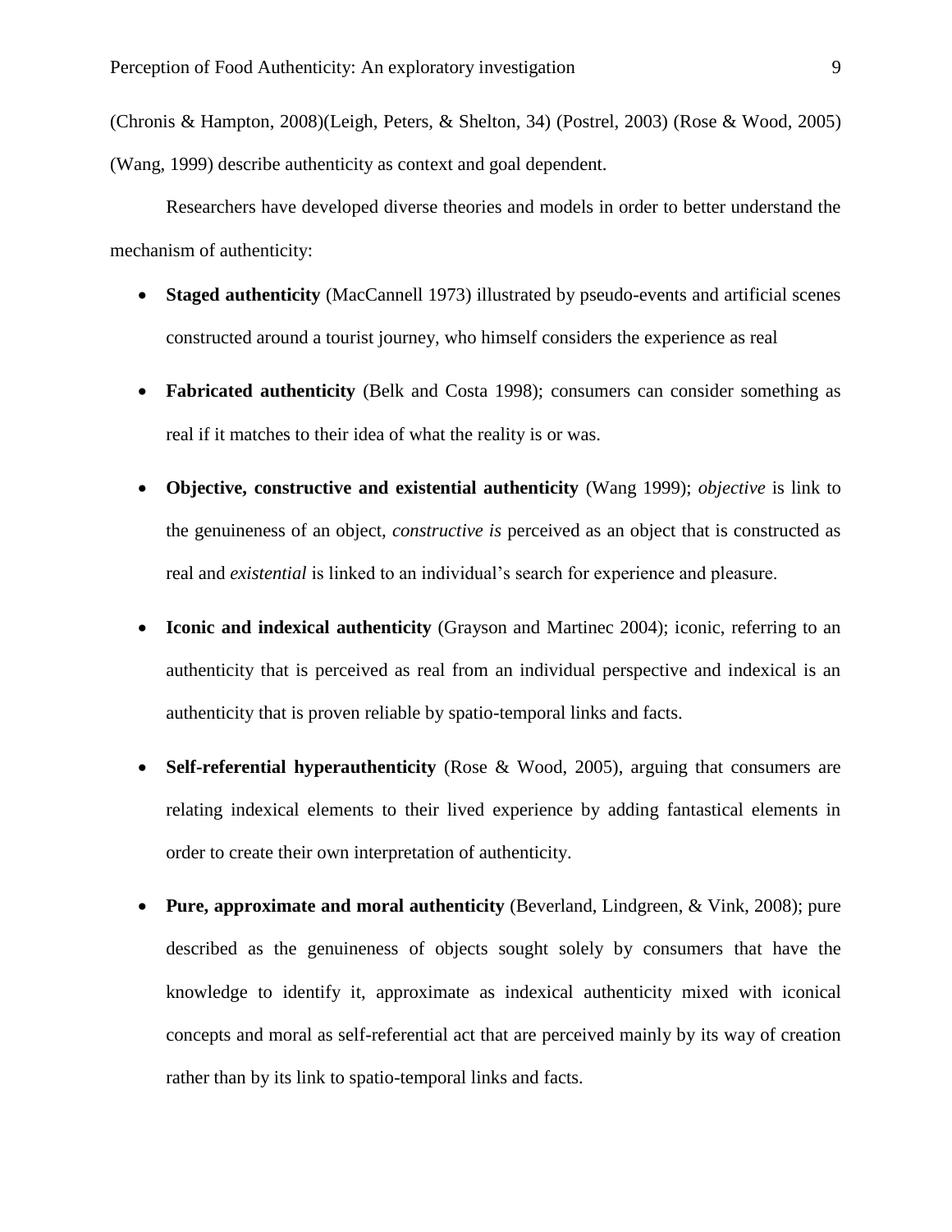(Chronis & Hampton, 2008)(Leigh, Peters, & Shelton, 34) (Postrel, 2003) (Rose & Wood, 2005) (Wang, 1999) describe authenticity as context and goal dependent.

Researchers have developed diverse theories and models in order to better understand the mechanism of authenticity:

- **Staged authenticity** (MacCannell 1973) illustrated by pseudo-events and artificial scenes constructed around a tourist journey, who himself considers the experience as real
- **Fabricated authenticity** (Belk and Costa 1998); consumers can consider something as real if it matches to their idea of what the reality is or was.
- **Objective, constructive and existential authenticity** (Wang 1999); *objective* is link to the genuineness of an object, *constructive is* perceived as an object that is constructed as real and *existential* is linked to an individual's search for experience and pleasure.
- **Iconic and indexical authenticity** (Grayson and Martinec 2004); iconic, referring to an authenticity that is perceived as real from an individual perspective and indexical is an authenticity that is proven reliable by spatio-temporal links and facts.
- **Self-referential hyperauthenticity** (Rose & Wood, 2005), arguing that consumers are relating indexical elements to their lived experience by adding fantastical elements in order to create their own interpretation of authenticity.
- **Pure, approximate and moral authenticity** (Beverland, Lindgreen, & Vink, 2008); pure described as the genuineness of objects sought solely by consumers that have the knowledge to identify it, approximate as indexical authenticity mixed with iconical concepts and moral as self-referential act that are perceived mainly by its way of creation rather than by its link to spatio-temporal links and facts.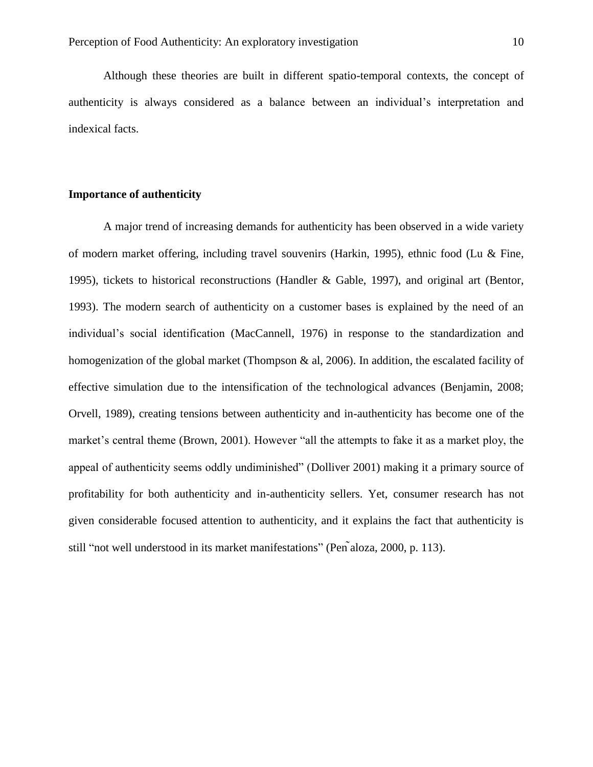Although these theories are built in different spatio-temporal contexts, the concept of authenticity is always considered as a balance between an individual's interpretation and indexical facts.

**Importance of authenticity**

A major trend of increasing demands for authenticity has been observed in a wide variety of modern market offering, including travel souvenirs (Harkin, 1995), ethnic food (Lu & Fine, 1995), tickets to historical reconstructions (Handler & Gable, 1997), and original art (Bentor, 1993). The modern search of authenticity on a customer bases is explained by the need of an individual's social identification (MacCannell, 1976) in response to the standardization and homogenization of the global market (Thompson & al, 2006). In addition, the escalated facility of effective simulation due to the intensification of the technological advances (Benjamin, 2008; Orvell, 1989), creating tensions between authenticity and in-authenticity has become one of the market's central theme (Brown, 2001). However "all the attempts to fake it as a market ploy, the appeal of authenticity seems oddly undiminished" (Dolliver 2001) making it a primary source of profitability for both authenticity and in-authenticity sellers. Yet, consumer research has not given considerable focused attention to authenticity, and it explains the fact that authenticity is still "not well understood in its market manifestations" (Peñaloza, 2000, p. 113).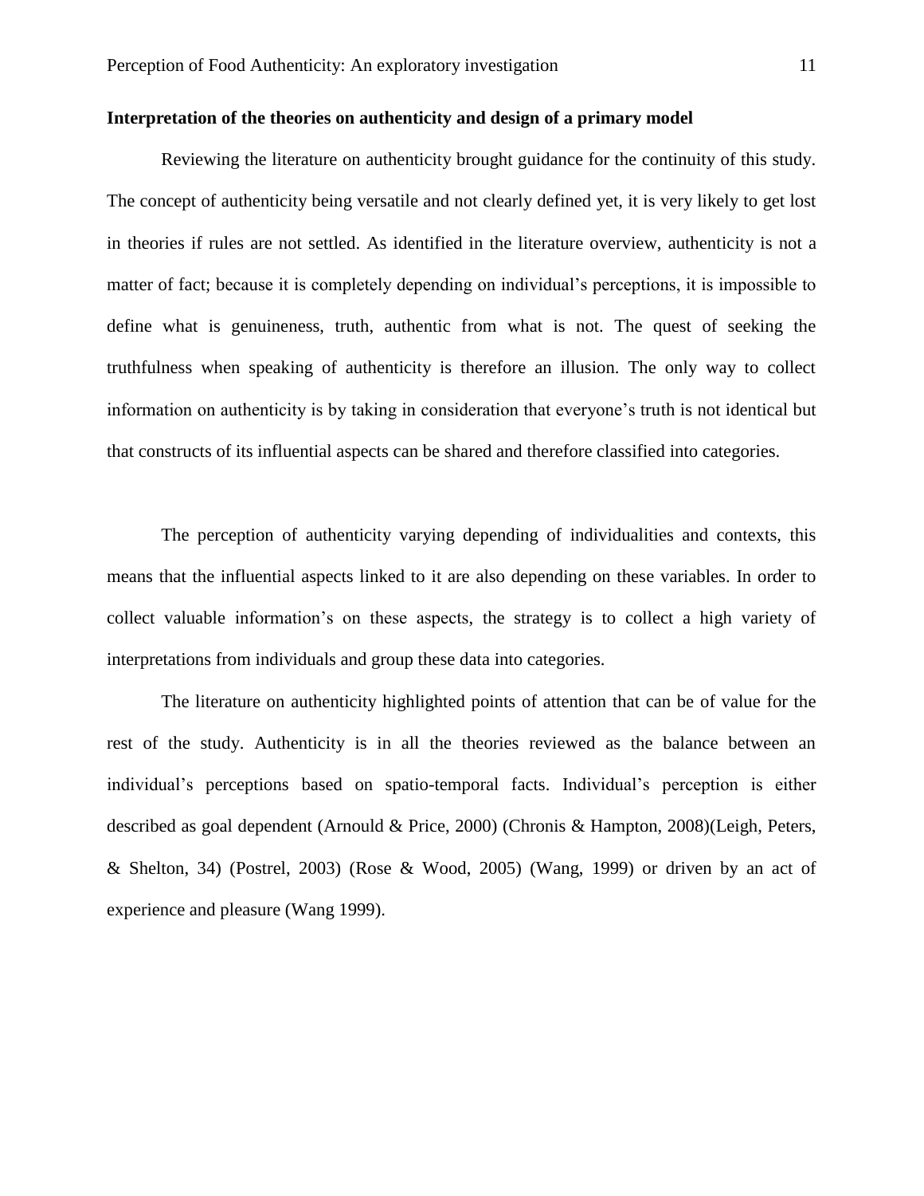**Interpretation of the theories on authenticity and design of a primary model**

Reviewing the literature on authenticity brought guidance for the continuity of this study. The concept of authenticity being versatile and not clearly defined yet, it is very likely to get lost in theories if rules are not settled. As identified in the literature overview, authenticity is not a matter of fact; because it is completely depending on individual's perceptions, it is impossible to define what is genuineness, truth, authentic from what is not. The quest of seeking the truthfulness when speaking of authenticity is therefore an illusion. The only way to collect information on authenticity is by taking in consideration that everyone's truth is not identical but that constructs of its influential aspects can be shared and therefore classified into categories.

The perception of authenticity varying depending of individualities and contexts, this means that the influential aspects linked to it are also depending on these variables. In order to collect valuable information's on these aspects, the strategy is to collect a high variety of interpretations from individuals and group these data into categories.

The literature on authenticity highlighted points of attention that can be of value for the rest of the study. Authenticity is in all the theories reviewed as the balance between an individual's perceptions based on spatio-temporal facts. Individual's perception is either described as goal dependent (Arnould & Price, 2000) (Chronis & Hampton, 2008)(Leigh, Peters, & Shelton, 34) (Postrel, 2003) (Rose & Wood, 2005) (Wang, 1999) or driven by an act of experience and pleasure (Wang 1999).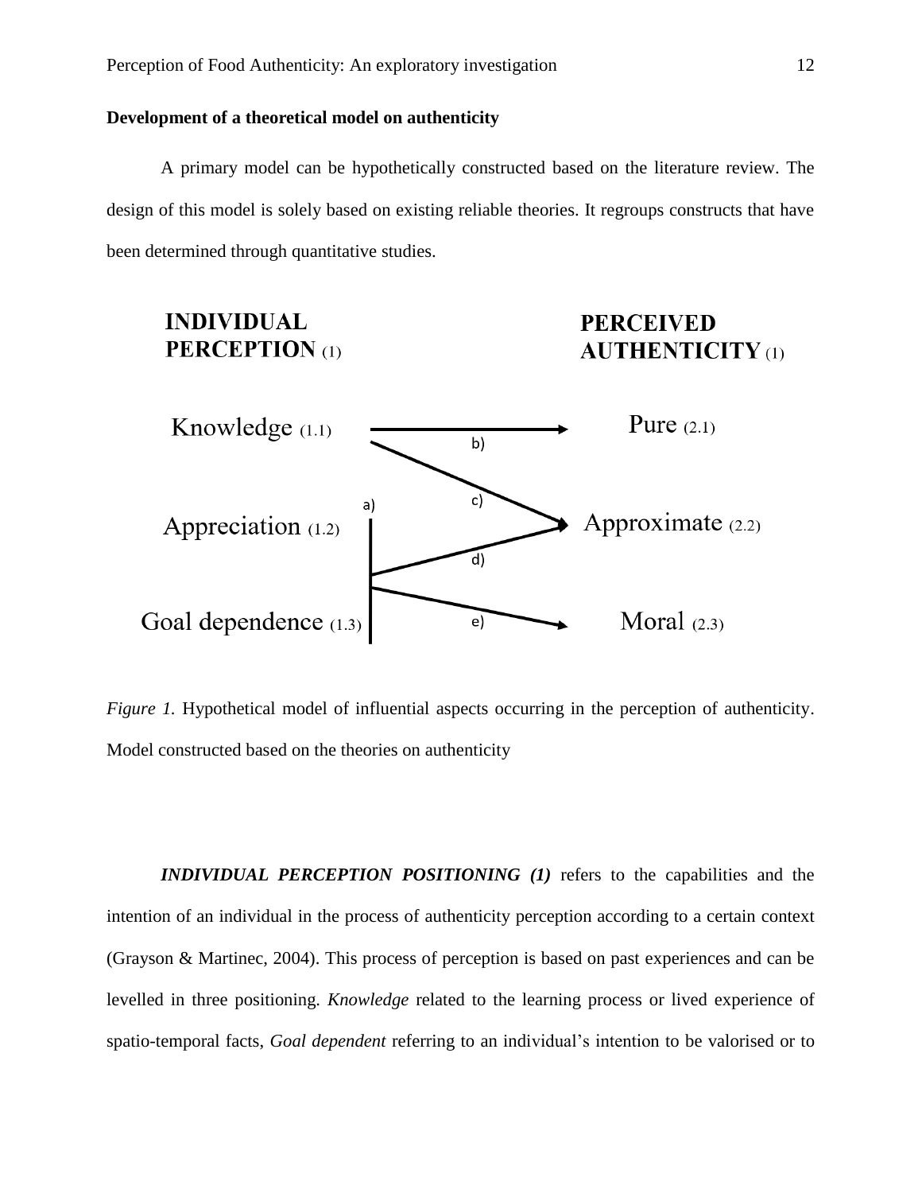**Development of a theoretical model on authenticity**

A primary model can be hypothetically constructed based on the literature review. The design of this model is solely based on existing reliable theories. It regroups constructs that have been determined through quantitative studies.

INDIVIDUAL PERCEPTION (1)

PERCEIVED AUTHENTICITY (1)

Knowledge (1.1)

Pure (2.1)

Appreciation (1.2)

Approximate (2.2)

Goal dependence (1.3)

Moral (2.3)

a)

b)

c)

d)

e)

*Figure 1.* Hypothetical model of influential aspects occurring in the perception of authenticity. Model constructed based on the theories on authenticity

***INDIVIDUAL PERCEPTION POSITIONING (1)*** refers to the capabilities and the intention of an individual in the process of authenticity perception according to a certain context (Grayson & Martinec, 2004). This process of perception is based on past experiences and can be levelled in three positioning. *Knowledge* related to the learning process or lived experience of spatio-temporal facts, *Goal dependent* referring to an individual's intention to be valorised or to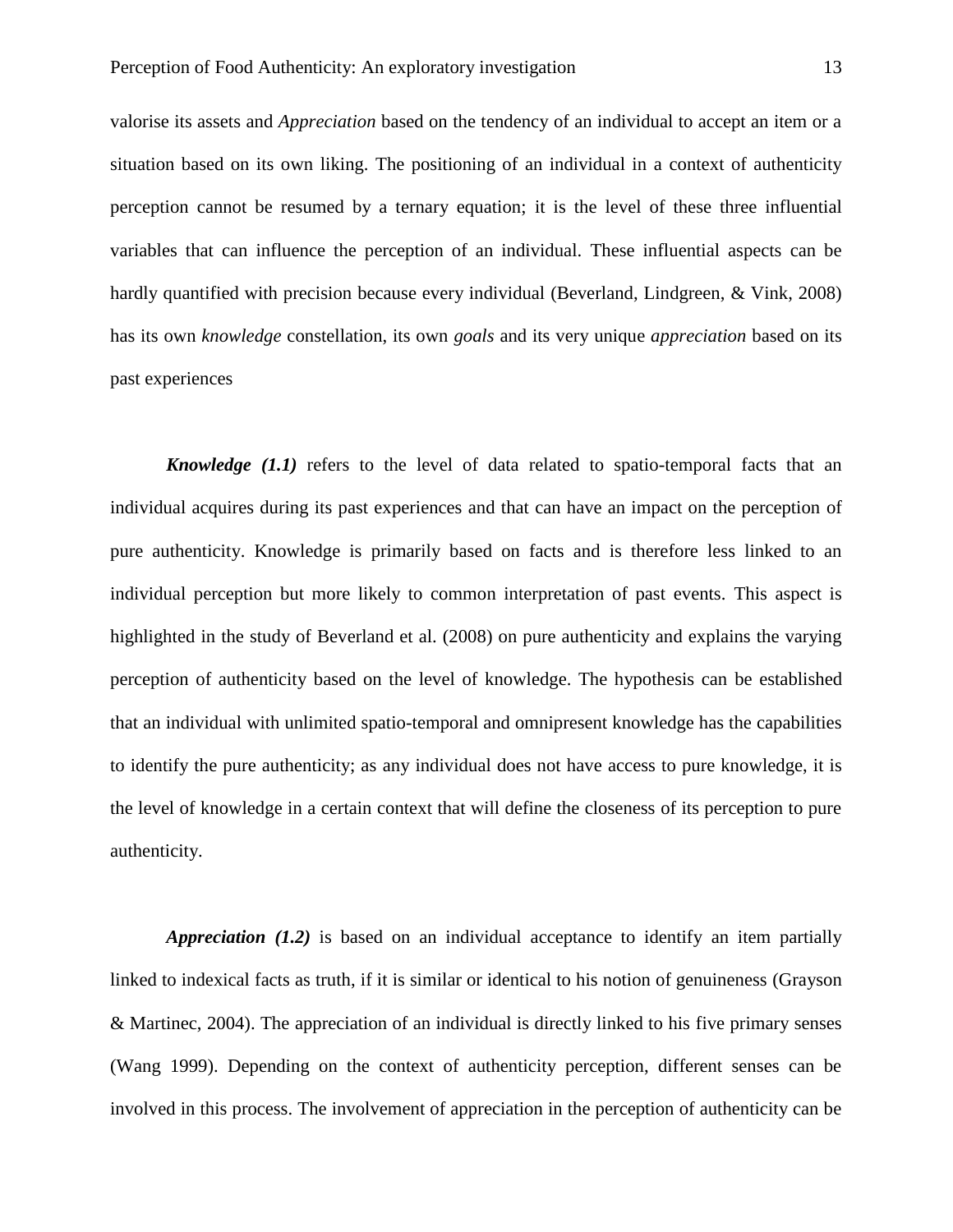valorise its assets and *Appreciation* based on the tendency of an individual to accept an item or a situation based on its own liking. The positioning of an individual in a context of authenticity perception cannot be resumed by a ternary equation; it is the level of these three influential variables that can influence the perception of an individual. These influential aspects can be hardly quantified with precision because every individual (Beverland, Lindgreen, & Vink, 2008) has its own *knowledge* constellation, its own *goals* and its very unique *appreciation* based on its past experiences

***Knowledge (1.1)*** refers to the level of data related to spatio-temporal facts that an individual acquires during its past experiences and that can have an impact on the perception of pure authenticity. Knowledge is primarily based on facts and is therefore less linked to an individual perception but more likely to common interpretation of past events. This aspect is highlighted in the study of Beverland et al. (2008) on pure authenticity and explains the varying perception of authenticity based on the level of knowledge. The hypothesis can be established that an individual with unlimited spatio-temporal and omnipresent knowledge has the capabilities to identify the pure authenticity; as any individual does not have access to pure knowledge, it is the level of knowledge in a certain context that will define the closeness of its perception to pure authenticity.

***Appreciation (1.2)*** is based on an individual acceptance to identify an item partially linked to indexical facts as truth, if it is similar or identical to his notion of genuineness (Grayson & Martinec, 2004). The appreciation of an individual is directly linked to his five primary senses (Wang 1999). Depending on the context of authenticity perception, different senses can be involved in this process. The involvement of appreciation in the perception of authenticity can be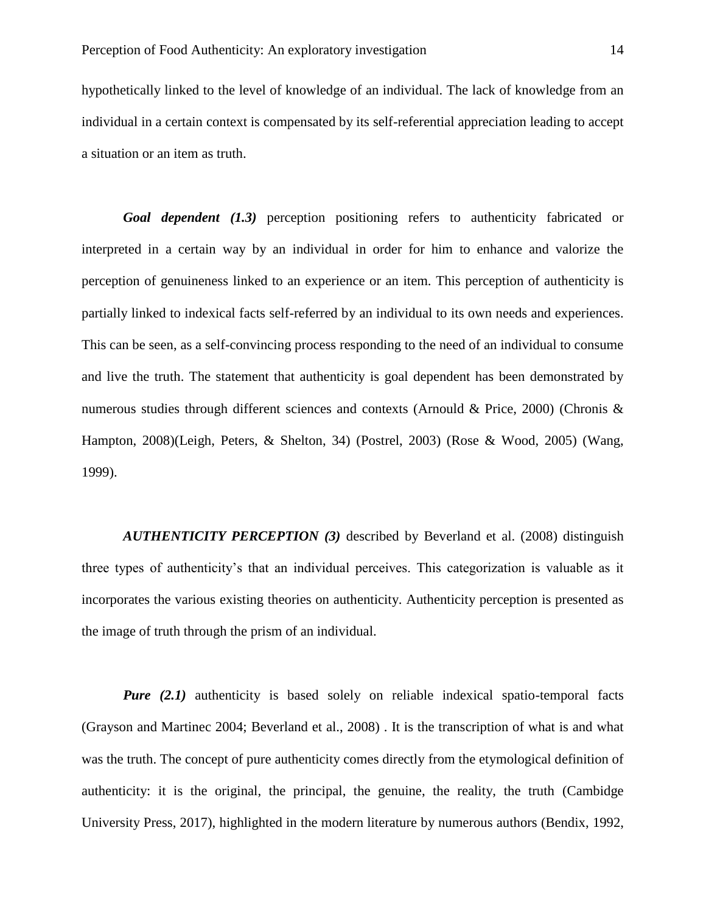hypothetically linked to the level of knowledge of an individual. The lack of knowledge from an individual in a certain context is compensated by its self-referential appreciation leading to accept a situation or an item as truth.

***Goal dependent (1.3)*** perception positioning refers to authenticity fabricated or interpreted in a certain way by an individual in order for him to enhance and valorize the perception of genuineness linked to an experience or an item. This perception of authenticity is partially linked to indexical facts self-referred by an individual to its own needs and experiences. This can be seen, as a self-convincing process responding to the need of an individual to consume and live the truth. The statement that authenticity is goal dependent has been demonstrated by numerous studies through different sciences and contexts (Arnould & Price, 2000) (Chronis & Hampton, 2008)(Leigh, Peters, & Shelton, 34) (Postrel, 2003) (Rose & Wood, 2005) (Wang, 1999).

***AUTHENTICITY PERCEPTION (3)*** described by Beverland et al. (2008) distinguish three types of authenticity's that an individual perceives. This categorization is valuable as it incorporates the various existing theories on authenticity. Authenticity perception is presented as the image of truth through the prism of an individual.

***Pure (2.1)*** authenticity is based solely on reliable indexical spatio-temporal facts (Grayson and Martinec 2004; Beverland et al., 2008) . It is the transcription of what is and what was the truth. The concept of pure authenticity comes directly from the etymological definition of authenticity: it is the original, the principal, the genuine, the reality, the truth (Cambidge University Press, 2017), highlighted in the modern literature by numerous authors (Bendix, 1992,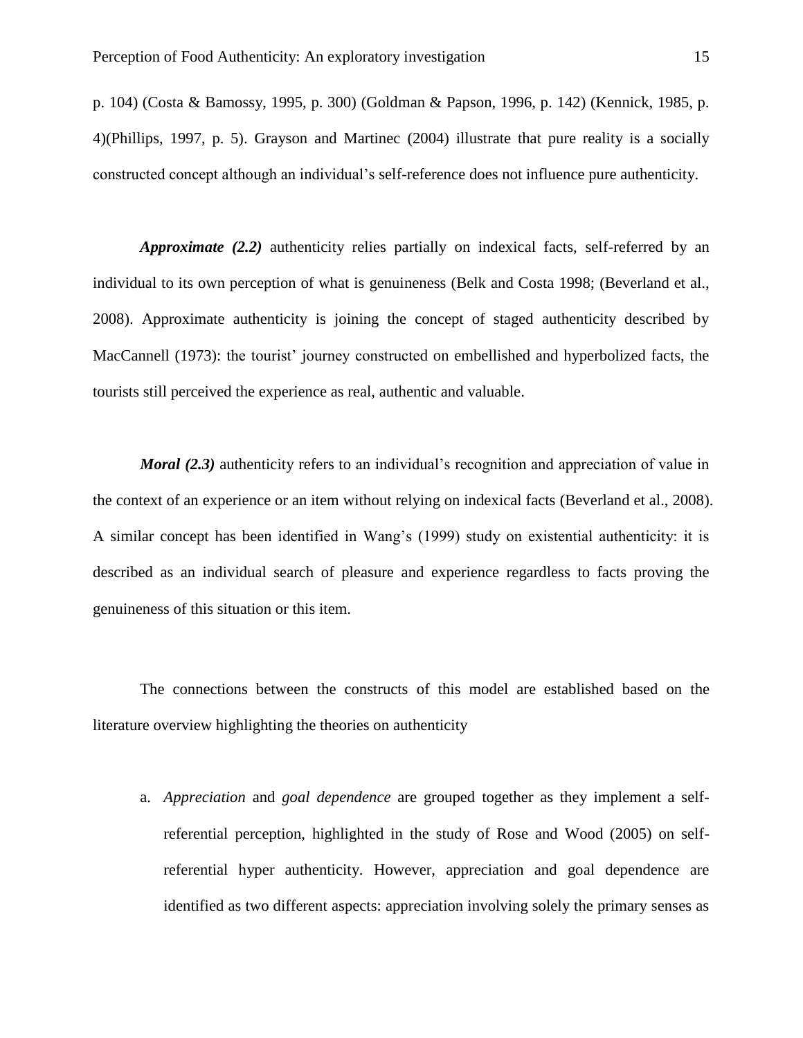p. 104) (Costa & Bamossy, 1995, p. 300) (Goldman & Papson, 1996, p. 142) (Kennick, 1985, p. 4)(Phillips, 1997, p. 5). Grayson and Martinec (2004) illustrate that pure reality is a socially constructed concept although an individual's self-reference does not influence pure authenticity.

***Approximate (2.2)*** authenticity relies partially on indexical facts, self-referred by an individual to its own perception of what is genuineness (Belk and Costa 1998; (Beverland et al., 2008). Approximate authenticity is joining the concept of staged authenticity described by MacCannell (1973): the tourist' journey constructed on embellished and hyperbolized facts, the tourists still perceived the experience as real, authentic and valuable.

***Moral (2.3)*** authenticity refers to an individual's recognition and appreciation of value in the context of an experience or an item without relying on indexical facts (Beverland et al., 2008). A similar concept has been identified in Wang's (1999) study on existential authenticity: it is described as an individual search of pleasure and experience regardless to facts proving the genuineness of this situation or this item.

The connections between the constructs of this model are established based on the literature overview highlighting the theories on authenticity

a. *Appreciation* and *goal dependence* are grouped together as they implement a self-referential perception, highlighted in the study of Rose and Wood (2005) on self-referential hyper authenticity. However, appreciation and goal dependence are identified as two different aspects: appreciation involving solely the primary senses as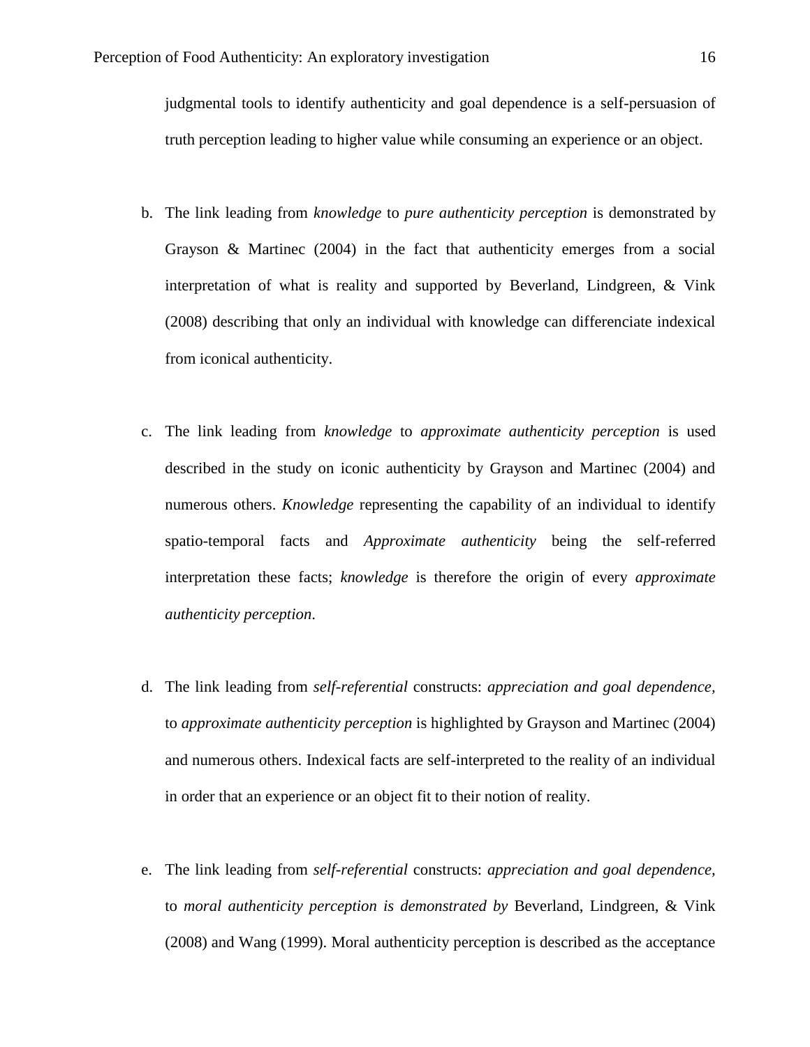judgmental tools to identify authenticity and goal dependence is a self-persuasion of truth perception leading to higher value while consuming an experience or an object.

b. The link leading from *knowledge* to *pure authenticity perception* is demonstrated by Grayson & Martinec (2004) in the fact that authenticity emerges from a social interpretation of what is reality and supported by Beverland, Lindgreen, & Vink (2008) describing that only an individual with knowledge can differenciate indexical from iconical authenticity.

c. The link leading from *knowledge* to *approximate authenticity perception* is used described in the study on iconic authenticity by Grayson and Martinec (2004) and numerous others. *Knowledge* representing the capability of an individual to identify spatio-temporal facts and *Approximate authenticity* being the self-referred interpretation these facts; *knowledge* is therefore the origin of every *approximate authenticity perception*.

d. The link leading from *self-referential* constructs: *appreciation and goal dependence,* to *approximate authenticity perception* is highlighted by Grayson and Martinec (2004) and numerous others. Indexical facts are self-interpreted to the reality of an individual in order that an experience or an object fit to their notion of reality.

e. The link leading from *self-referential* constructs: *appreciation and goal dependence,* to *moral authenticity perception is demonstrated by* Beverland, Lindgreen, & Vink (2008) and Wang (1999). Moral authenticity perception is described as the acceptance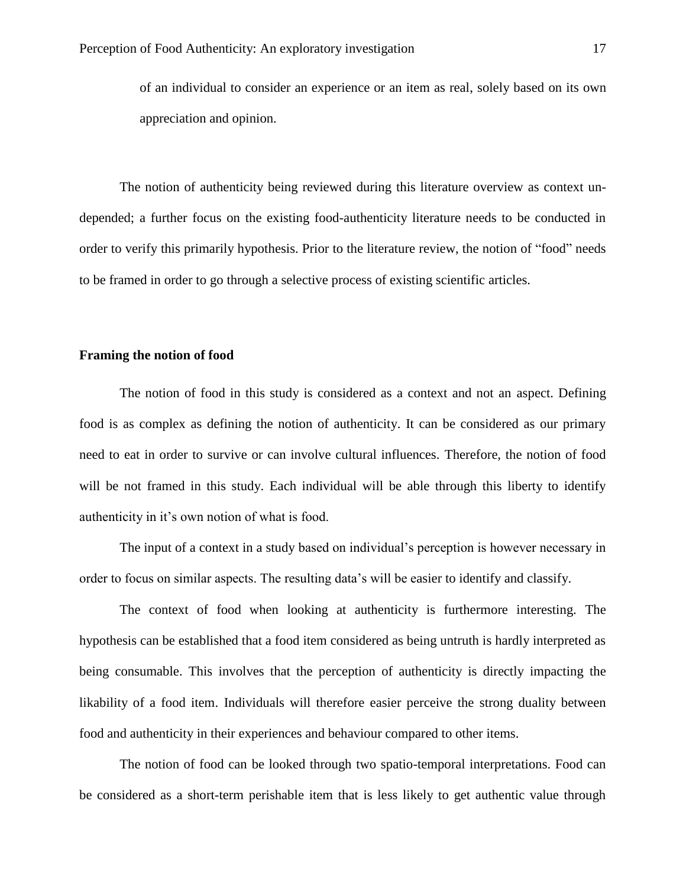of an individual to consider an experience or an item as real, solely based on its own appreciation and opinion.

The notion of authenticity being reviewed during this literature overview as context un-depended; a further focus on the existing food-authenticity literature needs to be conducted in order to verify this primarily hypothesis. Prior to the literature review, the notion of "food" needs to be framed in order to go through a selective process of existing scientific articles.

**Framing the notion of food**

The notion of food in this study is considered as a context and not an aspect. Defining food is as complex as defining the notion of authenticity. It can be considered as our primary need to eat in order to survive or can involve cultural influences. Therefore, the notion of food will be not framed in this study. Each individual will be able through this liberty to identify authenticity in it's own notion of what is food.

The input of a context in a study based on individual's perception is however necessary in order to focus on similar aspects. The resulting data's will be easier to identify and classify.

The context of food when looking at authenticity is furthermore interesting. The hypothesis can be established that a food item considered as being untruth is hardly interpreted as being consumable. This involves that the perception of authenticity is directly impacting the likability of a food item. Individuals will therefore easier perceive the strong duality between food and authenticity in their experiences and behaviour compared to other items.

The notion of food can be looked through two spatio-temporal interpretations. Food can be considered as a short-term perishable item that is less likely to get authentic value through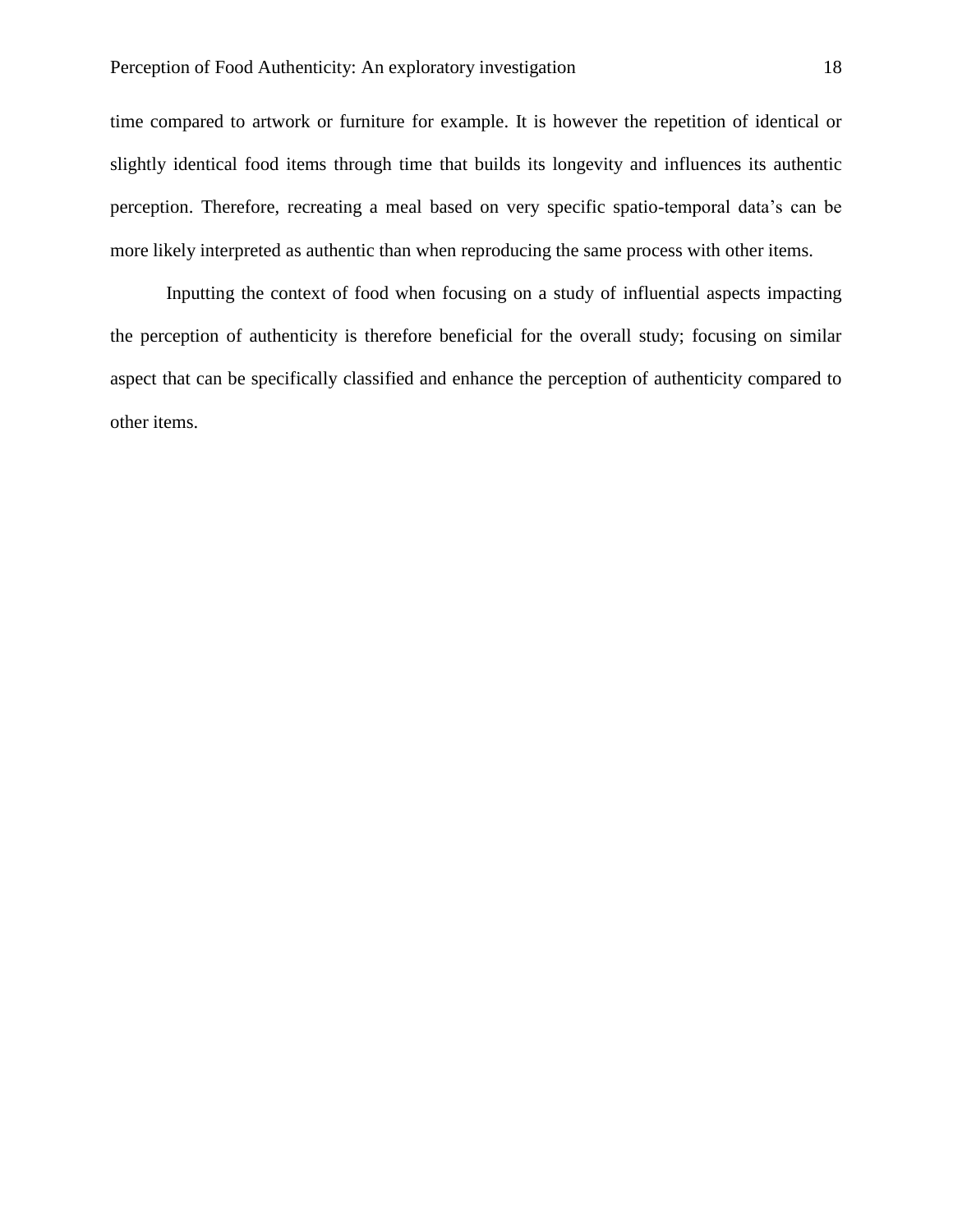time compared to artwork or furniture for example. It is however the repetition of identical or slightly identical food items through time that builds its longevity and influences its authentic perception. Therefore, recreating a meal based on very specific spatio-temporal data's can be more likely interpreted as authentic than when reproducing the same process with other items.

Inputting the context of food when focusing on a study of influential aspects impacting the perception of authenticity is therefore beneficial for the overall study; focusing on similar aspect that can be specifically classified and enhance the perception of authenticity compared to other items.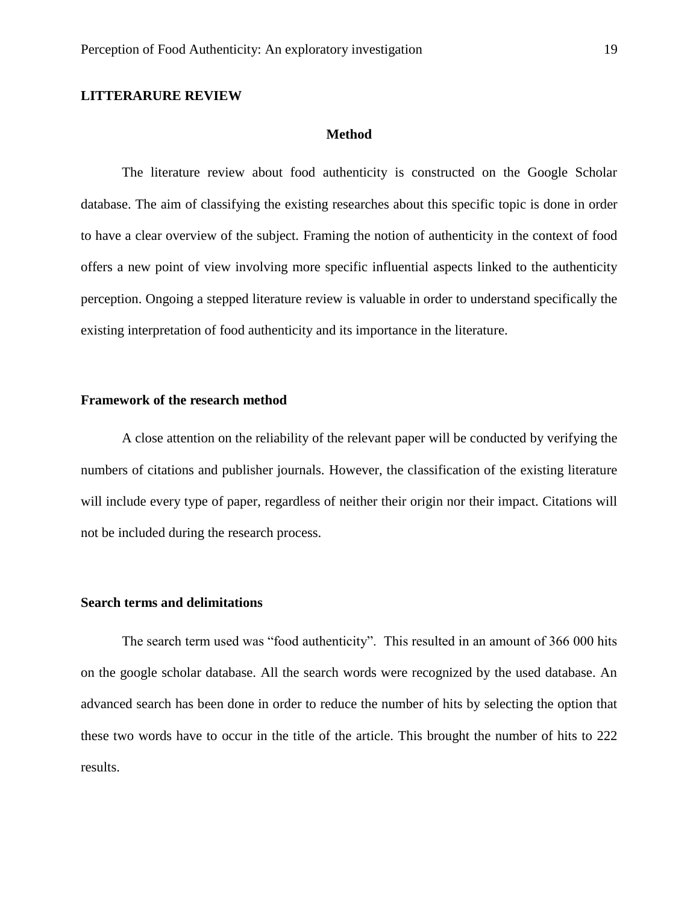## LITTERARURE REVIEW

### Method

The literature review about food authenticity is constructed on the Google Scholar database. The aim of classifying the existing researches about this specific topic is done in order to have a clear overview of the subject. Framing the notion of authenticity in the context of food offers a new point of view involving more specific influential aspects linked to the authenticity perception. Ongoing a stepped literature review is valuable in order to understand specifically the existing interpretation of food authenticity and its importance in the literature.

### Framework of the research method

A close attention on the reliability of the relevant paper will be conducted by verifying the numbers of citations and publisher journals. However, the classification of the existing literature will include every type of paper, regardless of neither their origin nor their impact. Citations will not be included during the research process.

### Search terms and delimitations

The search term used was "food authenticity". This resulted in an amount of 366 000 hits on the google scholar database. All the search words were recognized by the used database. An advanced search has been done in order to reduce the number of hits by selecting the option that these two words have to occur in the title of the article. This brought the number of hits to 222 results.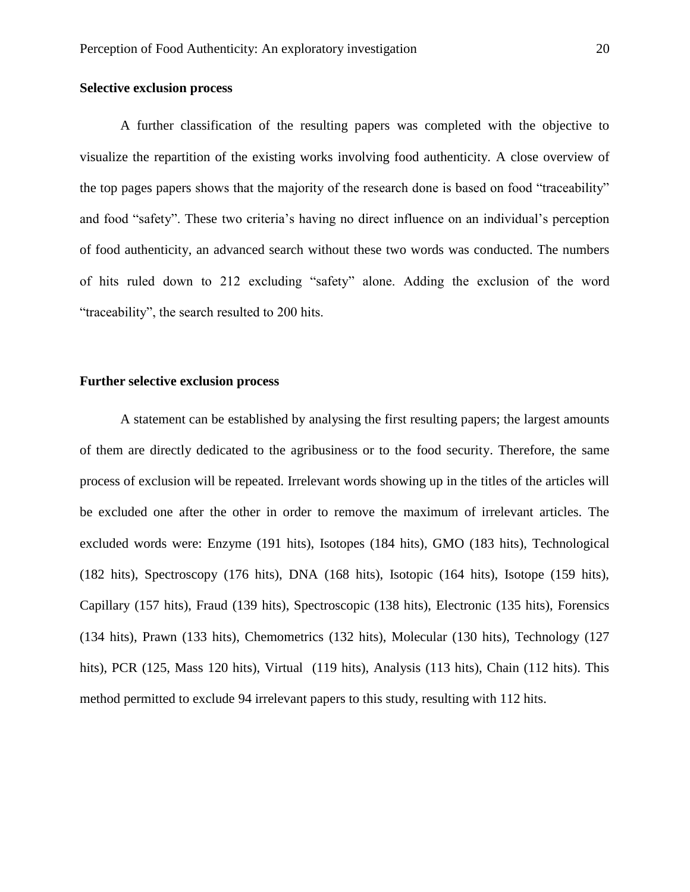**Selective exclusion process**

A further classification of the resulting papers was completed with the objective to visualize the repartition of the existing works involving food authenticity. A close overview of the top pages papers shows that the majority of the research done is based on food "traceability" and food "safety". These two criteria's having no direct influence on an individual's perception of food authenticity, an advanced search without these two words was conducted. The numbers of hits ruled down to 212 excluding "safety" alone. Adding the exclusion of the word "traceability", the search resulted to 200 hits.

**Further selective exclusion process**

A statement can be established by analysing the first resulting papers; the largest amounts of them are directly dedicated to the agribusiness or to the food security. Therefore, the same process of exclusion will be repeated. Irrelevant words showing up in the titles of the articles will be excluded one after the other in order to remove the maximum of irrelevant articles. The excluded words were: Enzyme (191 hits), Isotopes (184 hits), GMO (183 hits), Technological (182 hits), Spectroscopy (176 hits), DNA (168 hits), Isotopic (164 hits), Isotope (159 hits), Capillary (157 hits), Fraud (139 hits), Spectroscopic (138 hits), Electronic (135 hits), Forensics (134 hits), Prawn (133 hits), Chemometrics (132 hits), Molecular (130 hits), Technology (127 hits), PCR (125, Mass 120 hits), Virtual (119 hits), Analysis (113 hits), Chain (112 hits). This method permitted to exclude 94 irrelevant papers to this study, resulting with 112 hits.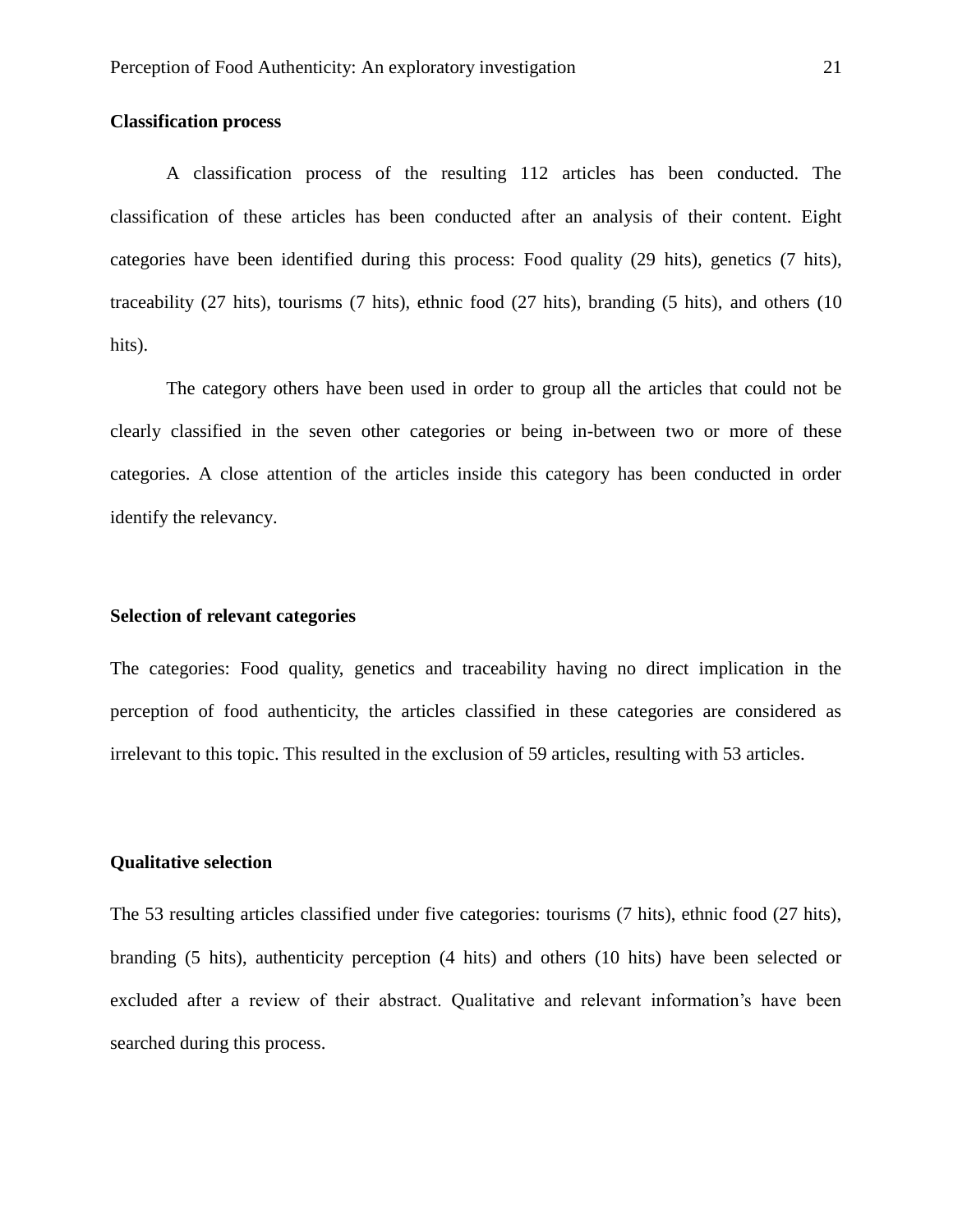**Classification process**

A classification process of the resulting 112 articles has been conducted. The classification of these articles has been conducted after an analysis of their content. Eight categories have been identified during this process: Food quality (29 hits), genetics (7 hits), traceability (27 hits), tourisms (7 hits), ethnic food (27 hits), branding (5 hits), and others (10 hits).

The category others have been used in order to group all the articles that could not be clearly classified in the seven other categories or being in-between two or more of these categories. A close attention of the articles inside this category has been conducted in order identify the relevancy.

**Selection of relevant categories**

The categories: Food quality, genetics and traceability having no direct implication in the perception of food authenticity, the articles classified in these categories are considered as irrelevant to this topic. This resulted in the exclusion of 59 articles, resulting with 53 articles.

**Qualitative selection**

The 53 resulting articles classified under five categories: tourisms (7 hits), ethnic food (27 hits), branding (5 hits), authenticity perception (4 hits) and others (10 hits) have been selected or excluded after a review of their abstract. Qualitative and relevant information's have been searched during this process.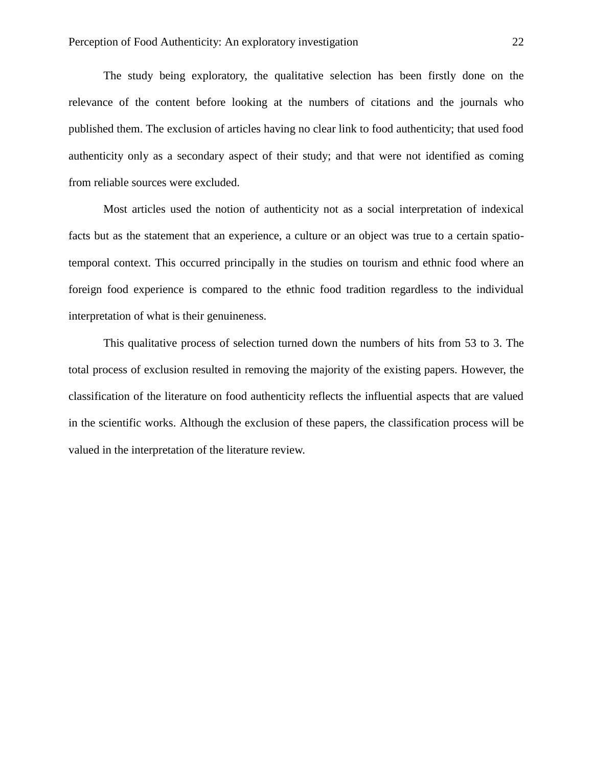The study being exploratory, the qualitative selection has been firstly done on the relevance of the content before looking at the numbers of citations and the journals who published them. The exclusion of articles having no clear link to food authenticity; that used food authenticity only as a secondary aspect of their study; and that were not identified as coming from reliable sources were excluded.

Most articles used the notion of authenticity not as a social interpretation of indexical facts but as the statement that an experience, a culture or an object was true to a certain spatio-temporal context. This occurred principally in the studies on tourism and ethnic food where an foreign food experience is compared to the ethnic food tradition regardless to the individual interpretation of what is their genuineness.

This qualitative process of selection turned down the numbers of hits from 53 to 3. The total process of exclusion resulted in removing the majority of the existing papers. However, the classification of the literature on food authenticity reflects the influential aspects that are valued in the scientific works. Although the exclusion of these papers, the classification process will be valued in the interpretation of the literature review.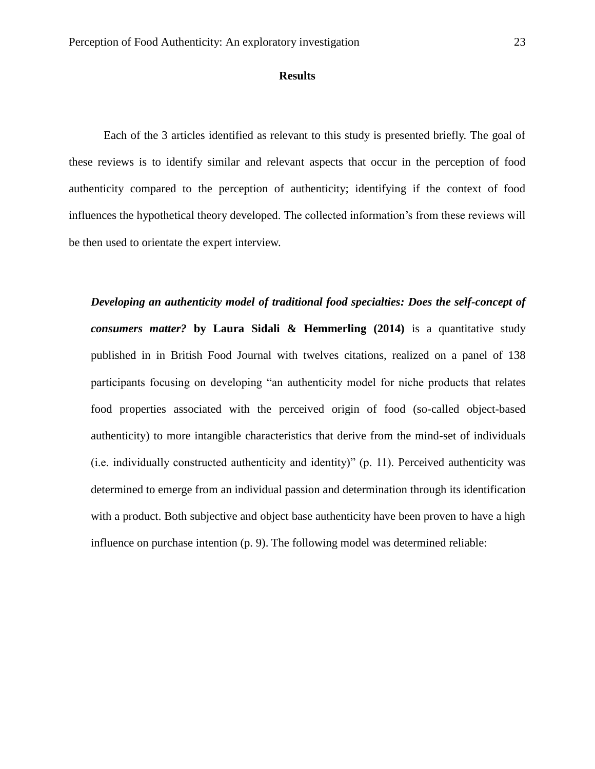## Results

Each of the 3 articles identified as relevant to this study is presented briefly. The goal of these reviews is to identify similar and relevant aspects that occur in the perception of food authenticity compared to the perception of authenticity; identifying if the context of food influences the hypothetical theory developed. The collected information's from these reviews will be then used to orientate the expert interview.

***Developing an authenticity model of traditional food specialties: Does the self-concept of consumers matter?* by Laura Sidali & Hemmerling (2014)** is a quantitative study published in in British Food Journal with twelves citations, realized on a panel of 138 participants focusing on developing "an authenticity model for niche products that relates food properties associated with the perceived origin of food (so-called object-based authenticity) to more intangible characteristics that derive from the mind-set of individuals (i.e. individually constructed authenticity and identity)" (p. 11). Perceived authenticity was determined to emerge from an individual passion and determination through its identification with a product. Both subjective and object base authenticity have been proven to have a high influence on purchase intention (p. 9). The following model was determined reliable: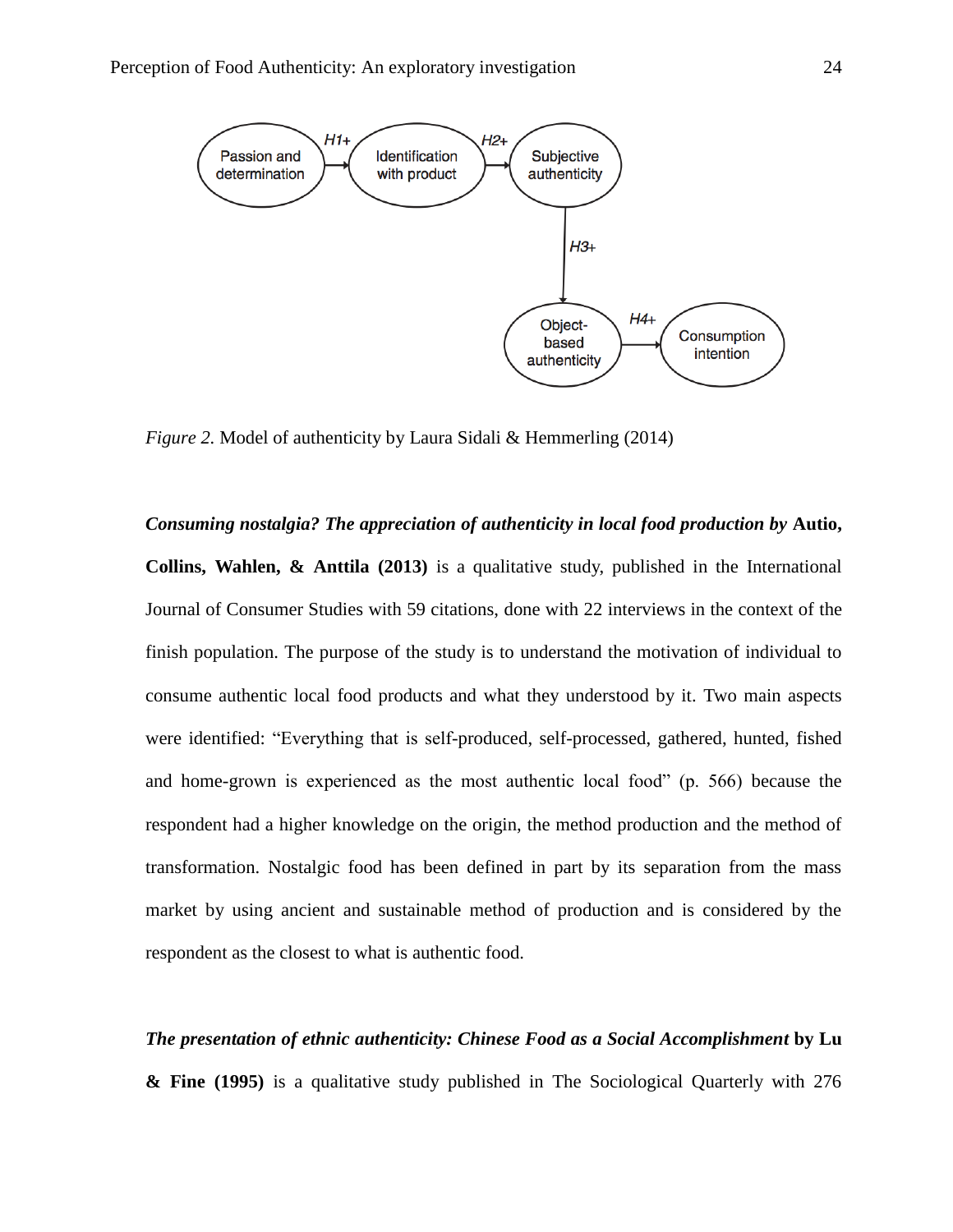*Figure 2.* Model of authenticity by Laura Sidali & Hemmerling (2014)

***Consuming nostalgia? The appreciation of authenticity in local food production by*** **Autio, Collins, Wahlen, & Anttila (2013)** is a qualitative study, published in the International Journal of Consumer Studies with 59 citations, done with 22 interviews in the context of the finish population. The purpose of the study is to understand the motivation of individual to consume authentic local food products and what they understood by it. Two main aspects were identified: "Everything that is self-produced, self-processed, gathered, hunted, fished and home-grown is experienced as the most authentic local food" (p. 566) because the respondent had a higher knowledge on the origin, the method production and the method of transformation. Nostalgic food has been defined in part by its separation from the mass market by using ancient and sustainable method of production and is considered by the respondent as the closest to what is authentic food.

***The presentation of ethnic authenticity: Chinese Food as a Social Accomplishment*** **by Lu & Fine (1995)** is a qualitative study published in The Sociological Quarterly with 276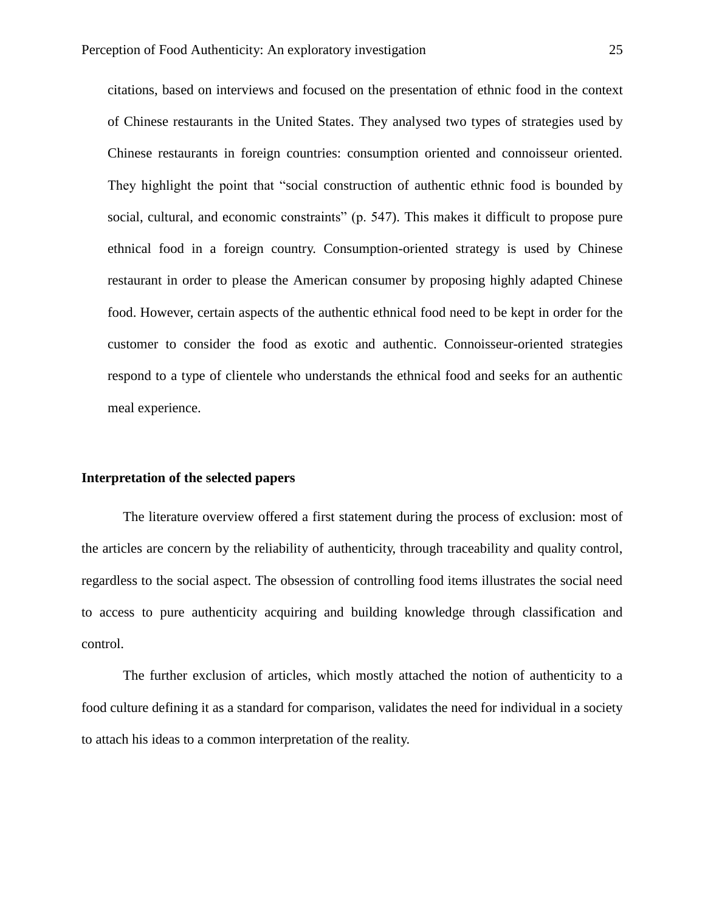citations, based on interviews and focused on the presentation of ethnic food in the context of Chinese restaurants in the United States. They analysed two types of strategies used by Chinese restaurants in foreign countries: consumption oriented and connoisseur oriented. They highlight the point that "social construction of authentic ethnic food is bounded by social, cultural, and economic constraints" (p. 547). This makes it difficult to propose pure ethnical food in a foreign country. Consumption-oriented strategy is used by Chinese restaurant in order to please the American consumer by proposing highly adapted Chinese food. However, certain aspects of the authentic ethnical food need to be kept in order for the customer to consider the food as exotic and authentic. Connoisseur-oriented strategies respond to a type of clientele who understands the ethnical food and seeks for an authentic meal experience.

**Interpretation of the selected papers**

The literature overview offered a first statement during the process of exclusion: most of the articles are concern by the reliability of authenticity, through traceability and quality control, regardless to the social aspect. The obsession of controlling food items illustrates the social need to access to pure authenticity acquiring and building knowledge through classification and control.

The further exclusion of articles, which mostly attached the notion of authenticity to a food culture defining it as a standard for comparison, validates the need for individual in a society to attach his ideas to a common interpretation of the reality.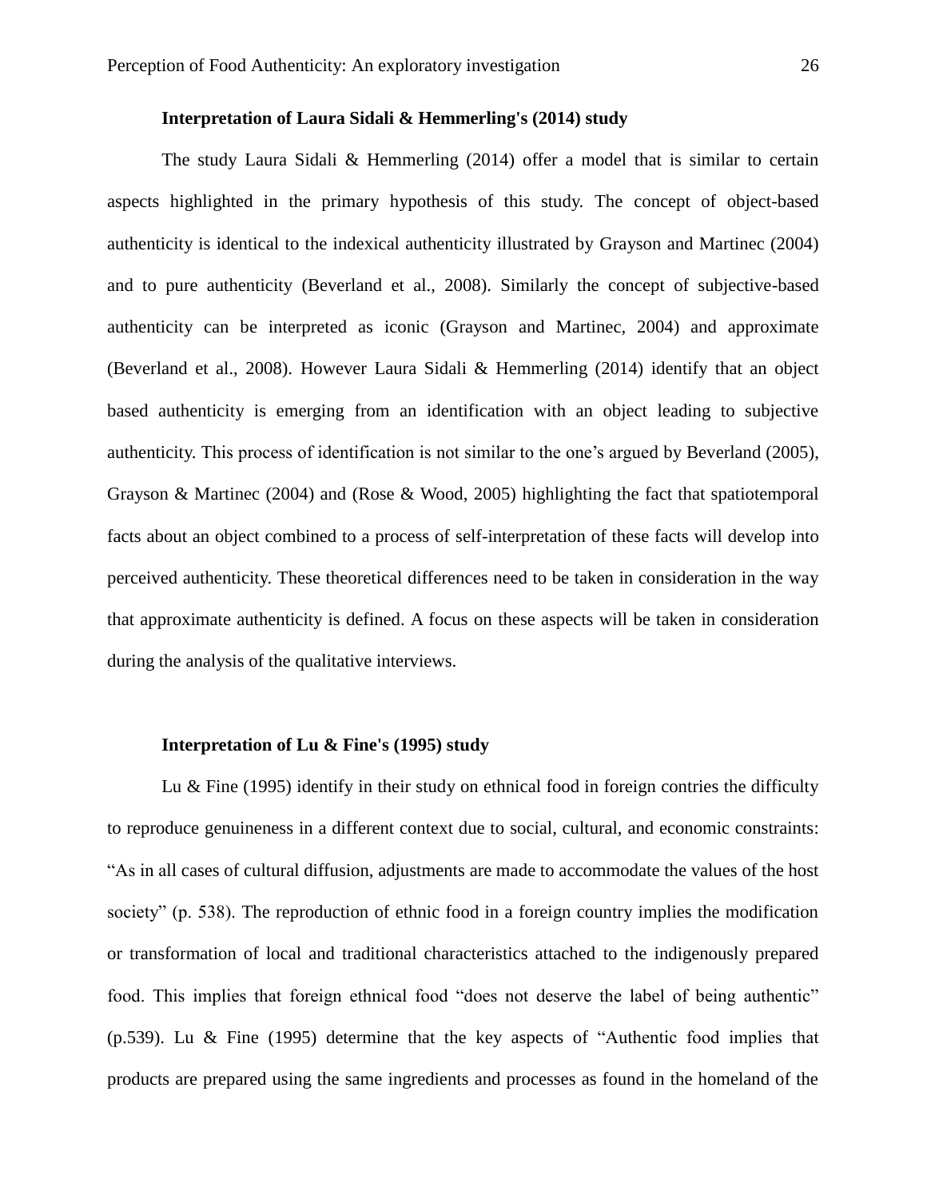### Interpretation of Laura Sidali & Hemmerling's (2014) study

The study Laura Sidali & Hemmerling (2014) offer a model that is similar to certain aspects highlighted in the primary hypothesis of this study. The concept of object-based authenticity is identical to the indexical authenticity illustrated by Grayson and Martinec (2004) and to pure authenticity (Beverland et al., 2008). Similarly the concept of subjective-based authenticity can be interpreted as iconic (Grayson and Martinec, 2004) and approximate (Beverland et al., 2008). However Laura Sidali & Hemmerling (2014) identify that an object based authenticity is emerging from an identification with an object leading to subjective authenticity. This process of identification is not similar to the one's argued by Beverland (2005), Grayson & Martinec (2004) and (Rose & Wood, 2005) highlighting the fact that spatiotemporal facts about an object combined to a process of self-interpretation of these facts will develop into perceived authenticity. These theoretical differences need to be taken in consideration in the way that approximate authenticity is defined. A focus on these aspects will be taken in consideration during the analysis of the qualitative interviews.

### Interpretation of Lu & Fine's (1995) study

Lu & Fine (1995) identify in their study on ethnical food in foreign contries the difficulty to reproduce genuineness in a different context due to social, cultural, and economic constraints: "As in all cases of cultural diffusion, adjustments are made to accommodate the values of the host society" (p. 538). The reproduction of ethnic food in a foreign country implies the modification or transformation of local and traditional characteristics attached to the indigenously prepared food. This implies that foreign ethnical food "does not deserve the label of being authentic" (p.539). Lu & Fine (1995) determine that the key aspects of "Authentic food implies that products are prepared using the same ingredients and processes as found in the homeland of the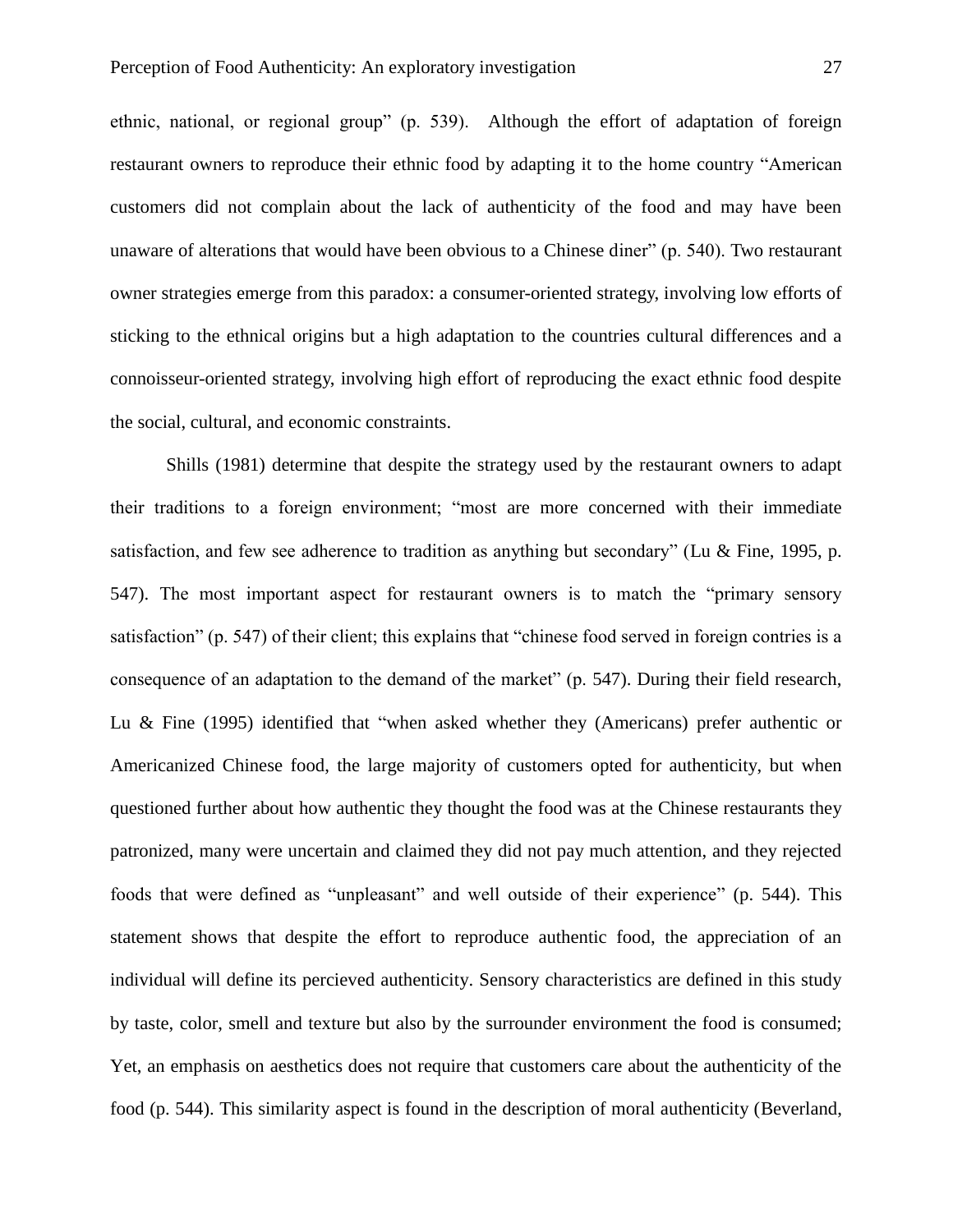ethnic, national, or regional group" (p. 539). Although the effort of adaptation of foreign restaurant owners to reproduce their ethnic food by adapting it to the home country "American customers did not complain about the lack of authenticity of the food and may have been unaware of alterations that would have been obvious to a Chinese diner" (p. 540). Two restaurant owner strategies emerge from this paradox: a consumer-oriented strategy, involving low efforts of sticking to the ethnical origins but a high adaptation to the countries cultural differences and a connoisseur-oriented strategy, involving high effort of reproducing the exact ethnic food despite the social, cultural, and economic constraints.

Shills (1981) determine that despite the strategy used by the restaurant owners to adapt their traditions to a foreign environment; "most are more concerned with their immediate satisfaction, and few see adherence to tradition as anything but secondary" (Lu & Fine, 1995, p. 547). The most important aspect for restaurant owners is to match the "primary sensory satisfaction" (p. 547) of their client; this explains that "chinese food served in foreign contries is a consequence of an adaptation to the demand of the market" (p. 547). During their field research, Lu & Fine (1995) identified that "when asked whether they (Americans) prefer authentic or Americanized Chinese food, the large majority of customers opted for authenticity, but when questioned further about how authentic they thought the food was at the Chinese restaurants they patronized, many were uncertain and claimed they did not pay much attention, and they rejected foods that were defined as "unpleasant" and well outside of their experience" (p. 544). This statement shows that despite the effort to reproduce authentic food, the appreciation of an individual will define its percieved authenticity. Sensory characteristics are defined in this study by taste, color, smell and texture but also by the surrounder environment the food is consumed; Yet, an emphasis on aesthetics does not require that customers care about the authenticity of the food (p. 544). This similarity aspect is found in the description of moral authenticity (Beverland,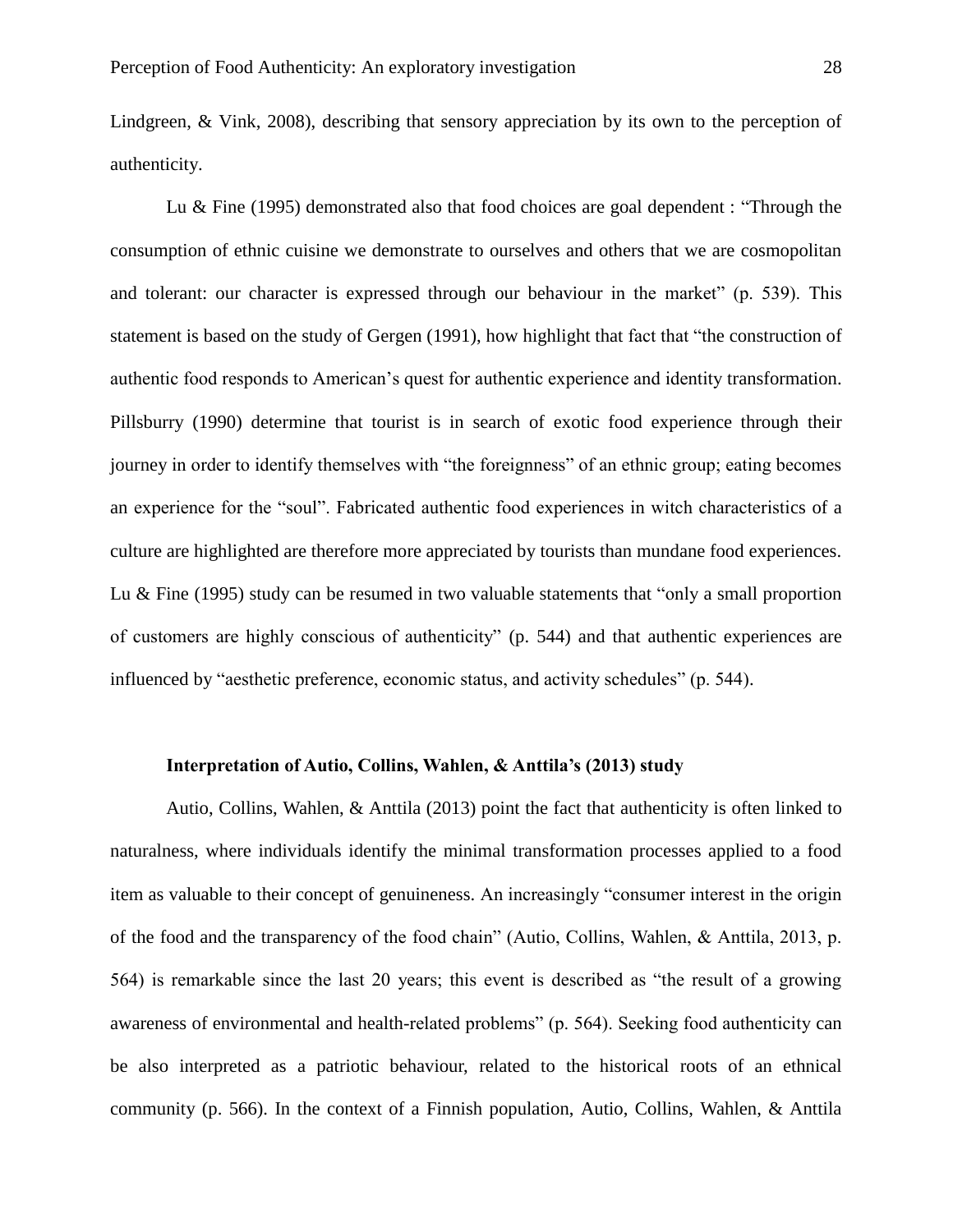Lindgreen, & Vink, 2008), describing that sensory appreciation by its own to the perception of authenticity.

Lu & Fine (1995) demonstrated also that food choices are goal dependent : "Through the consumption of ethnic cuisine we demonstrate to ourselves and others that we are cosmopolitan and tolerant: our character is expressed through our behaviour in the market" (p. 539). This statement is based on the study of Gergen (1991), how highlight that fact that "the construction of authentic food responds to American's quest for authentic experience and identity transformation. Pillsburry (1990) determine that tourist is in search of exotic food experience through their journey in order to identify themselves with "the foreignness" of an ethnic group; eating becomes an experience for the "soul". Fabricated authentic food experiences in witch characteristics of a culture are highlighted are therefore more appreciated by tourists than mundane food experiences. Lu & Fine (1995) study can be resumed in two valuable statements that "only a small proportion of customers are highly conscious of authenticity" (p. 544) and that authentic experiences are influenced by "aesthetic preference, economic status, and activity schedules" (p. 544).

### Interpretation of Autio, Collins, Wahlen, & Anttila's (2013) study

Autio, Collins, Wahlen, & Anttila (2013) point the fact that authenticity is often linked to naturalness, where individuals identify the minimal transformation processes applied to a food item as valuable to their concept of genuineness. An increasingly "consumer interest in the origin of the food and the transparency of the food chain" (Autio, Collins, Wahlen, & Anttila, 2013, p. 564) is remarkable since the last 20 years; this event is described as "the result of a growing awareness of environmental and health-related problems" (p. 564). Seeking food authenticity can be also interpreted as a patriotic behaviour, related to the historical roots of an ethnical community (p. 566). In the context of a Finnish population, Autio, Collins, Wahlen, & Anttila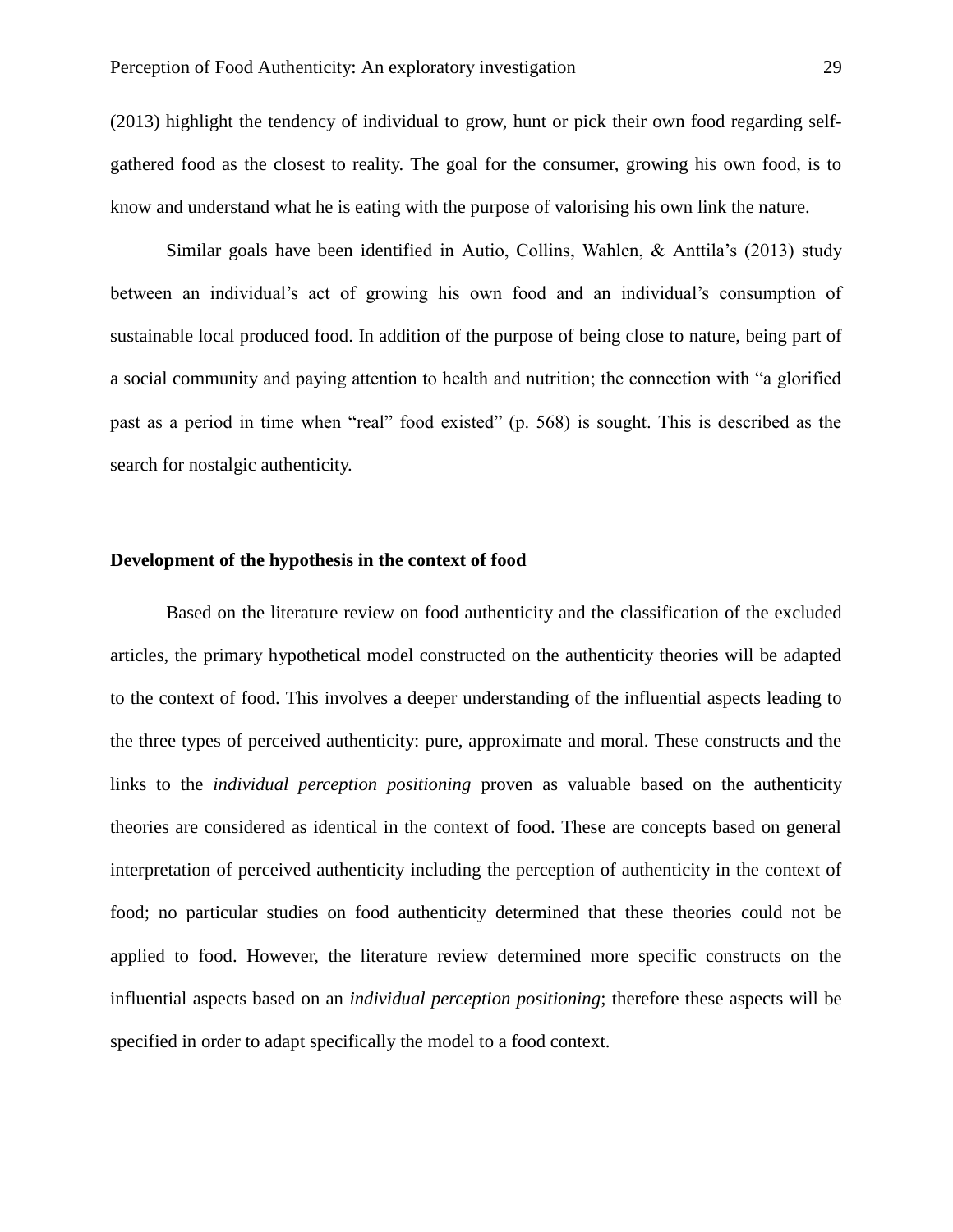(2013) highlight the tendency of individual to grow, hunt or pick their own food regarding self-gathered food as the closest to reality. The goal for the consumer, growing his own food, is to know and understand what he is eating with the purpose of valorising his own link the nature.

Similar goals have been identified in Autio, Collins, Wahlen, & Anttila's (2013) study between an individual's act of growing his own food and an individual's consumption of sustainable local produced food. In addition of the purpose of being close to nature, being part of a social community and paying attention to health and nutrition; the connection with "a glorified past as a period in time when "real" food existed" (p. 568) is sought. This is described as the search for nostalgic authenticity.

**Development of the hypothesis in the context of food**

Based on the literature review on food authenticity and the classification of the excluded articles, the primary hypothetical model constructed on the authenticity theories will be adapted to the context of food. This involves a deeper understanding of the influential aspects leading to the three types of perceived authenticity: pure, approximate and moral. These constructs and the links to the *individual perception positioning* proven as valuable based on the authenticity theories are considered as identical in the context of food. These are concepts based on general interpretation of perceived authenticity including the perception of authenticity in the context of food; no particular studies on food authenticity determined that these theories could not be applied to food. However, the literature review determined more specific constructs on the influential aspects based on an *individual perception positioning*; therefore these aspects will be specified in order to adapt specifically the model to a food context.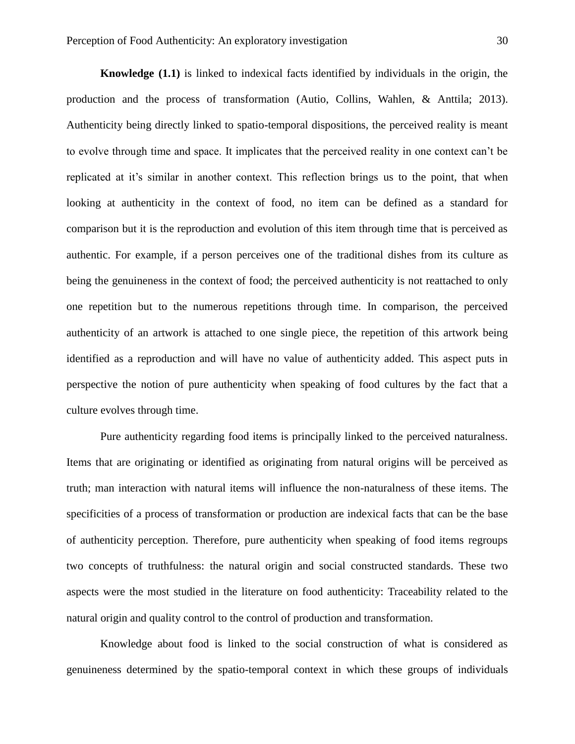**Knowledge (1.1)** is linked to indexical facts identified by individuals in the origin, the production and the process of transformation (Autio, Collins, Wahlen, & Anttila; 2013). Authenticity being directly linked to spatio-temporal dispositions, the perceived reality is meant to evolve through time and space. It implicates that the perceived reality in one context can't be replicated at it's similar in another context. This reflection brings us to the point, that when looking at authenticity in the context of food, no item can be defined as a standard for comparison but it is the reproduction and evolution of this item through time that is perceived as authentic. For example, if a person perceives one of the traditional dishes from its culture as being the genuineness in the context of food; the perceived authenticity is not reattached to only one repetition but to the numerous repetitions through time. In comparison, the perceived authenticity of an artwork is attached to one single piece, the repetition of this artwork being identified as a reproduction and will have no value of authenticity added. This aspect puts in perspective the notion of pure authenticity when speaking of food cultures by the fact that a culture evolves through time.

Pure authenticity regarding food items is principally linked to the perceived naturalness. Items that are originating or identified as originating from natural origins will be perceived as truth; man interaction with natural items will influence the non-naturalness of these items. The specificities of a process of transformation or production are indexical facts that can be the base of authenticity perception. Therefore, pure authenticity when speaking of food items regroups two concepts of truthfulness: the natural origin and social constructed standards. These two aspects were the most studied in the literature on food authenticity: Traceability related to the natural origin and quality control to the control of production and transformation.

Knowledge about food is linked to the social construction of what is considered as genuineness determined by the spatio-temporal context in which these groups of individuals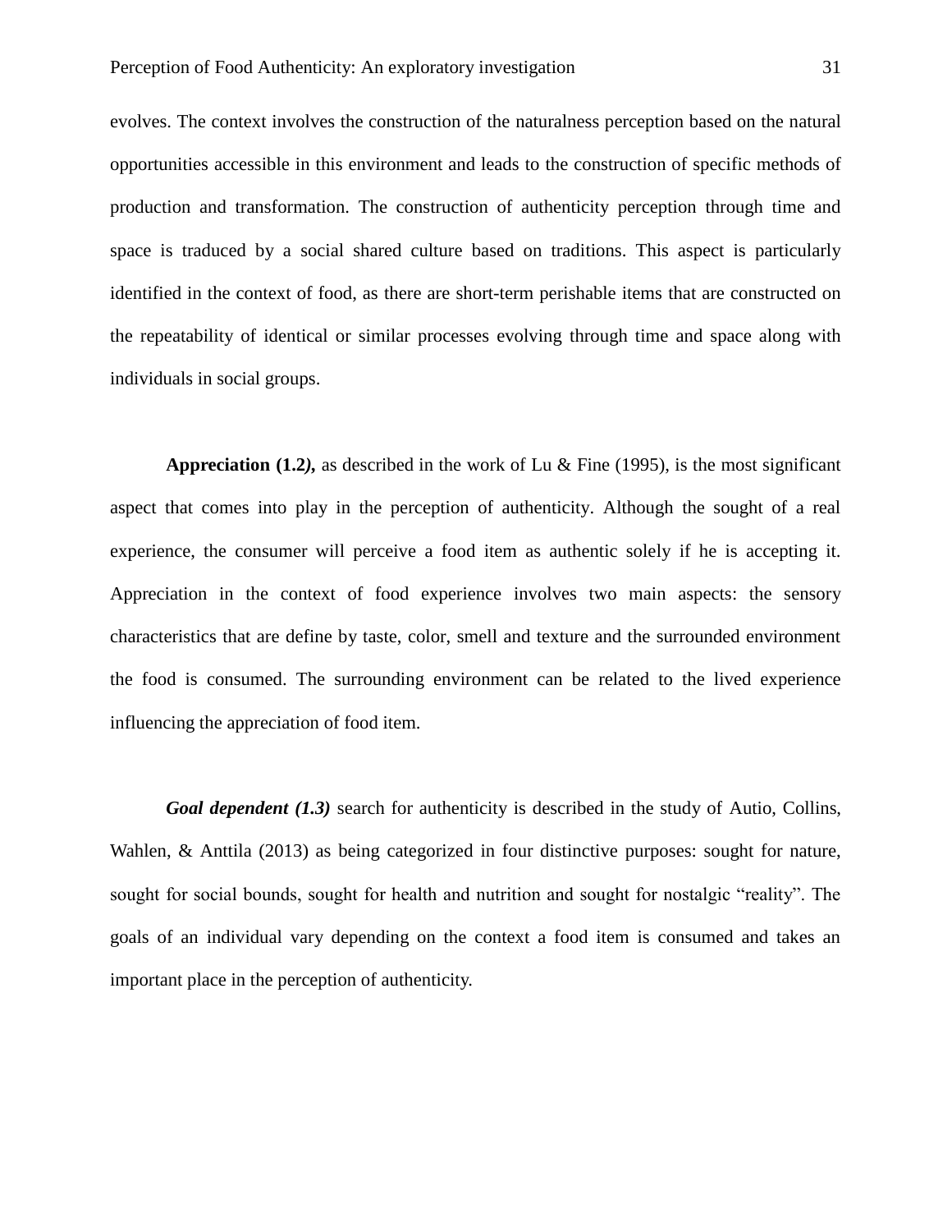evolves. The context involves the construction of the naturalness perception based on the natural opportunities accessible in this environment and leads to the construction of specific methods of production and transformation. The construction of authenticity perception through time and space is traduced by a social shared culture based on traditions. This aspect is particularly identified in the context of food, as there are short-term perishable items that are constructed on the repeatability of identical or similar processes evolving through time and space along with individuals in social groups.

**Appreciation (1.2*)*,** as described in the work of Lu & Fine (1995), is the most significant aspect that comes into play in the perception of authenticity. Although the sought of a real experience, the consumer will perceive a food item as authentic solely if he is accepting it. Appreciation in the context of food experience involves two main aspects: the sensory characteristics that are define by taste, color, smell and texture and the surrounded environment the food is consumed. The surrounding environment can be related to the lived experience influencing the appreciation of food item.

***Goal dependent (1.3)*** search for authenticity is described in the study of Autio, Collins, Wahlen, & Anttila (2013) as being categorized in four distinctive purposes: sought for nature, sought for social bounds, sought for health and nutrition and sought for nostalgic "reality". The goals of an individual vary depending on the context a food item is consumed and takes an important place in the perception of authenticity.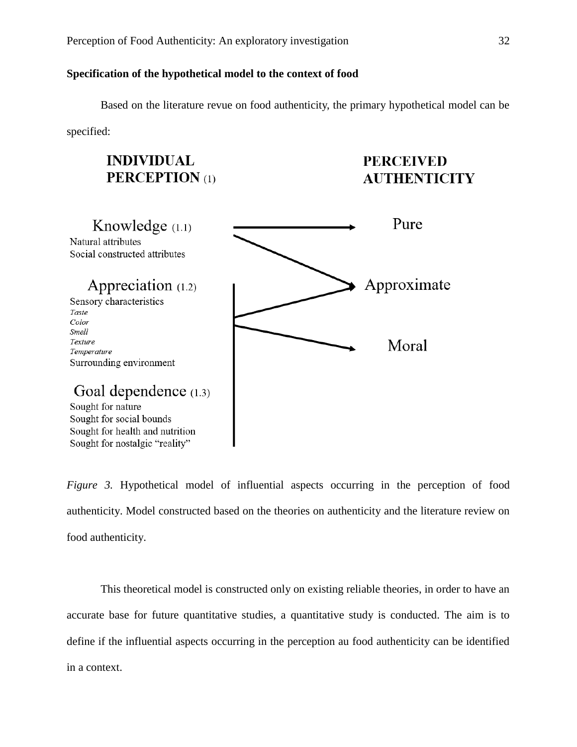**Specification of the hypothetical model to the context of food**

Based on the literature revue on food authenticity, the primary hypothetical model can be specified:

**INDIVIDUAL PERCEPTION** (1)

**PERCEIVED AUTHENTICITY**

Knowledge (1.1)
Natural attributes
Social constructed attributes

Pure

Appreciation (1.2)
Sensory characteristics
*Taste*
*Color*
*Smell*
*Texture*
*Temperature*
Surrounding environment

Approximate

Goal dependence (1.3)
Sought for nature
Sought for social bounds
Sought for health and nutrition
Sought for nostalgic "reality"

Moral

*Figure 3.* Hypothetical model of influential aspects occurring in the perception of food authenticity. Model constructed based on the theories on authenticity and the literature review on food authenticity.

This theoretical model is constructed only on existing reliable theories, in order to have an accurate base for future quantitative studies, a quantitative study is conducted. The aim is to define if the influential aspects occurring in the perception au food authenticity can be identified in a context.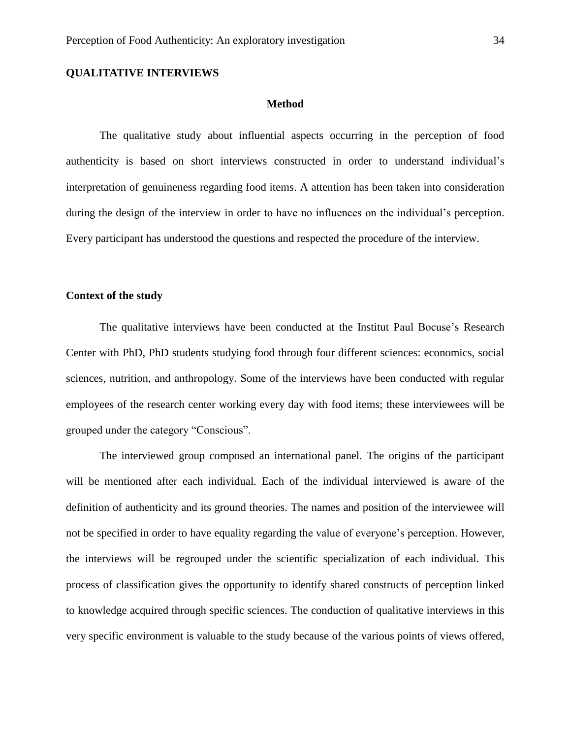## QUALITATIVE INTERVIEWS

### Method

The qualitative study about influential aspects occurring in the perception of food authenticity is based on short interviews constructed in order to understand individual's interpretation of genuineness regarding food items. A attention has been taken into consideration during the design of the interview in order to have no influences on the individual's perception. Every participant has understood the questions and respected the procedure of the interview.

### Context of the study

The qualitative interviews have been conducted at the Institut Paul Bocuse's Research Center with PhD, PhD students studying food through four different sciences: economics, social sciences, nutrition, and anthropology. Some of the interviews have been conducted with regular employees of the research center working every day with food items; these interviewees will be grouped under the category "Conscious".

The interviewed group composed an international panel. The origins of the participant will be mentioned after each individual. Each of the individual interviewed is aware of the definition of authenticity and its ground theories. The names and position of the interviewee will not be specified in order to have equality regarding the value of everyone's perception. However, the interviews will be regrouped under the scientific specialization of each individual. This process of classification gives the opportunity to identify shared constructs of perception linked to knowledge acquired through specific sciences. The conduction of qualitative interviews in this very specific environment is valuable to the study because of the various points of views offered,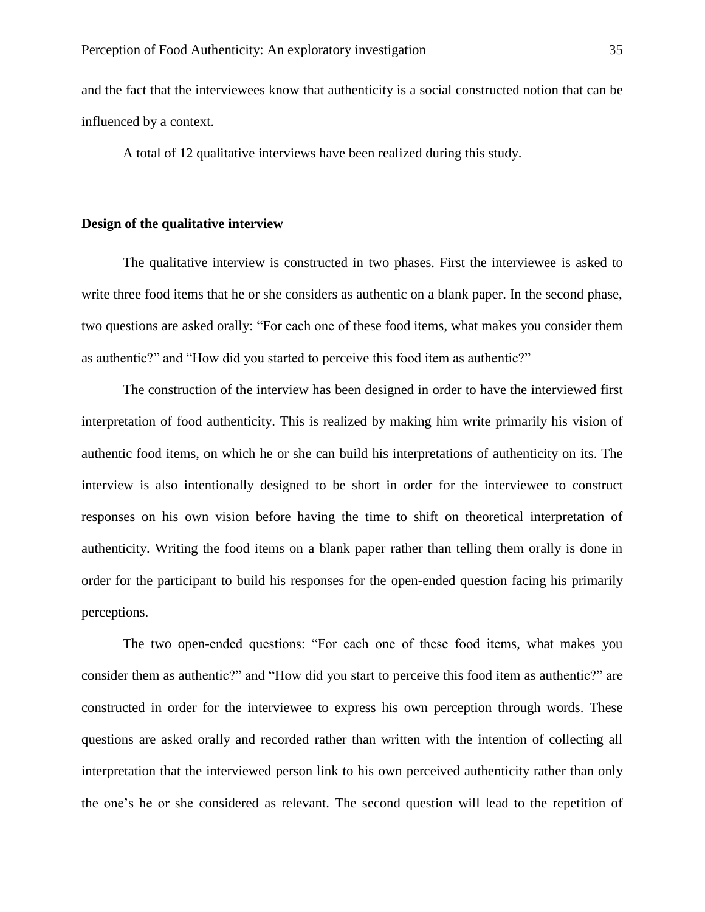and the fact that the interviewees know that authenticity is a social constructed notion that can be influenced by a context.

A total of 12 qualitative interviews have been realized during this study.

**Design of the qualitative interview**

The qualitative interview is constructed in two phases. First the interviewee is asked to write three food items that he or she considers as authentic on a blank paper. In the second phase, two questions are asked orally: "For each one of these food items, what makes you consider them as authentic?" and "How did you started to perceive this food item as authentic?"

The construction of the interview has been designed in order to have the interviewed first interpretation of food authenticity. This is realized by making him write primarily his vision of authentic food items, on which he or she can build his interpretations of authenticity on its. The interview is also intentionally designed to be short in order for the interviewee to construct responses on his own vision before having the time to shift on theoretical interpretation of authenticity. Writing the food items on a blank paper rather than telling them orally is done in order for the participant to build his responses for the open-ended question facing his primarily perceptions.

The two open-ended questions: "For each one of these food items, what makes you consider them as authentic?" and "How did you start to perceive this food item as authentic?" are constructed in order for the interviewee to express his own perception through words. These questions are asked orally and recorded rather than written with the intention of collecting all interpretation that the interviewed person link to his own perceived authenticity rather than only the one's he or she considered as relevant. The second question will lead to the repetition of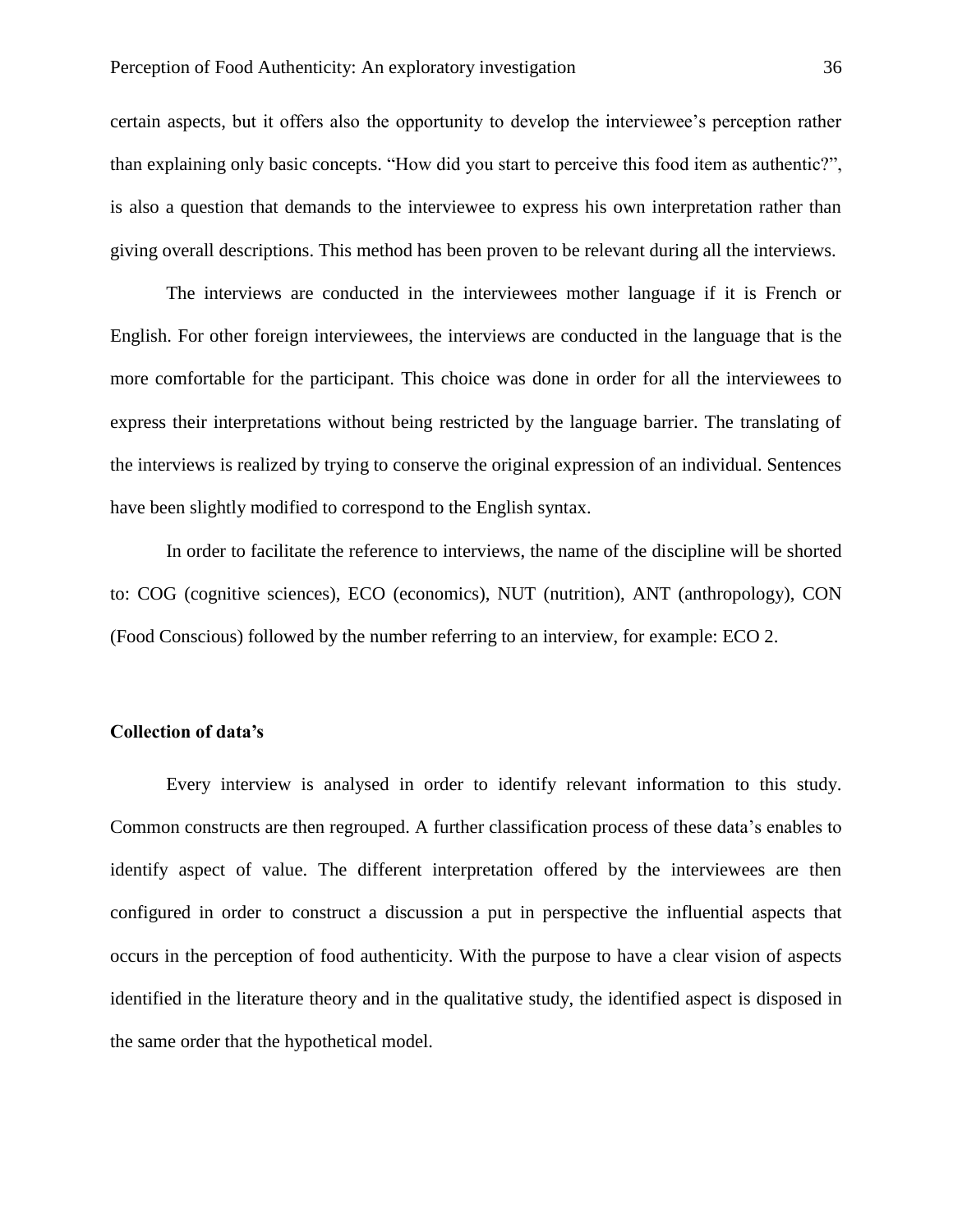certain aspects, but it offers also the opportunity to develop the interviewee's perception rather than explaining only basic concepts. "How did you start to perceive this food item as authentic?", is also a question that demands to the interviewee to express his own interpretation rather than giving overall descriptions. This method has been proven to be relevant during all the interviews.

The interviews are conducted in the interviewees mother language if it is French or English. For other foreign interviewees, the interviews are conducted in the language that is the more comfortable for the participant. This choice was done in order for all the interviewees to express their interpretations without being restricted by the language barrier. The translating of the interviews is realized by trying to conserve the original expression of an individual. Sentences have been slightly modified to correspond to the English syntax.

In order to facilitate the reference to interviews, the name of the discipline will be shorted to: COG (cognitive sciences), ECO (economics), NUT (nutrition), ANT (anthropology), CON (Food Conscious) followed by the number referring to an interview, for example: ECO 2.

**Collection of data's**

Every interview is analysed in order to identify relevant information to this study. Common constructs are then regrouped. A further classification process of these data's enables to identify aspect of value. The different interpretation offered by the interviewees are then configured in order to construct a discussion a put in perspective the influential aspects that occurs in the perception of food authenticity. With the purpose to have a clear vision of aspects identified in the literature theory and in the qualitative study, the identified aspect is disposed in the same order that the hypothetical model.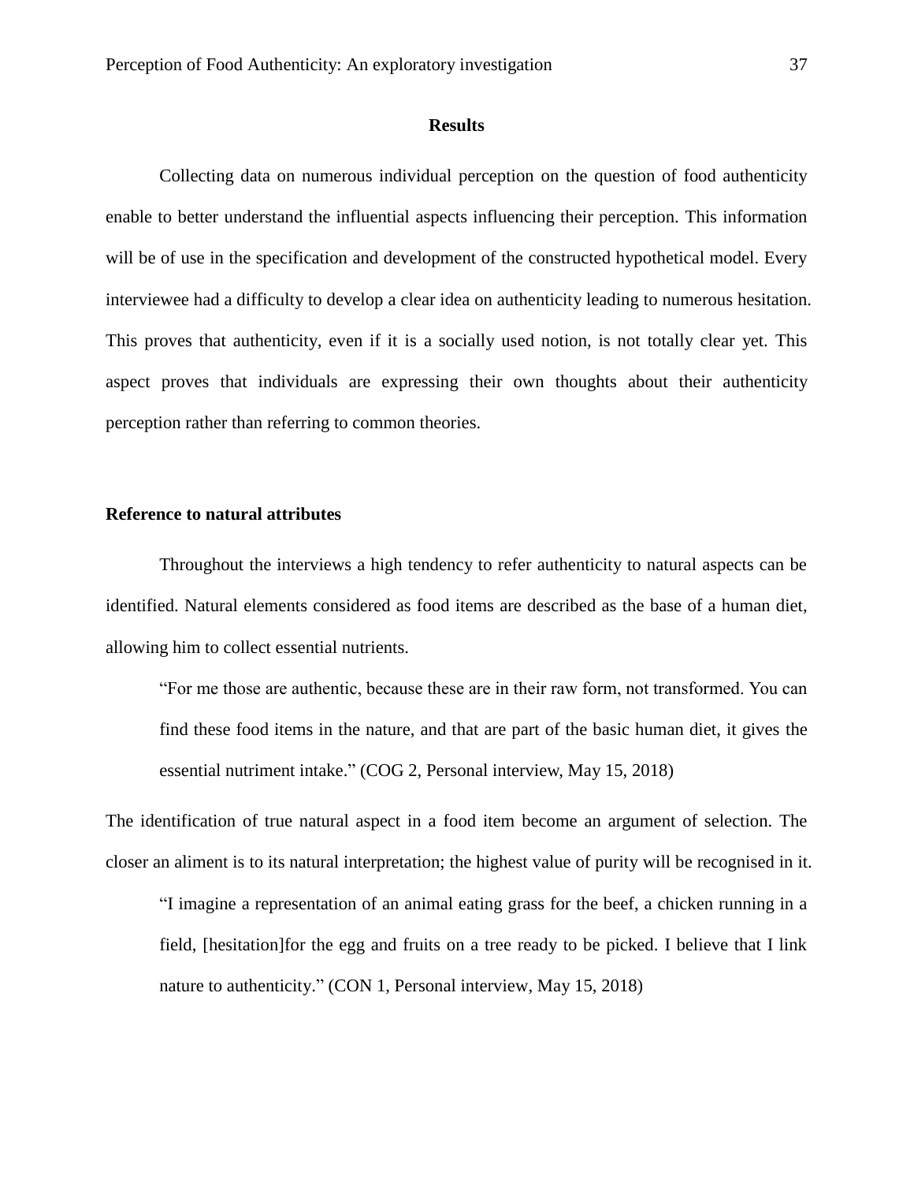## Results

Collecting data on numerous individual perception on the question of food authenticity enable to better understand the influential aspects influencing their perception. This information will be of use in the specification and development of the constructed hypothetical model. Every interviewee had a difficulty to develop a clear idea on authenticity leading to numerous hesitation. This proves that authenticity, even if it is a socially used notion, is not totally clear yet. This aspect proves that individuals are expressing their own thoughts about their authenticity perception rather than referring to common theories.

### Reference to natural attributes

Throughout the interviews a high tendency to refer authenticity to natural aspects can be identified. Natural elements considered as food items are described as the base of a human diet, allowing him to collect essential nutrients.

> "For me those are authentic, because these are in their raw form, not transformed. You can find these food items in the nature, and that are part of the basic human diet, it gives the essential nutriment intake." (COG 2, Personal interview, May 15, 2018)

The identification of true natural aspect in a food item become an argument of selection. The closer an aliment is to its natural interpretation; the highest value of purity will be recognised in it.

> "I imagine a representation of an animal eating grass for the beef, a chicken running in a field, [hesitation]for the egg and fruits on a tree ready to be picked. I believe that I link nature to authenticity." (CON 1, Personal interview, May 15, 2018)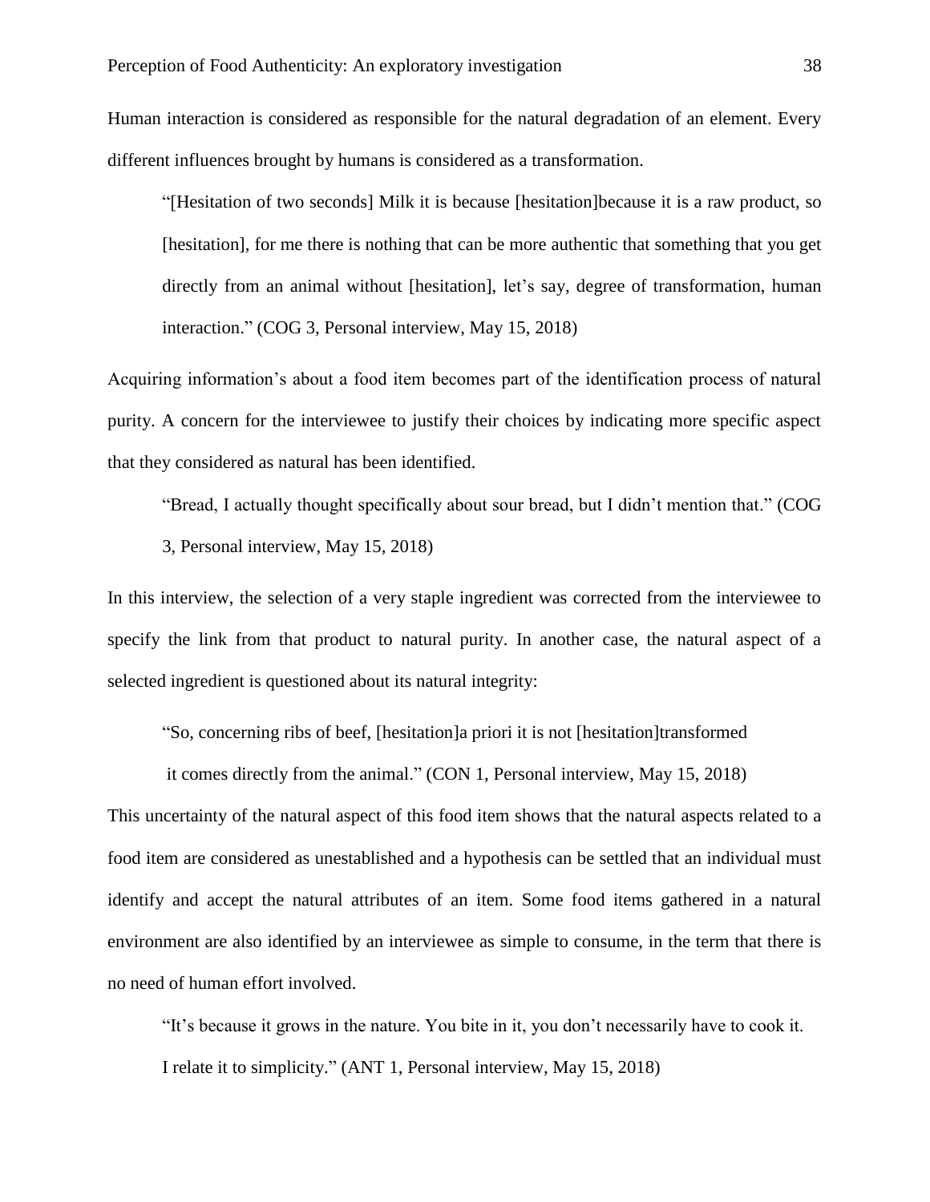Human interaction is considered as responsible for the natural degradation of an element. Every different influences brought by humans is considered as a transformation.

> "[Hesitation of two seconds] Milk it is because [hesitation]because it is a raw product, so [hesitation], for me there is nothing that can be more authentic that something that you get directly from an animal without [hesitation], let's say, degree of transformation, human interaction." (COG 3, Personal interview, May 15, 2018)

Acquiring information's about a food item becomes part of the identification process of natural purity. A concern for the interviewee to justify their choices by indicating more specific aspect that they considered as natural has been identified.

> "Bread, I actually thought specifically about sour bread, but I didn't mention that." (COG 3, Personal interview, May 15, 2018)

In this interview, the selection of a very staple ingredient was corrected from the interviewee to specify the link from that product to natural purity. In another case, the natural aspect of a selected ingredient is questioned about its natural integrity:

> "So, concerning ribs of beef, [hesitation]a priori it is not [hesitation]transformed it comes directly from the animal." (CON 1, Personal interview, May 15, 2018)

This uncertainty of the natural aspect of this food item shows that the natural aspects related to a food item are considered as unestablished and a hypothesis can be settled that an individual must identify and accept the natural attributes of an item. Some food items gathered in a natural environment are also identified by an interviewee as simple to consume, in the term that there is no need of human effort involved.

> "It's because it grows in the nature. You bite in it, you don't necessarily have to cook it. I relate it to simplicity." (ANT 1, Personal interview, May 15, 2018)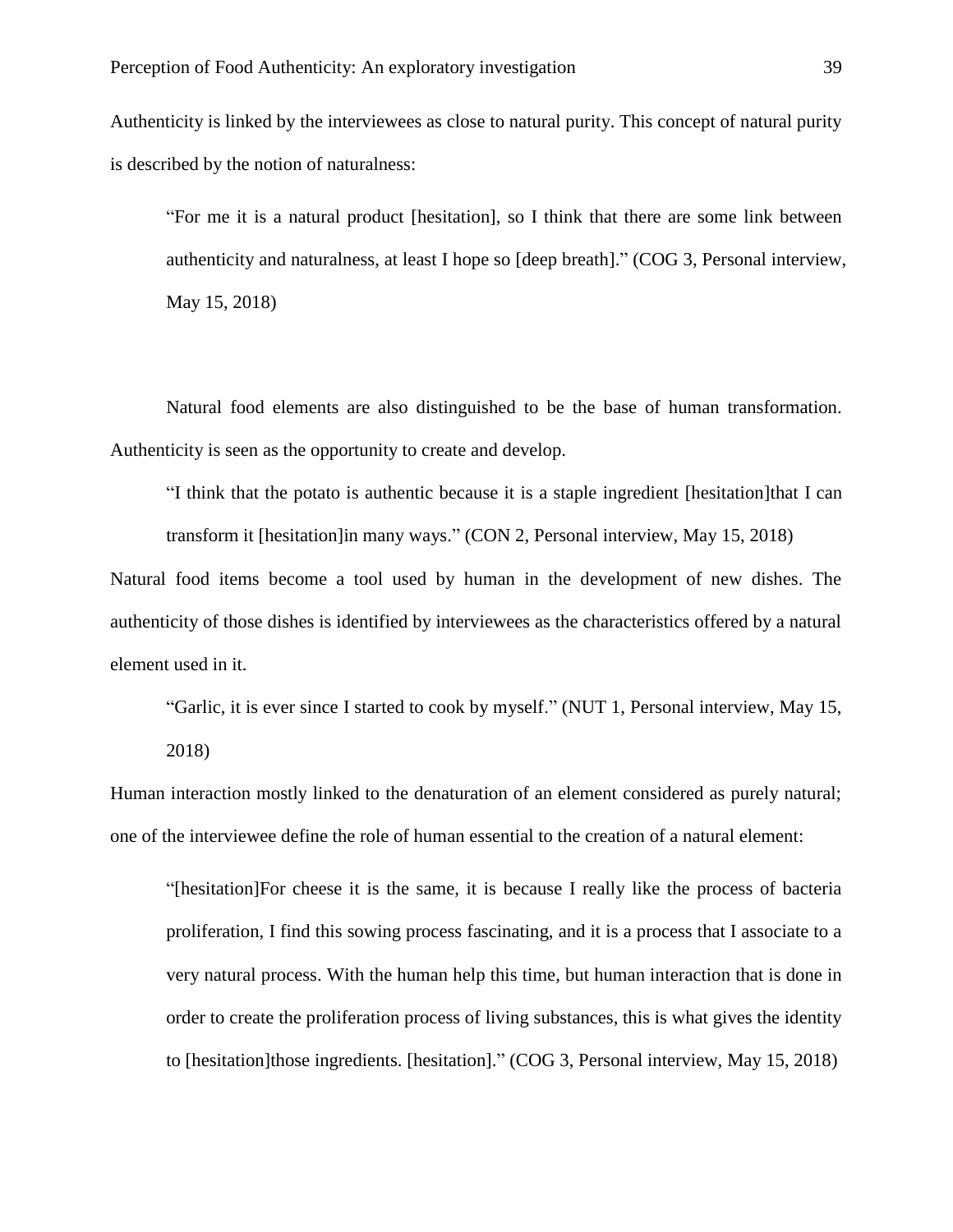Authenticity is linked by the interviewees as close to natural purity. This concept of natural purity is described by the notion of naturalness:

> "For me it is a natural product [hesitation], so I think that there are some link between authenticity and naturalness, at least I hope so [deep breath]." (COG 3, Personal interview, May 15, 2018)

Natural food elements are also distinguished to be the base of human transformation. Authenticity is seen as the opportunity to create and develop.

> "I think that the potato is authentic because it is a staple ingredient [hesitation]that I can transform it [hesitation]in many ways." (CON 2, Personal interview, May 15, 2018)

Natural food items become a tool used by human in the development of new dishes. The authenticity of those dishes is identified by interviewees as the characteristics offered by a natural element used in it.

> "Garlic, it is ever since I started to cook by myself." (NUT 1, Personal interview, May 15, 2018)

Human interaction mostly linked to the denaturation of an element considered as purely natural; one of the interviewee define the role of human essential to the creation of a natural element:

> "[hesitation]For cheese it is the same, it is because I really like the process of bacteria proliferation, I find this sowing process fascinating, and it is a process that I associate to a very natural process. With the human help this time, but human interaction that is done in order to create the proliferation process of living substances, this is what gives the identity to [hesitation]those ingredients. [hesitation]." (COG 3, Personal interview, May 15, 2018)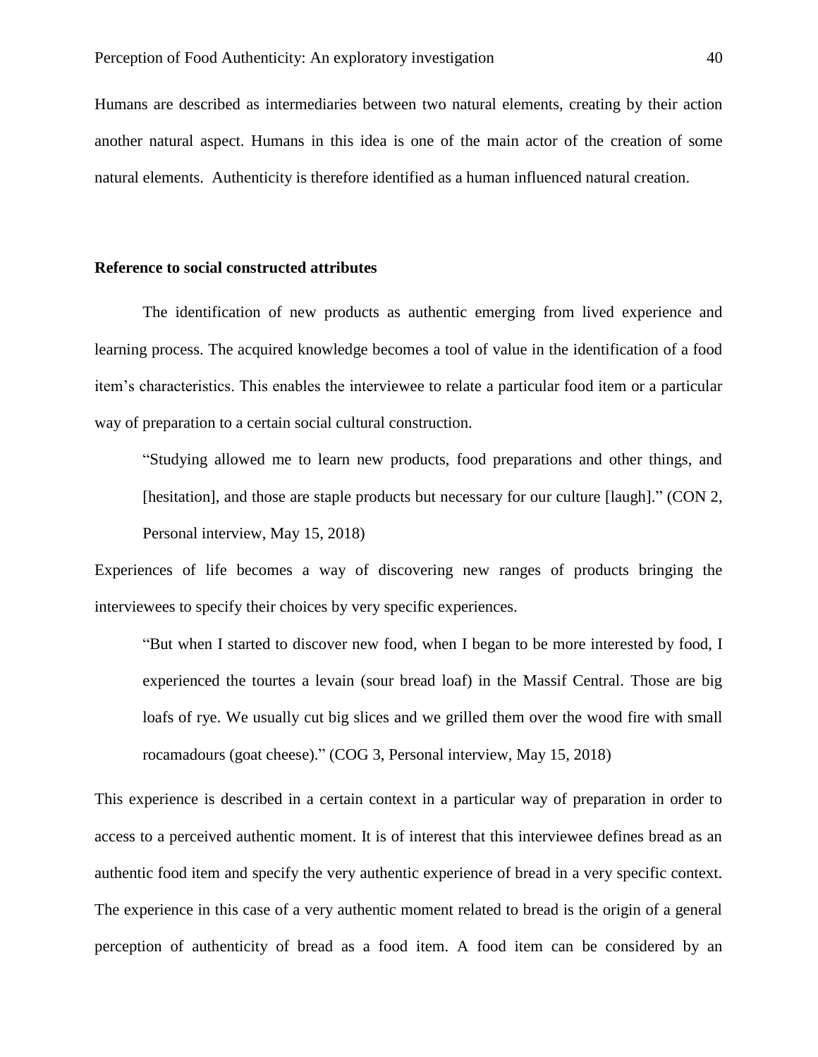Humans are described as intermediaries between two natural elements, creating by their action another natural aspect. Humans in this idea is one of the main actor of the creation of some natural elements. Authenticity is therefore identified as a human influenced natural creation.

**Reference to social constructed attributes**

The identification of new products as authentic emerging from lived experience and learning process. The acquired knowledge becomes a tool of value in the identification of a food item's characteristics. This enables the interviewee to relate a particular food item or a particular way of preparation to a certain social cultural construction.

> "Studying allowed me to learn new products, food preparations and other things, and [hesitation], and those are staple products but necessary for our culture [laugh]." (CON 2, Personal interview, May 15, 2018)

Experiences of life becomes a way of discovering new ranges of products bringing the interviewees to specify their choices by very specific experiences.

> "But when I started to discover new food, when I began to be more interested by food, I experienced the tourtes a levain (sour bread loaf) in the Massif Central. Those are big loafs of rye. We usually cut big slices and we grilled them over the wood fire with small rocamadours (goat cheese)." (COG 3, Personal interview, May 15, 2018)

This experience is described in a certain context in a particular way of preparation in order to access to a perceived authentic moment. It is of interest that this interviewee defines bread as an authentic food item and specify the very authentic experience of bread in a very specific context. The experience in this case of a very authentic moment related to bread is the origin of a general perception of authenticity of bread as a food item. A food item can be considered by an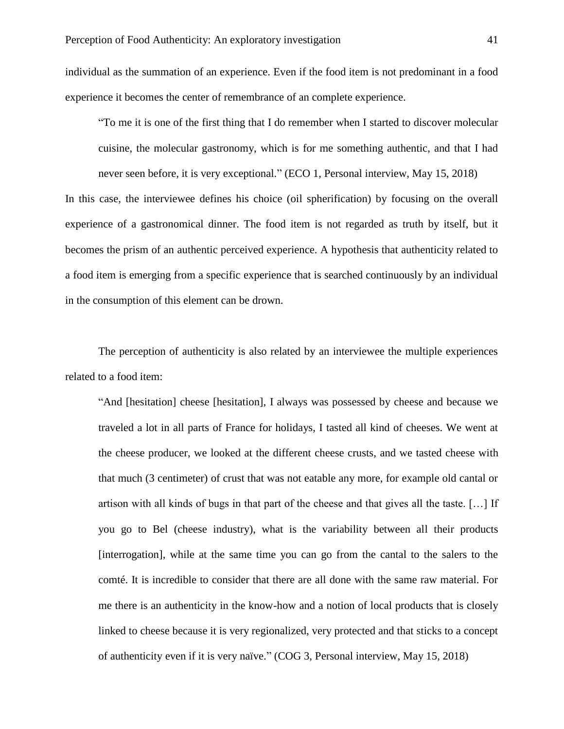individual as the summation of an experience. Even if the food item is not predominant in a food experience it becomes the center of remembrance of an complete experience.

> "To me it is one of the first thing that I do remember when I started to discover molecular cuisine, the molecular gastronomy, which is for me something authentic, and that I had never seen before, it is very exceptional." (ECO 1, Personal interview, May 15, 2018)

In this case, the interviewee defines his choice (oil spherification) by focusing on the overall experience of a gastronomical dinner. The food item is not regarded as truth by itself, but it becomes the prism of an authentic perceived experience. A hypothesis that authenticity related to a food item is emerging from a specific experience that is searched continuously by an individual in the consumption of this element can be drown.

The perception of authenticity is also related by an interviewee the multiple experiences related to a food item:

> "And [hesitation] cheese [hesitation], I always was possessed by cheese and because we traveled a lot in all parts of France for holidays, I tasted all kind of cheeses. We went at the cheese producer, we looked at the different cheese crusts, and we tasted cheese with that much (3 centimeter) of crust that was not eatable any more, for example old cantal or artison with all kinds of bugs in that part of the cheese and that gives all the taste. […] If you go to Bel (cheese industry), what is the variability between all their products [interrogation], while at the same time you can go from the cantal to the salers to the comté. It is incredible to consider that there are all done with the same raw material. For me there is an authenticity in the know-how and a notion of local products that is closely linked to cheese because it is very regionalized, very protected and that sticks to a concept of authenticity even if it is very naïve." (COG 3, Personal interview, May 15, 2018)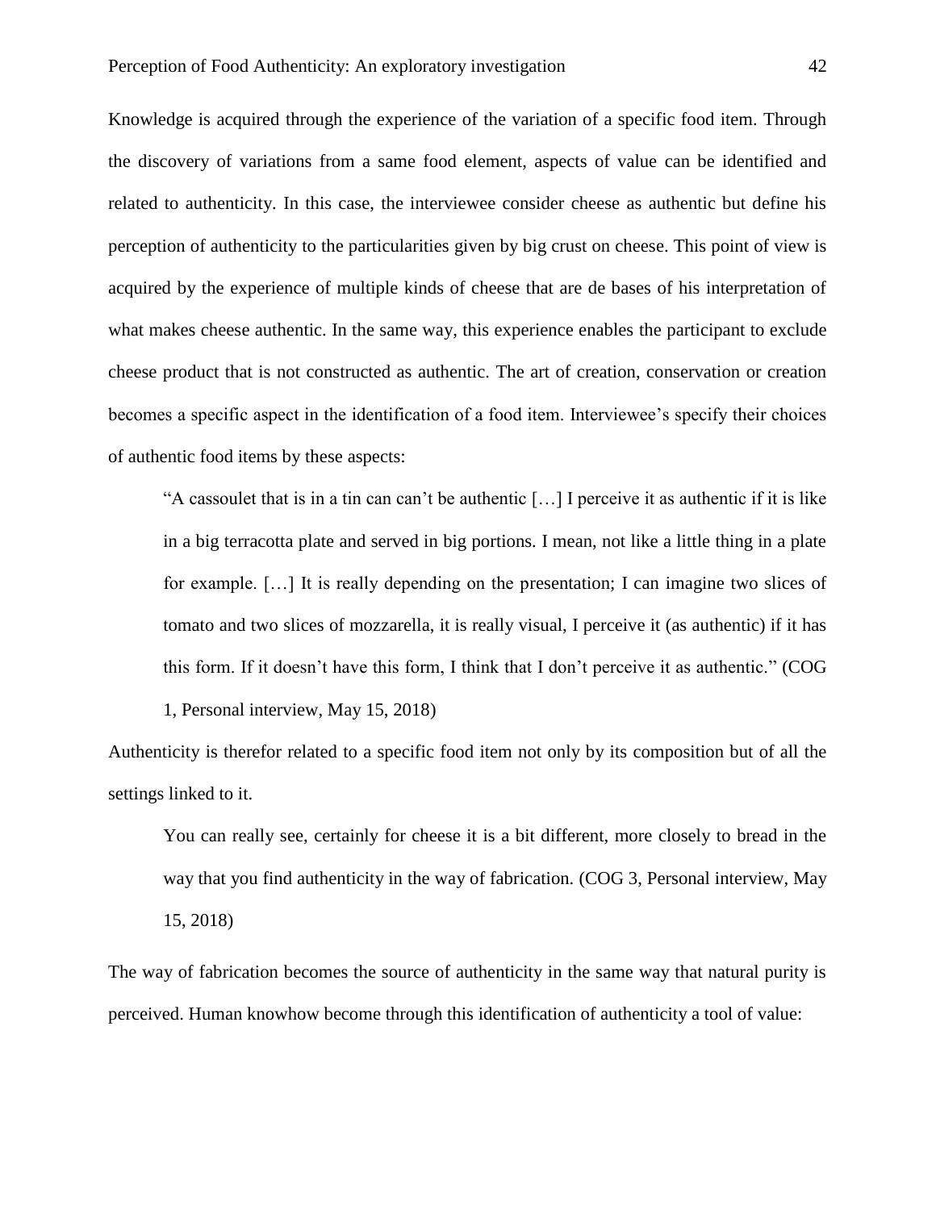Knowledge is acquired through the experience of the variation of a specific food item. Through the discovery of variations from a same food element, aspects of value can be identified and related to authenticity. In this case, the interviewee consider cheese as authentic but define his perception of authenticity to the particularities given by big crust on cheese. This point of view is acquired by the experience of multiple kinds of cheese that are de bases of his interpretation of what makes cheese authentic. In the same way, this experience enables the participant to exclude cheese product that is not constructed as authentic. The art of creation, conservation or creation becomes a specific aspect in the identification of a food item. Interviewee's specify their choices of authentic food items by these aspects:

> "A cassoulet that is in a tin can can't be authentic […] I perceive it as authentic if it is like in a big terracotta plate and served in big portions. I mean, not like a little thing in a plate for example. […] It is really depending on the presentation; I can imagine two slices of tomato and two slices of mozzarella, it is really visual, I perceive it (as authentic) if it has this form. If it doesn't have this form, I think that I don't perceive it as authentic." (COG 1, Personal interview, May 15, 2018)

Authenticity is therefor related to a specific food item not only by its composition but of all the settings linked to it.

> You can really see, certainly for cheese it is a bit different, more closely to bread in the way that you find authenticity in the way of fabrication. (COG 3, Personal interview, May 15, 2018)

The way of fabrication becomes the source of authenticity in the same way that natural purity is perceived. Human knowhow become through this identification of authenticity a tool of value: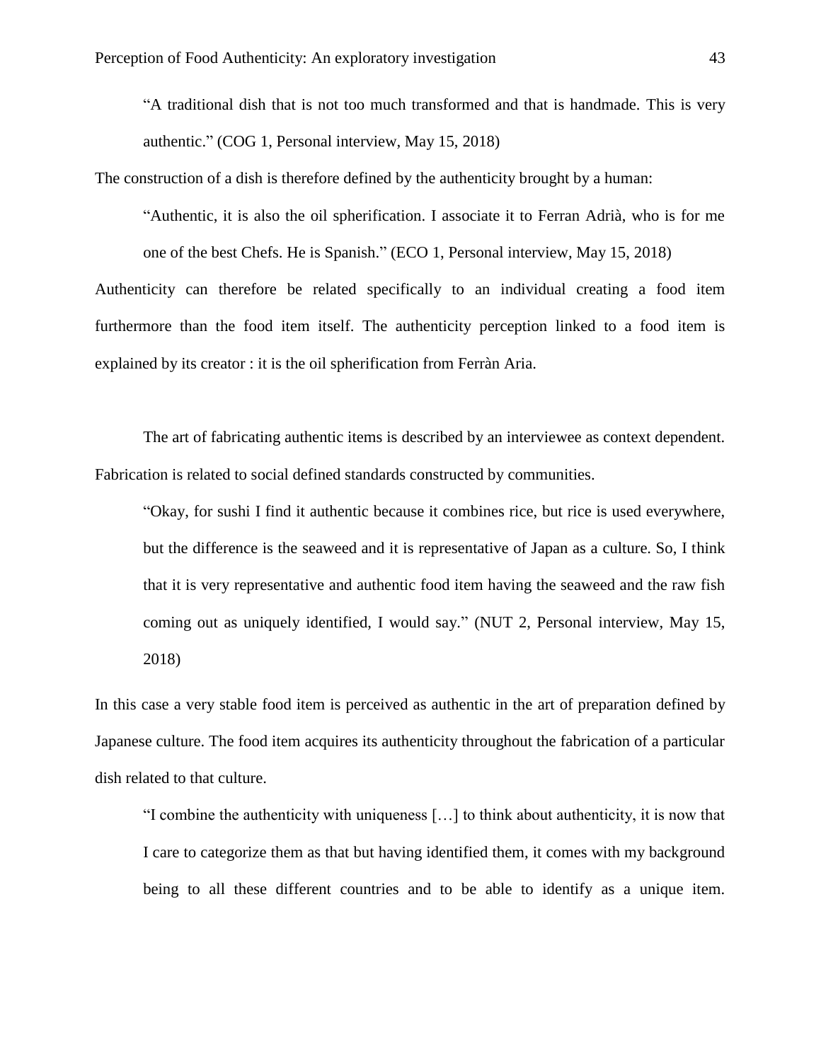> "A traditional dish that is not too much transformed and that is handmade. This is very authentic." (COG 1, Personal interview, May 15, 2018)

The construction of a dish is therefore defined by the authenticity brought by a human:

> "Authentic, it is also the oil spherification. I associate it to Ferran Adrià, who is for me one of the best Chefs. He is Spanish." (ECO 1, Personal interview, May 15, 2018)

Authenticity can therefore be related specifically to an individual creating a food item furthermore than the food item itself. The authenticity perception linked to a food item is explained by its creator : it is the oil spherification from Ferràn Aria.

The art of fabricating authentic items is described by an interviewee as context dependent. Fabrication is related to social defined standards constructed by communities.

> "Okay, for sushi I find it authentic because it combines rice, but rice is used everywhere, but the difference is the seaweed and it is representative of Japan as a culture. So, I think that it is very representative and authentic food item having the seaweed and the raw fish coming out as uniquely identified, I would say." (NUT 2, Personal interview, May 15, 2018)

In this case a very stable food item is perceived as authentic in the art of preparation defined by Japanese culture. The food item acquires its authenticity throughout the fabrication of a particular dish related to that culture.

> "I combine the authenticity with uniqueness […] to think about authenticity, it is now that I care to categorize them as that but having identified them, it comes with my background being to all these different countries and to be able to identify as a unique item.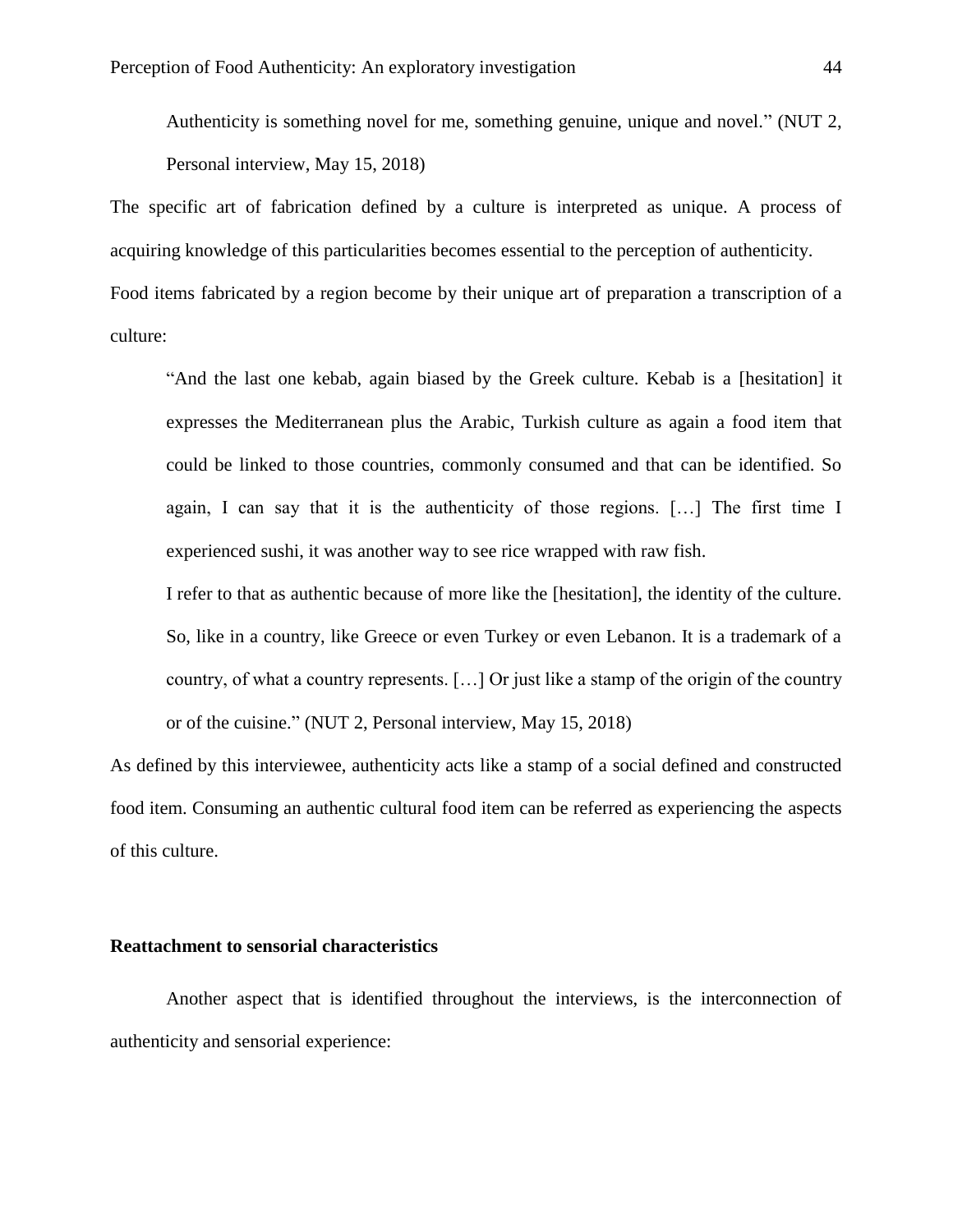> Authenticity is something novel for me, something genuine, unique and novel." (NUT 2, Personal interview, May 15, 2018)

The specific art of fabrication defined by a culture is interpreted as unique. A process of acquiring knowledge of this particularities becomes essential to the perception of authenticity. Food items fabricated by a region become by their unique art of preparation a transcription of a culture:

> "And the last one kebab, again biased by the Greek culture. Kebab is a [hesitation] it expresses the Mediterranean plus the Arabic, Turkish culture as again a food item that could be linked to those countries, commonly consumed and that can be identified. So again, I can say that it is the authenticity of those regions. […] The first time I experienced sushi, it was another way to see rice wrapped with raw fish.
>
> I refer to that as authentic because of more like the [hesitation], the identity of the culture. So, like in a country, like Greece or even Turkey or even Lebanon. It is a trademark of a country, of what a country represents. […] Or just like a stamp of the origin of the country or of the cuisine." (NUT 2, Personal interview, May 15, 2018)

As defined by this interviewee, authenticity acts like a stamp of a social defined and constructed food item. Consuming an authentic cultural food item can be referred as experiencing the aspects of this culture.

### Reattachment to sensorial characteristics

Another aspect that is identified throughout the interviews, is the interconnection of authenticity and sensorial experience: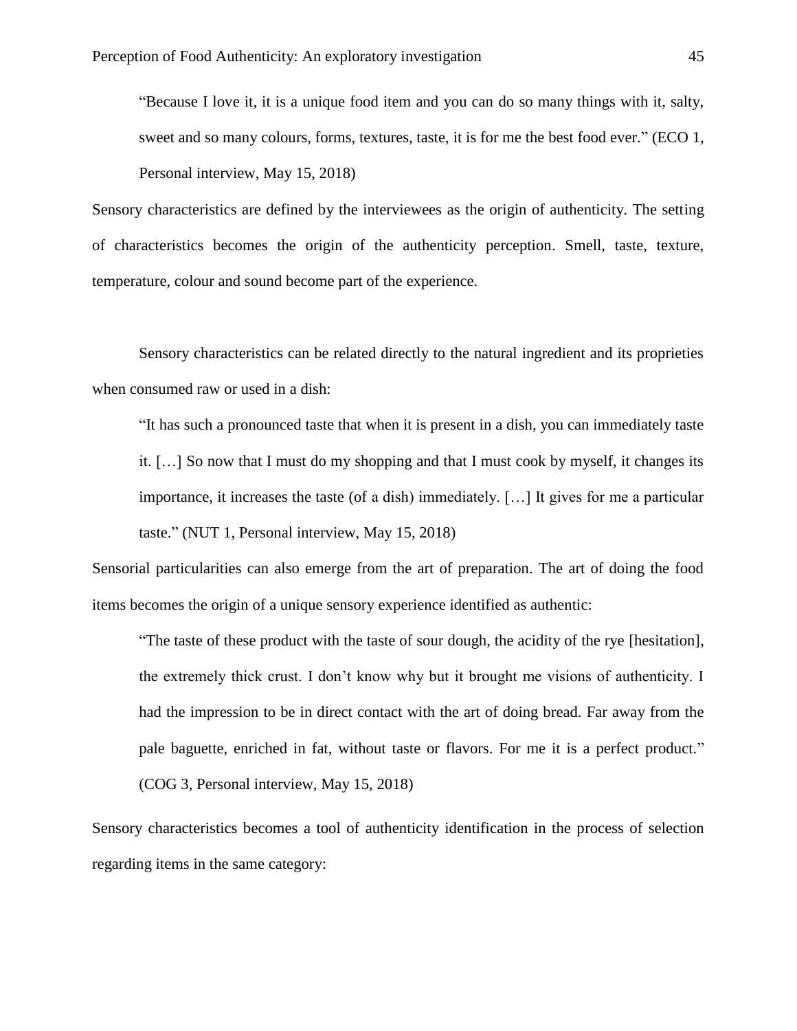> "Because I love it, it is a unique food item and you can do so many things with it, salty, sweet and so many colours, forms, textures, taste, it is for me the best food ever." (ECO 1, Personal interview, May 15, 2018)

Sensory characteristics are defined by the interviewees as the origin of authenticity. The setting of characteristics becomes the origin of the authenticity perception. Smell, taste, texture, temperature, colour and sound become part of the experience.

Sensory characteristics can be related directly to the natural ingredient and its proprieties when consumed raw or used in a dish:

> "It has such a pronounced taste that when it is present in a dish, you can immediately taste it. […] So now that I must do my shopping and that I must cook by myself, it changes its importance, it increases the taste (of a dish) immediately. […] It gives for me a particular taste." (NUT 1, Personal interview, May 15, 2018)

Sensorial particularities can also emerge from the art of preparation. The art of doing the food items becomes the origin of a unique sensory experience identified as authentic:

> "The taste of these product with the taste of sour dough, the acidity of the rye [hesitation], the extremely thick crust. I don't know why but it brought me visions of authenticity. I had the impression to be in direct contact with the art of doing bread. Far away from the pale baguette, enriched in fat, without taste or flavors. For me it is a perfect product." (COG 3, Personal interview, May 15, 2018)

Sensory characteristics becomes a tool of authenticity identification in the process of selection regarding items in the same category: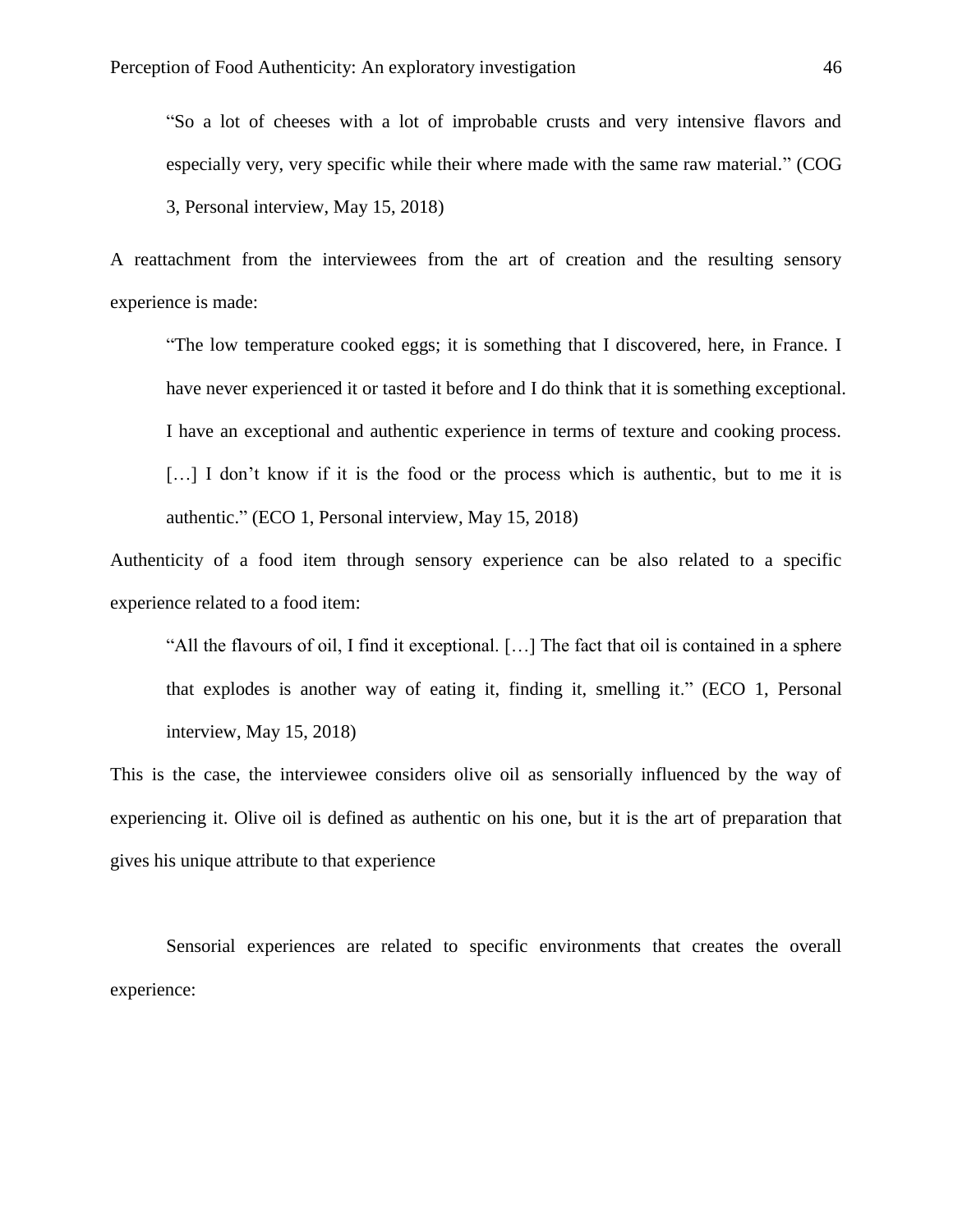> "So a lot of cheeses with a lot of improbable crusts and very intensive flavors and especially very, very specific while their where made with the same raw material." (COG 3, Personal interview, May 15, 2018)

A reattachment from the interviewees from the art of creation and the resulting sensory experience is made:

> "The low temperature cooked eggs; it is something that I discovered, here, in France. I have never experienced it or tasted it before and I do think that it is something exceptional. I have an exceptional and authentic experience in terms of texture and cooking process. […] I don't know if it is the food or the process which is authentic, but to me it is authentic." (ECO 1, Personal interview, May 15, 2018)

Authenticity of a food item through sensory experience can be also related to a specific experience related to a food item:

> "All the flavours of oil, I find it exceptional. […] The fact that oil is contained in a sphere that explodes is another way of eating it, finding it, smelling it." (ECO 1, Personal interview, May 15, 2018)

This is the case, the interviewee considers olive oil as sensorially influenced by the way of experiencing it. Olive oil is defined as authentic on his one, but it is the art of preparation that gives his unique attribute to that experience

Sensorial experiences are related to specific environments that creates the overall experience: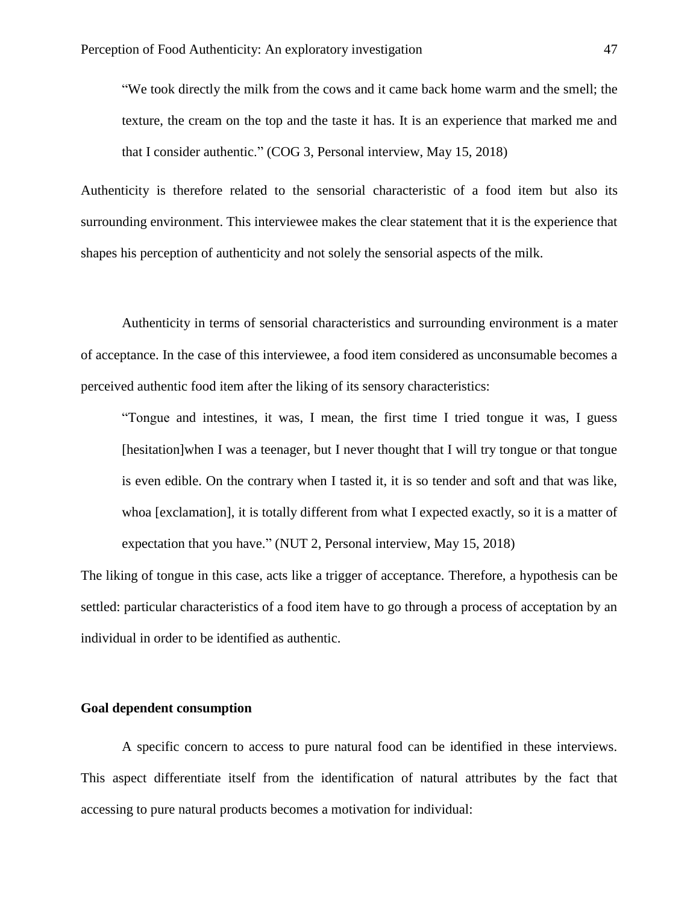> “We took directly the milk from the cows and it came back home warm and the smell; the texture, the cream on the top and the taste it has. It is an experience that marked me and that I consider authentic.” (COG 3, Personal interview, May 15, 2018)

Authenticity is therefore related to the sensorial characteristic of a food item but also its surrounding environment. This interviewee makes the clear statement that it is the experience that shapes his perception of authenticity and not solely the sensorial aspects of the milk.

Authenticity in terms of sensorial characteristics and surrounding environment is a mater of acceptance. In the case of this interviewee, a food item considered as unconsumable becomes a perceived authentic food item after the liking of its sensory characteristics:

> “Tongue and intestines, it was, I mean, the first time I tried tongue it was, I guess [hesitation]when I was a teenager, but I never thought that I will try tongue or that tongue is even edible. On the contrary when I tasted it, it is so tender and soft and that was like, whoa [exclamation], it is totally different from what I expected exactly, so it is a matter of expectation that you have.” (NUT 2, Personal interview, May 15, 2018)

The liking of tongue in this case, acts like a trigger of acceptance. Therefore, a hypothesis can be settled: particular characteristics of a food item have to go through a process of acceptation by an individual in order to be identified as authentic.

**Goal dependent consumption**

A specific concern to access to pure natural food can be identified in these interviews. This aspect differentiate itself from the identification of natural attributes by the fact that accessing to pure natural products becomes a motivation for individual: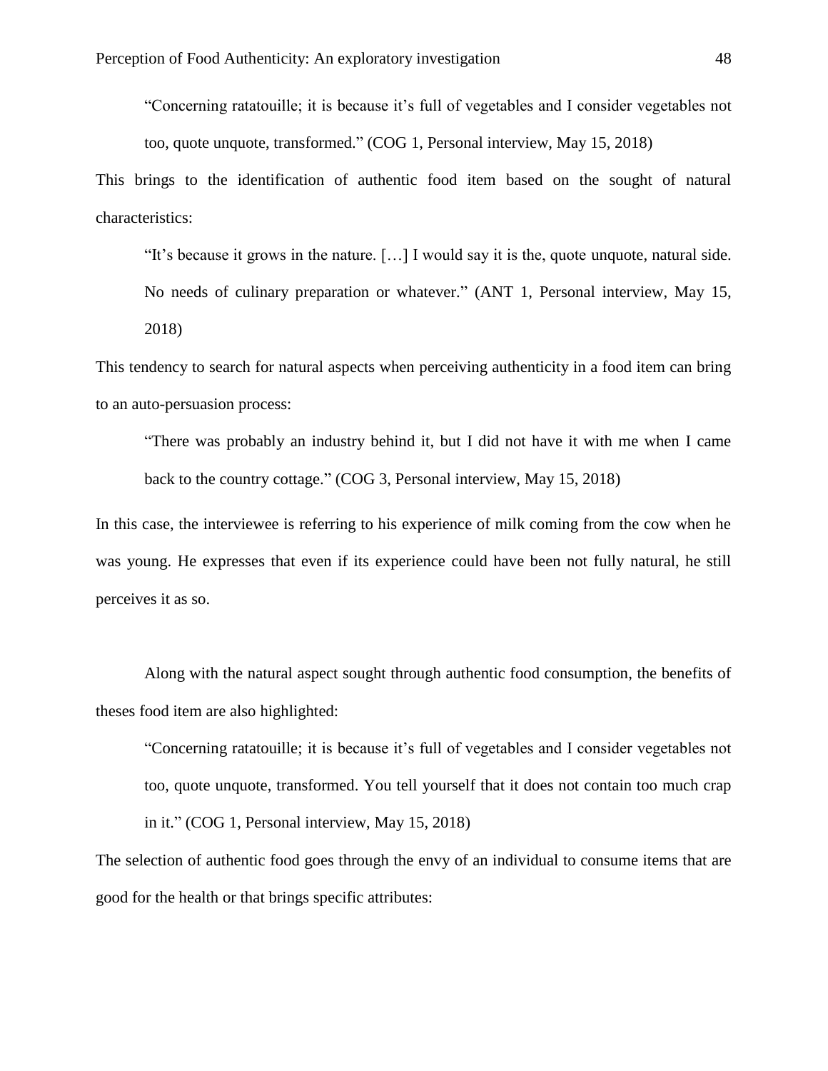> "Concerning ratatouille; it is because it's full of vegetables and I consider vegetables not too, quote unquote, transformed." (COG 1, Personal interview, May 15, 2018)

This brings to the identification of authentic food item based on the sought of natural characteristics:

> "It's because it grows in the nature. […] I would say it is the, quote unquote, natural side. No needs of culinary preparation or whatever." (ANT 1, Personal interview, May 15, 2018)

This tendency to search for natural aspects when perceiving authenticity in a food item can bring to an auto-persuasion process:

> "There was probably an industry behind it, but I did not have it with me when I came back to the country cottage." (COG 3, Personal interview, May 15, 2018)

In this case, the interviewee is referring to his experience of milk coming from the cow when he was young. He expresses that even if its experience could have been not fully natural, he still perceives it as so.

Along with the natural aspect sought through authentic food consumption, the benefits of theses food item are also highlighted:

> "Concerning ratatouille; it is because it's full of vegetables and I consider vegetables not too, quote unquote, transformed. You tell yourself that it does not contain too much crap in it." (COG 1, Personal interview, May 15, 2018)

The selection of authentic food goes through the envy of an individual to consume items that are good for the health or that brings specific attributes: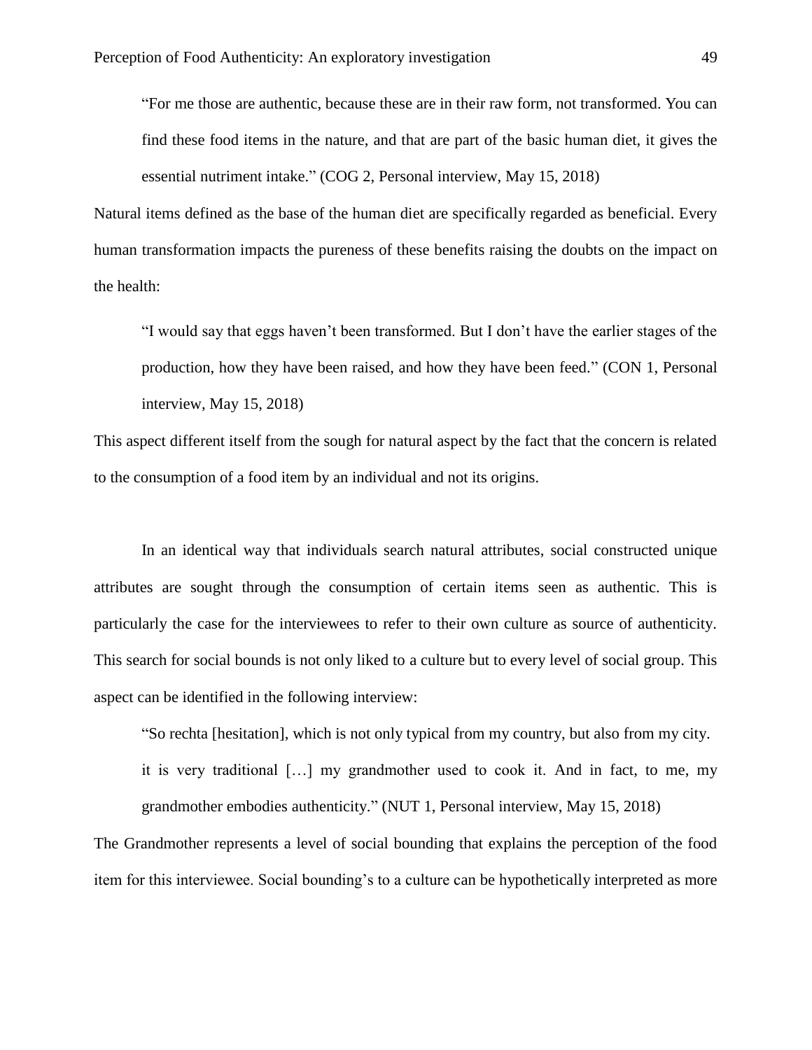> "For me those are authentic, because these are in their raw form, not transformed. You can find these food items in the nature, and that are part of the basic human diet, it gives the essential nutriment intake." (COG 2, Personal interview, May 15, 2018)

Natural items defined as the base of the human diet are specifically regarded as beneficial. Every human transformation impacts the pureness of these benefits raising the doubts on the impact on the health:

> "I would say that eggs haven't been transformed. But I don't have the earlier stages of the production, how they have been raised, and how they have been feed." (CON 1, Personal interview, May 15, 2018)

This aspect different itself from the sough for natural aspect by the fact that the concern is related to the consumption of a food item by an individual and not its origins.

In an identical way that individuals search natural attributes, social constructed unique attributes are sought through the consumption of certain items seen as authentic. This is particularly the case for the interviewees to refer to their own culture as source of authenticity. This search for social bounds is not only liked to a culture but to every level of social group. This aspect can be identified in the following interview:

> "So rechta [hesitation], which is not only typical from my country, but also from my city. it is very traditional […] my grandmother used to cook it. And in fact, to me, my grandmother embodies authenticity." (NUT 1, Personal interview, May 15, 2018)

The Grandmother represents a level of social bounding that explains the perception of the food item for this interviewee. Social bounding's to a culture can be hypothetically interpreted as more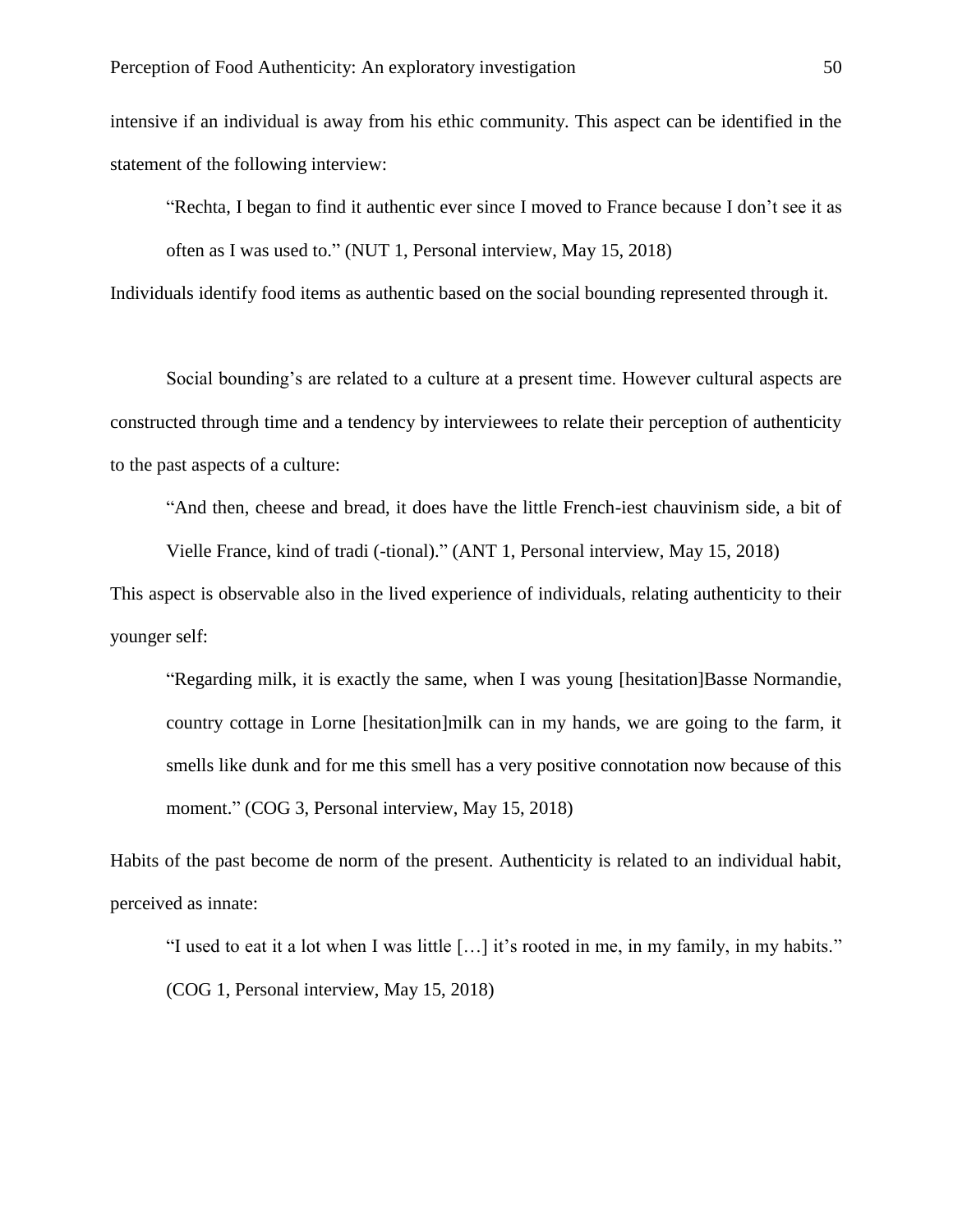intensive if an individual is away from his ethic community. This aspect can be identified in the statement of the following interview:

> "Rechta, I began to find it authentic ever since I moved to France because I don't see it as often as I was used to." (NUT 1, Personal interview, May 15, 2018)

Individuals identify food items as authentic based on the social bounding represented through it.

Social bounding's are related to a culture at a present time. However cultural aspects are constructed through time and a tendency by interviewees to relate their perception of authenticity to the past aspects of a culture:

> "And then, cheese and bread, it does have the little French-iest chauvinism side, a bit of Vielle France, kind of tradi (-tional)." (ANT 1, Personal interview, May 15, 2018)

This aspect is observable also in the lived experience of individuals, relating authenticity to their younger self:

> "Regarding milk, it is exactly the same, when I was young [hesitation]Basse Normandie, country cottage in Lorne [hesitation]milk can in my hands, we are going to the farm, it smells like dunk and for me this smell has a very positive connotation now because of this moment." (COG 3, Personal interview, May 15, 2018)

Habits of the past become de norm of the present. Authenticity is related to an individual habit, perceived as innate:

> "I used to eat it a lot when I was little […] it's rooted in me, in my family, in my habits." (COG 1, Personal interview, May 15, 2018)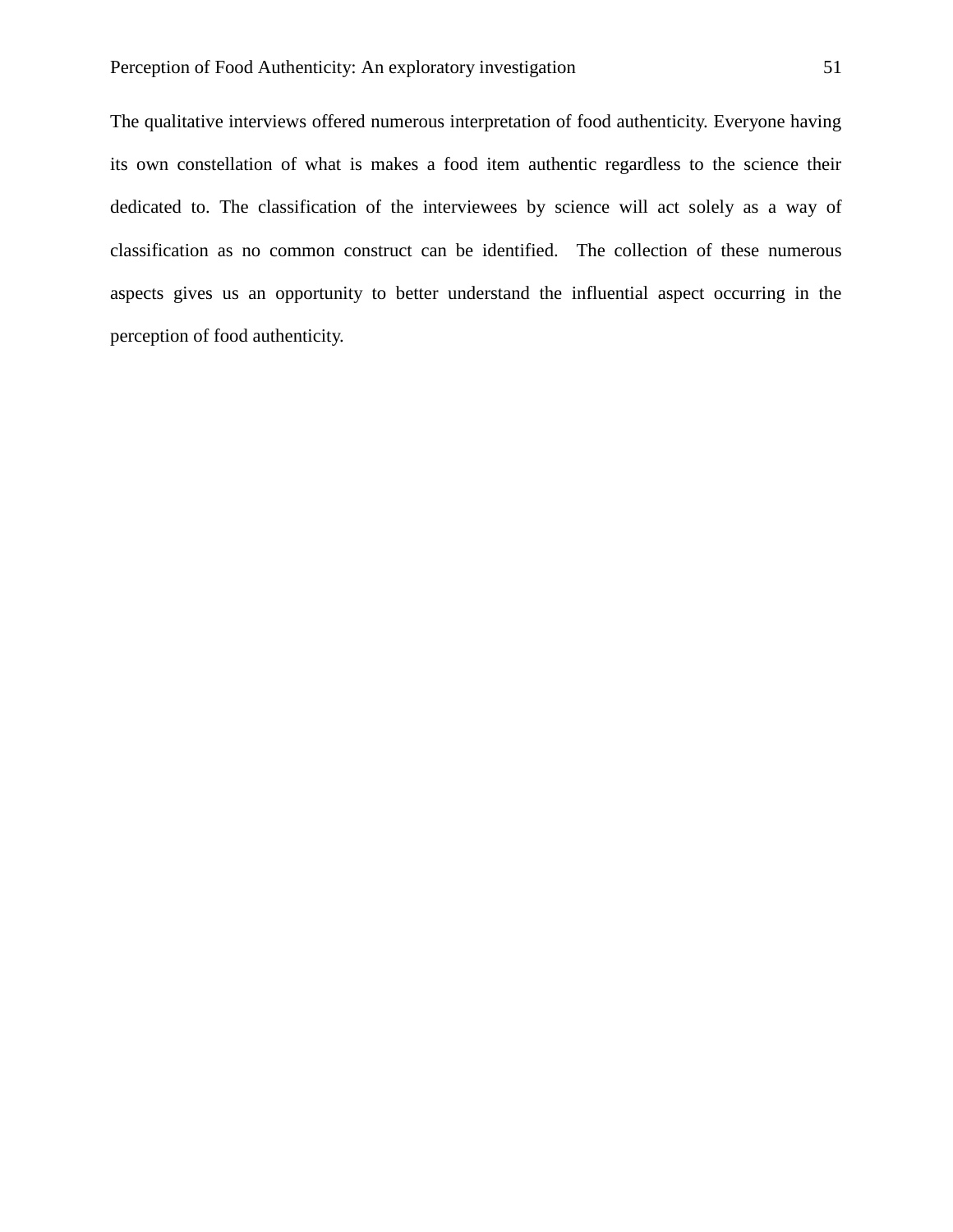The qualitative interviews offered numerous interpretation of food authenticity. Everyone having its own constellation of what is makes a food item authentic regardless to the science their dedicated to. The classification of the interviewees by science will act solely as a way of classification as no common construct can be identified.  The collection of these numerous aspects gives us an opportunity to better understand the influential aspect occurring in the perception of food authenticity.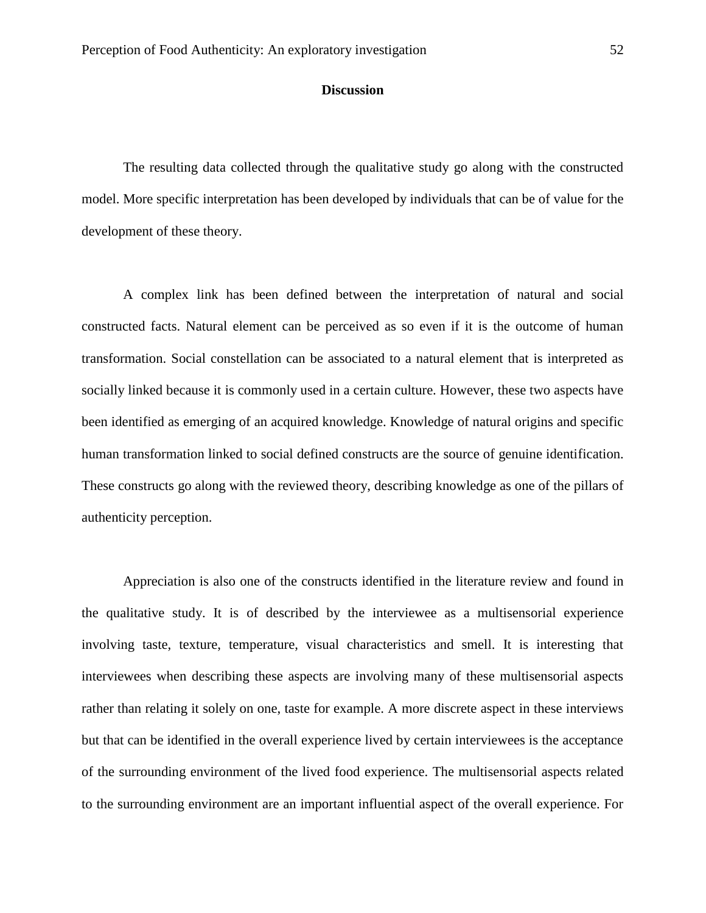# Discussion

The resulting data collected through the qualitative study go along with the constructed model. More specific interpretation has been developed by individuals that can be of value for the development of these theory.

A complex link has been defined between the interpretation of natural and social constructed facts. Natural element can be perceived as so even if it is the outcome of human transformation. Social constellation can be associated to a natural element that is interpreted as socially linked because it is commonly used in a certain culture. However, these two aspects have been identified as emerging of an acquired knowledge. Knowledge of natural origins and specific human transformation linked to social defined constructs are the source of genuine identification. These constructs go along with the reviewed theory, describing knowledge as one of the pillars of authenticity perception.

Appreciation is also one of the constructs identified in the literature review and found in the qualitative study. It is of described by the interviewee as a multisensorial experience involving taste, texture, temperature, visual characteristics and smell. It is interesting that interviewees when describing these aspects are involving many of these multisensorial aspects rather than relating it solely on one, taste for example. A more discrete aspect in these interviews but that can be identified in the overall experience lived by certain interviewees is the acceptance of the surrounding environment of the lived food experience. The multisensorial aspects related to the surrounding environment are an important influential aspect of the overall experience. For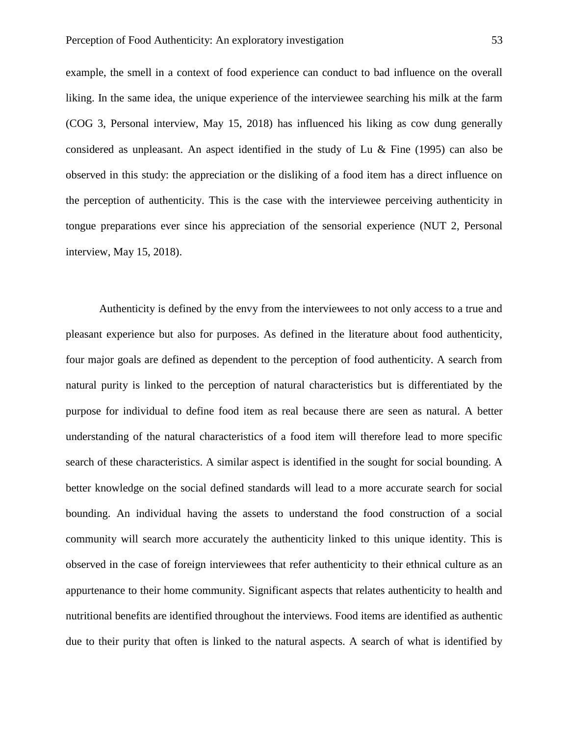example, the smell in a context of food experience can conduct to bad influence on the overall liking. In the same idea, the unique experience of the interviewee searching his milk at the farm (COG 3, Personal interview, May 15, 2018) has influenced his liking as cow dung generally considered as unpleasant. An aspect identified in the study of Lu & Fine (1995) can also be observed in this study: the appreciation or the disliking of a food item has a direct influence on the perception of authenticity. This is the case with the interviewee perceiving authenticity in tongue preparations ever since his appreciation of the sensorial experience (NUT 2, Personal interview, May 15, 2018).

Authenticity is defined by the envy from the interviewees to not only access to a true and pleasant experience but also for purposes. As defined in the literature about food authenticity, four major goals are defined as dependent to the perception of food authenticity. A search from natural purity is linked to the perception of natural characteristics but is differentiated by the purpose for individual to define food item as real because there are seen as natural. A better understanding of the natural characteristics of a food item will therefore lead to more specific search of these characteristics. A similar aspect is identified in the sought for social bounding. A better knowledge on the social defined standards will lead to a more accurate search for social bounding. An individual having the assets to understand the food construction of a social community will search more accurately the authenticity linked to this unique identity. This is observed in the case of foreign interviewees that refer authenticity to their ethnical culture as an appurtenance to their home community. Significant aspects that relates authenticity to health and nutritional benefits are identified throughout the interviews. Food items are identified as authentic due to their purity that often is linked to the natural aspects. A search of what is identified by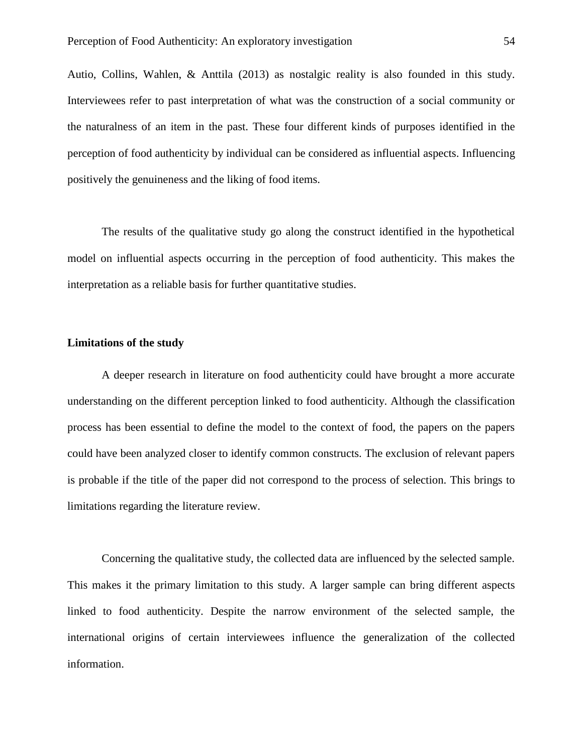Autio, Collins, Wahlen, & Anttila (2013) as nostalgic reality is also founded in this study. Interviewees refer to past interpretation of what was the construction of a social community or the naturalness of an item in the past. These four different kinds of purposes identified in the perception of food authenticity by individual can be considered as influential aspects. Influencing positively the genuineness and the liking of food items.

The results of the qualitative study go along the construct identified in the hypothetical model on influential aspects occurring in the perception of food authenticity. This makes the interpretation as a reliable basis for further quantitative studies.

**Limitations of the study**

A deeper research in literature on food authenticity could have brought a more accurate understanding on the different perception linked to food authenticity. Although the classification process has been essential to define the model to the context of food, the papers on the papers could have been analyzed closer to identify common constructs. The exclusion of relevant papers is probable if the title of the paper did not correspond to the process of selection. This brings to limitations regarding the literature review.

Concerning the qualitative study, the collected data are influenced by the selected sample. This makes it the primary limitation to this study. A larger sample can bring different aspects linked to food authenticity. Despite the narrow environment of the selected sample, the international origins of certain interviewees influence the generalization of the collected information.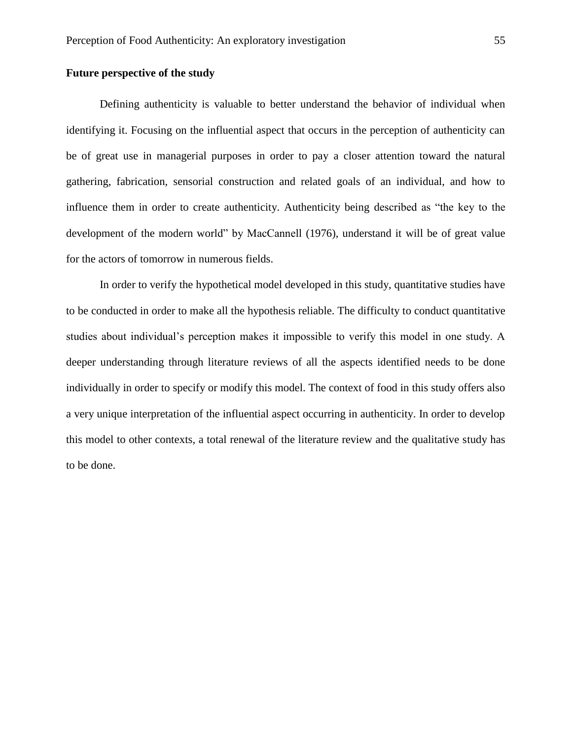**Future perspective of the study**

Defining authenticity is valuable to better understand the behavior of individual when identifying it. Focusing on the influential aspect that occurs in the perception of authenticity can be of great use in managerial purposes in order to pay a closer attention toward the natural gathering, fabrication, sensorial construction and related goals of an individual, and how to influence them in order to create authenticity. Authenticity being described as "the key to the development of the modern world" by MacCannell (1976), understand it will be of great value for the actors of tomorrow in numerous fields.

In order to verify the hypothetical model developed in this study, quantitative studies have to be conducted in order to make all the hypothesis reliable. The difficulty to conduct quantitative studies about individual's perception makes it impossible to verify this model in one study. A deeper understanding through literature reviews of all the aspects identified needs to be done individually in order to specify or modify this model. The context of food in this study offers also a very unique interpretation of the influential aspect occurring in authenticity. In order to develop this model to other contexts, a total renewal of the literature review and the qualitative study has to be done.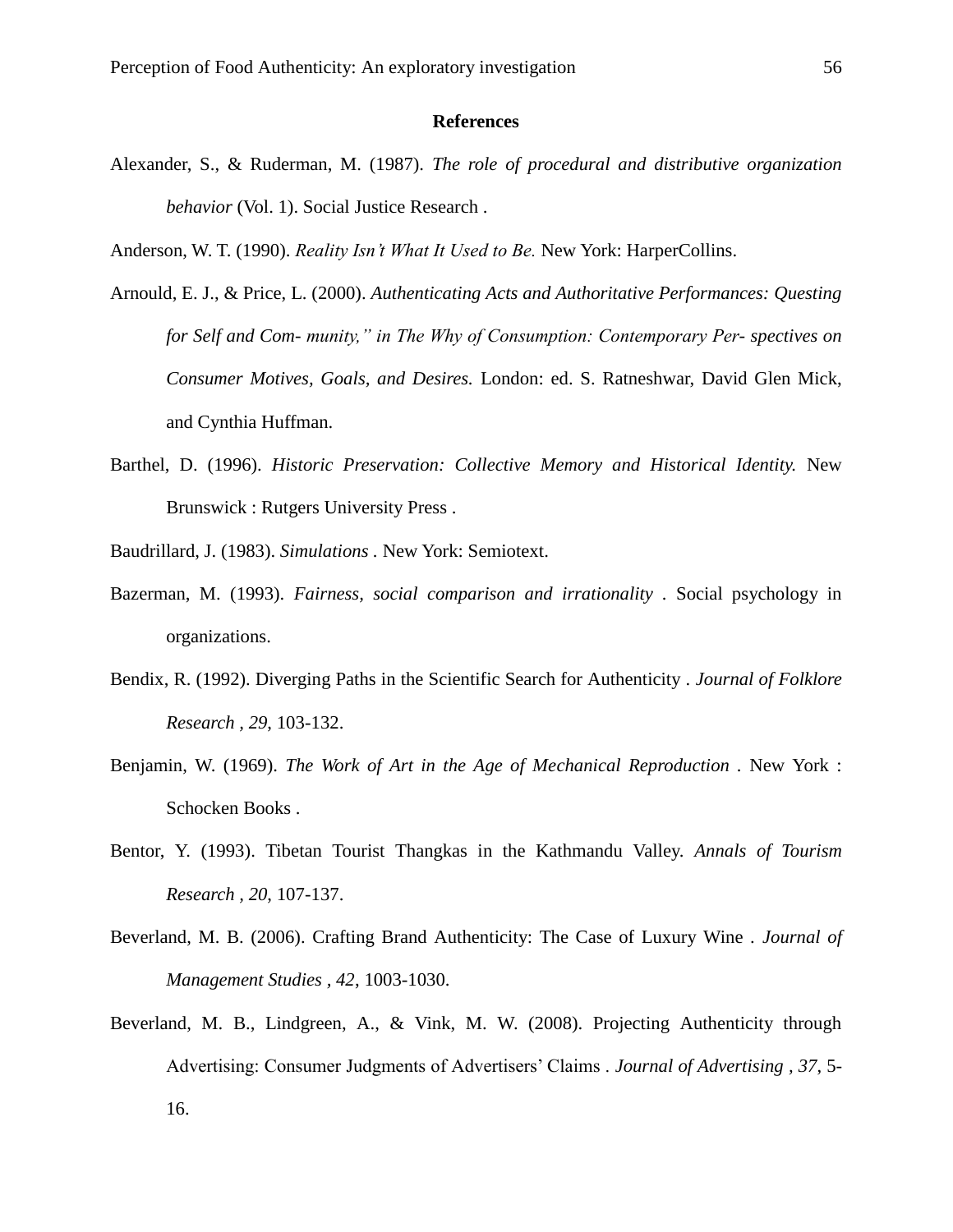**References**

Alexander, S., & Ruderman, M. (1987). *The role of procedural and distributive organization behavior* (Vol. 1). Social Justice Research .

Anderson, W. T. (1990). *Reality Isn't What It Used to Be.* New York: HarperCollins.

Arnould, E. J., & Price, L. (2000). *Authenticating Acts and Authoritative Performances: Questing for Self and Com- munity," in The Why of Consumption: Contemporary Per- spectives on Consumer Motives, Goals, and Desires.* London: ed. S. Ratneshwar, David Glen Mick, and Cynthia Huffman.

Barthel, D. (1996). *Historic Preservation: Collective Memory and Historical Identity.* New Brunswick : Rutgers University Press .

Baudrillard, J. (1983). *Simulations* . New York: Semiotext.

Bazerman, M. (1993). *Fairness, social comparison and irrationality* . Social psychology in organizations.

Bendix, R. (1992). Diverging Paths in the Scientific Search for Authenticity . *Journal of Folklore Research , 29*, 103-132.

Benjamin, W. (1969). *The Work of Art in the Age of Mechanical Reproduction* . New York : Schocken Books .

Bentor, Y. (1993). Tibetan Tourist Thangkas in the Kathmandu Valley. *Annals of Tourism Research , 20*, 107-137.

Beverland, M. B. (2006). Crafting Brand Authenticity: The Case of Luxury Wine . *Journal of Management Studies , 42*, 1003-1030.

Beverland, M. B., Lindgreen, A., & Vink, M. W. (2008). Projecting Authenticity through Advertising: Consumer Judgments of Advertisers' Claims . *Journal of Advertising , 37*, 5-16.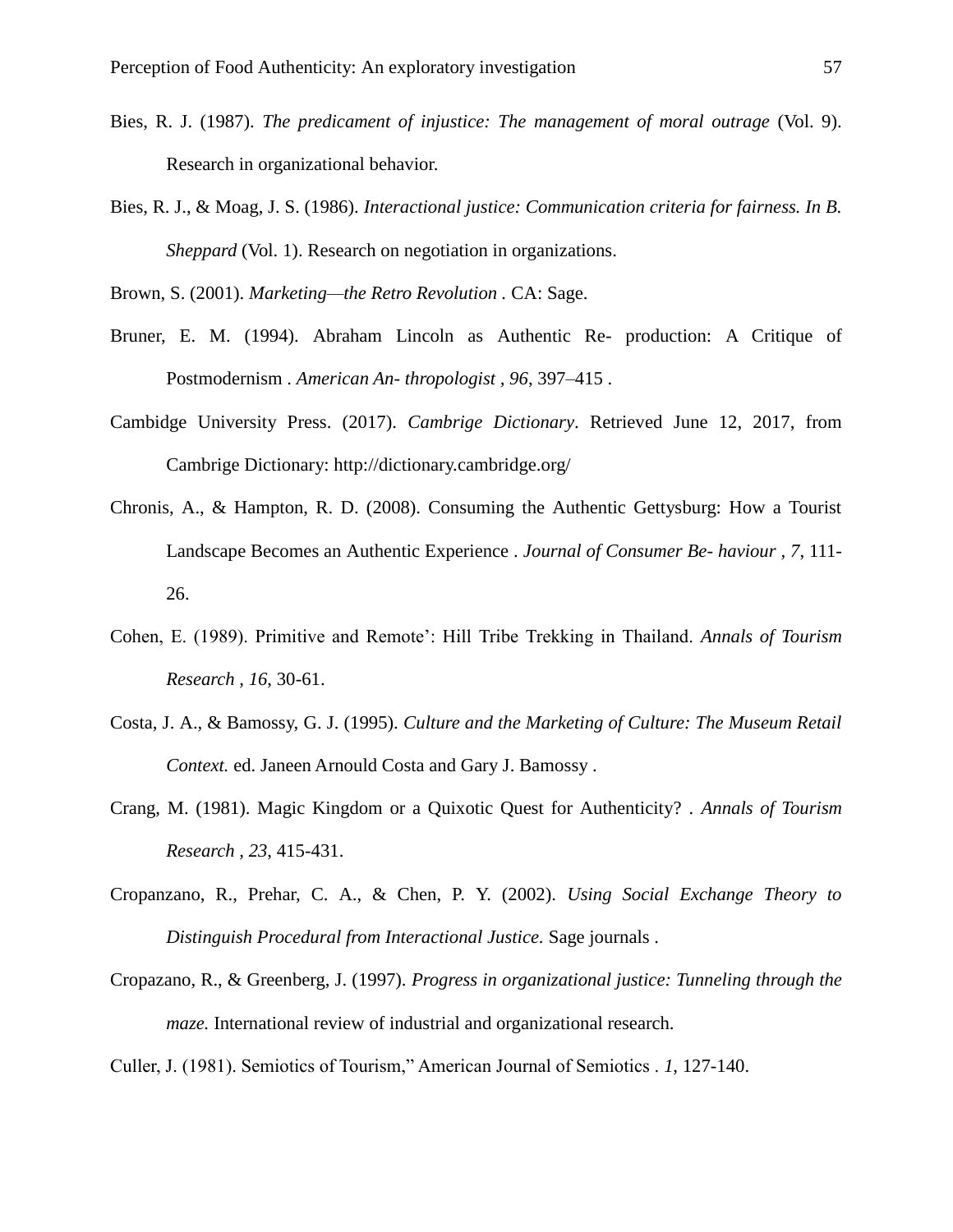Bies, R. J. (1987). *The predicament of injustice: The management of moral outrage* (Vol. 9). Research in organizational behavior.

Bies, R. J., & Moag, J. S. (1986). *Interactional justice: Communication criteria for fairness. In B. Sheppard* (Vol. 1). Research on negotiation in organizations.

Brown, S. (2001). *Marketing—the Retro Revolution* . CA: Sage.

Bruner, E. M. (1994). Abraham Lincoln as Authentic Re- production: A Critique of Postmodernism . *American An- thropologist , 96*, 397–415 .

Cambidge University Press. (2017). *Cambrige Dictionary*. Retrieved June 12, 2017, from Cambrige Dictionary: http://dictionary.cambridge.org/

Chronis, A., & Hampton, R. D. (2008). Consuming the Authentic Gettysburg: How a Tourist Landscape Becomes an Authentic Experience . *Journal of Consumer Be- haviour , 7*, 111-26.

Cohen, E. (1989). Primitive and Remote': Hill Tribe Trekking in Thailand. *Annals of Tourism Research , 16*, 30-61.

Costa, J. A., & Bamossy, G. J. (1995). *Culture and the Marketing of Culture: The Museum Retail Context.* ed. Janeen Arnould Costa and Gary J. Bamossy .

Crang, M. (1981). Magic Kingdom or a Quixotic Quest for Authenticity? . *Annals of Tourism Research , 23*, 415-431.

Cropanzano, R., Prehar, C. A., & Chen, P. Y. (2002). *Using Social Exchange Theory to Distinguish Procedural from Interactional Justice.* Sage journals .

Cropazano, R., & Greenberg, J. (1997). *Progress in organizational justice: Tunneling through the maze.* International review of industrial and organizational research.

Culler, J. (1981). Semiotics of Tourism," American Journal of Semiotics . *1*, 127-140.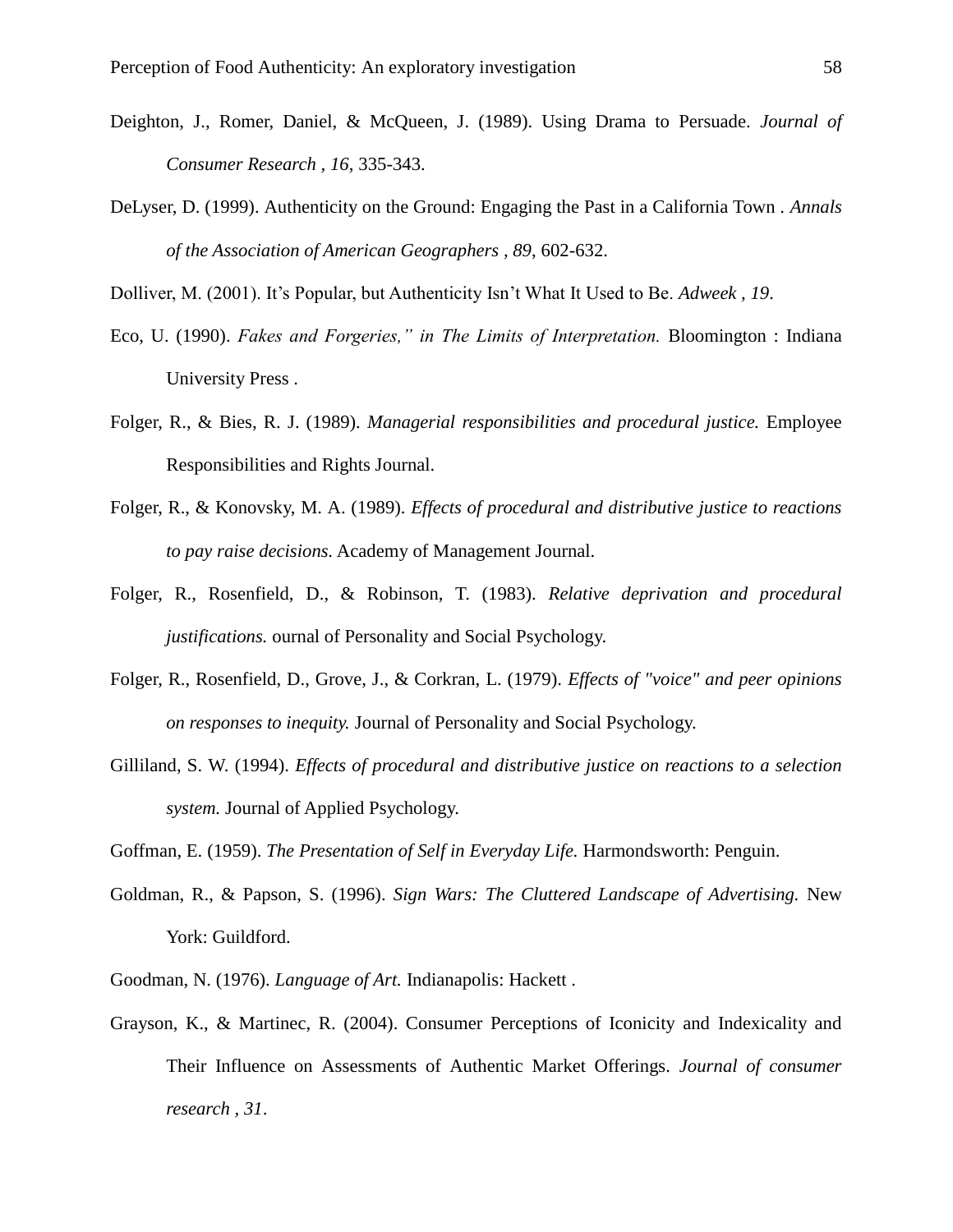Deighton, J., Romer, Daniel, & McQueen, J. (1989). Using Drama to Persuade. *Journal of Consumer Research , 16*, 335-343.

DeLyser, D. (1999). Authenticity on the Ground: Engaging the Past in a California Town . *Annals of the Association of American Geographers , 89*, 602-632.

Dolliver, M. (2001). It's Popular, but Authenticity Isn't What It Used to Be. *Adweek , 19*.

Eco, U. (1990). *Fakes and Forgeries," in The Limits of Interpretation.* Bloomington : Indiana University Press .

Folger, R., & Bies, R. J. (1989). *Managerial responsibilities and procedural justice.* Employee Responsibilities and Rights Journal.

Folger, R., & Konovsky, M. A. (1989). *Effects of procedural and distributive justice to reactions to pay raise decisions.* Academy of Management Journal.

Folger, R., Rosenfield, D., & Robinson, T. (1983). *Relative deprivation and procedural justifications.* ournal of Personality and Social Psychology.

Folger, R., Rosenfield, D., Grove, J., & Corkran, L. (1979). *Effects of "voice" and peer opinions on responses to inequity.* Journal of Personality and Social Psychology.

Gilliland, S. W. (1994). *Effects of procedural and distributive justice on reactions to a selection system.* Journal of Applied Psychology.

Goffman, E. (1959). *The Presentation of Self in Everyday Life.* Harmondsworth: Penguin.

Goldman, R., & Papson, S. (1996). *Sign Wars: The Cluttered Landscape of Advertising.* New York: Guildford.

Goodman, N. (1976). *Language of Art.* Indianapolis: Hackett .

Grayson, K., & Martinec, R. (2004). Consumer Perceptions of Iconicity and Indexicality and Their Influence on Assessments of Authentic Market Offerings. *Journal of consumer research , 31*.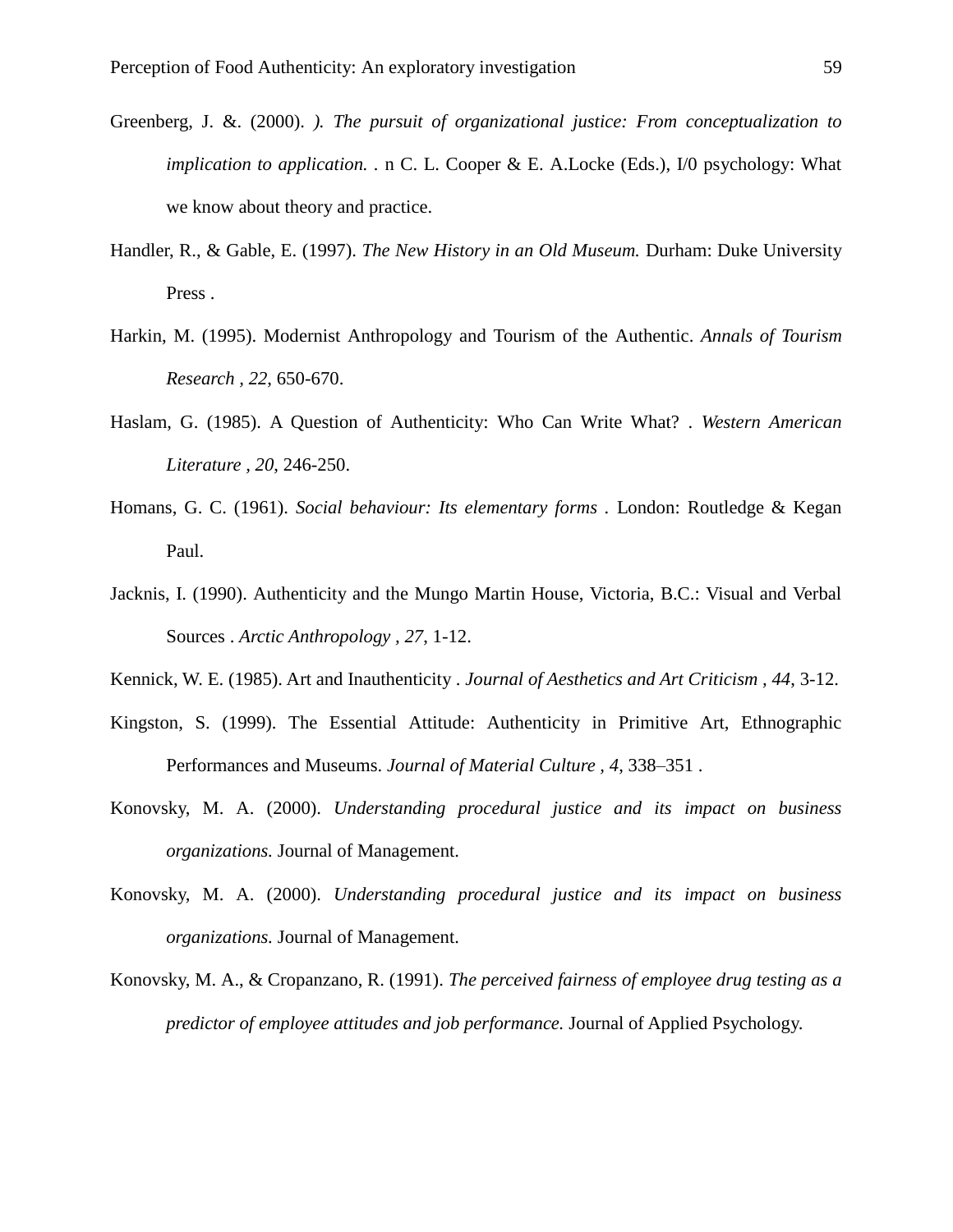Greenberg, J. &. (2000). *). The pursuit of organizational justice: From conceptualization to implication to application.* . n C. L. Cooper & E. A.Locke (Eds.), I/0 psychology: What we know about theory and practice.

Handler, R., & Gable, E. (1997). *The New History in an Old Museum.* Durham: Duke University Press .

Harkin, M. (1995). Modernist Anthropology and Tourism of the Authentic. *Annals of Tourism Research , 22*, 650-670.

Haslam, G. (1985). A Question of Authenticity: Who Can Write What? . *Western American Literature , 20*, 246-250.

Homans, G. C. (1961). *Social behaviour: Its elementary forms* . London: Routledge & Kegan Paul.

Jacknis, I. (1990). Authenticity and the Mungo Martin House, Victoria, B.C.: Visual and Verbal Sources . *Arctic Anthropology , 27*, 1-12.

Kennick, W. E. (1985). Art and Inauthenticity . *Journal of Aesthetics and Art Criticism , 44*, 3-12.

Kingston, S. (1999). The Essential Attitude: Authenticity in Primitive Art, Ethnographic Performances and Museums. *Journal of Material Culture , 4*, 338–351 .

Konovsky, M. A. (2000). *Understanding procedural justice and its impact on business organizations.* Journal of Management.

Konovsky, M. A. (2000). *Understanding procedural justice and its impact on business organizations.* Journal of Management.

Konovsky, M. A., & Cropanzano, R. (1991). *The perceived fairness of employee drug testing as a predictor of employee attitudes and job performance.* Journal of Applied Psychology.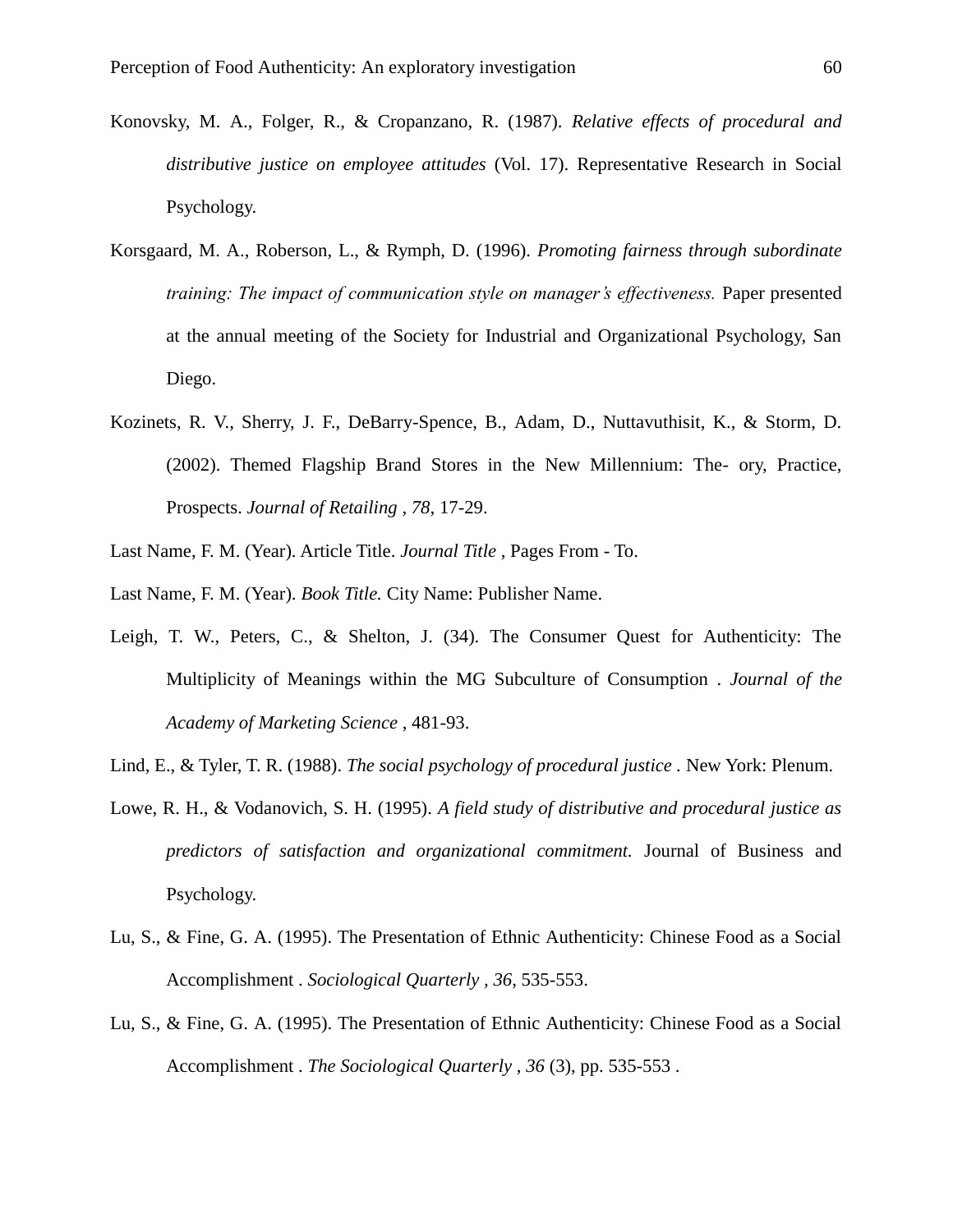Konovsky, M. A., Folger, R., & Cropanzano, R. (1987). *Relative effects of procedural and distributive justice on employee attitudes* (Vol. 17). Representative Research in Social Psychology.

Korsgaard, M. A., Roberson, L., & Rymph, D. (1996). *Promoting fairness through subordinate training: The impact of communication style on manager's effectiveness.* Paper presented at the annual meeting of the Society for Industrial and Organizational Psychology, San Diego.

Kozinets, R. V., Sherry, J. F., DeBarry-Spence, B., Adam, D., Nuttavuthisit, K., & Storm, D. (2002). Themed Flagship Brand Stores in the New Millennium: The- ory, Practice, Prospects. *Journal of Retailing , 78*, 17-29.

Last Name, F. M. (Year). Article Title. *Journal Title* , Pages From - To.

Last Name, F. M. (Year). *Book Title.* City Name: Publisher Name.

Leigh, T. W., Peters, C., & Shelton, J. (34). The Consumer Quest for Authenticity: The Multiplicity of Meanings within the MG Subculture of Consumption . *Journal of the Academy of Marketing Science* , 481-93.

Lind, E., & Tyler, T. R. (1988). *The social psychology of procedural justice* . New York: Plenum.

Lowe, R. H., & Vodanovich, S. H. (1995). *A field study of distributive and procedural justice as predictors of satisfaction and organizational commitment.* Journal of Business and Psychology.

Lu, S., & Fine, G. A. (1995). The Presentation of Ethnic Authenticity: Chinese Food as a Social Accomplishment . *Sociological Quarterly , 36*, 535-553.

Lu, S., & Fine, G. A. (1995). The Presentation of Ethnic Authenticity: Chinese Food as a Social Accomplishment . *The Sociological Quarterly , 36* (3), pp. 535-553 .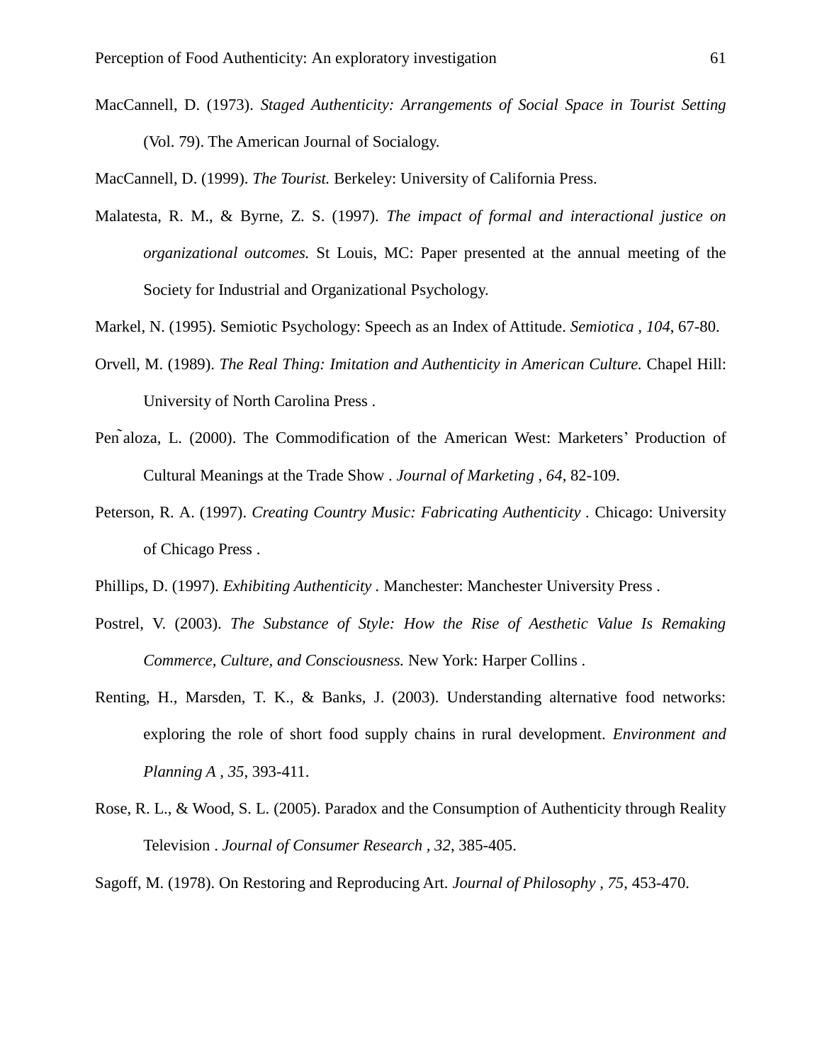MacCannell, D. (1973). *Staged Authenticity: Arrangements of Social Space in Tourist Setting* (Vol. 79). The American Journal of Socialogy.

MacCannell, D. (1999). *The Tourist.* Berkeley: University of California Press.

Malatesta, R. M., & Byrne, Z. S. (1997). *The impact of formal and interactional justice on organizational outcomes.* St Louis, MC: Paper presented at the annual meeting of the Society for Industrial and Organizational Psychology.

Markel, N. (1995). Semiotic Psychology: Speech as an Index of Attitude. *Semiotica , 104*, 67-80.

Orvell, M. (1989). *The Real Thing: Imitation and Authenticity in American Culture.* Chapel Hill: University of North Carolina Press .

Pen˜aloza, L. (2000). The Commodification of the American West: Marketers' Production of Cultural Meanings at the Trade Show . *Journal of Marketing , 64*, 82-109.

Peterson, R. A. (1997). *Creating Country Music: Fabricating Authenticity* . Chicago: University of Chicago Press .

Phillips, D. (1997). *Exhibiting Authenticity* . Manchester: Manchester University Press .

Postrel, V. (2003). *The Substance of Style: How the Rise of Aesthetic Value Is Remaking Commerce, Culture, and Consciousness.* New York: Harper Collins .

Renting, H., Marsden, T. K., & Banks, J. (2003). Understanding alternative food networks: exploring the role of short food supply chains in rural development. *Environment and Planning A , 35*, 393-411.

Rose, R. L., & Wood, S. L. (2005). Paradox and the Consumption of Authenticity through Reality Television . *Journal of Consumer Research , 32*, 385-405.

Sagoff, M. (1978). On Restoring and Reproducing Art. *Journal of Philosophy , 75*, 453-470.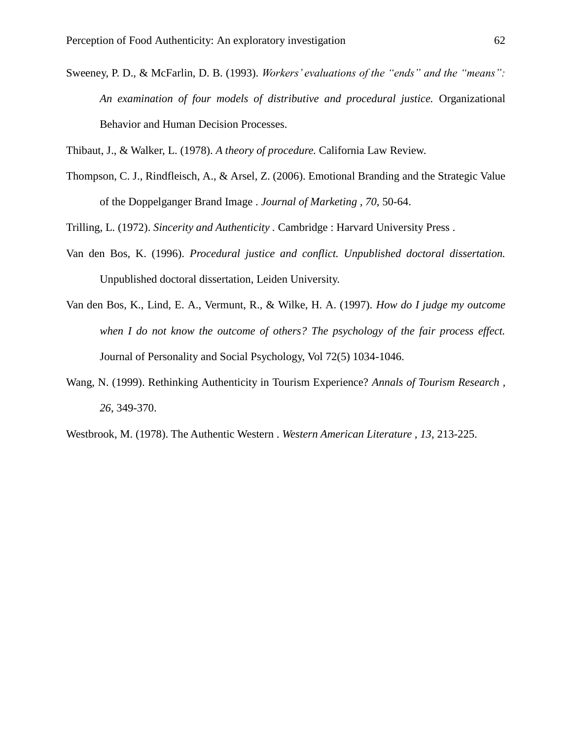Sweeney, P. D., & McFarlin, D. B. (1993). *Workers' evaluations of the "ends" and the "means": An examination of four models of distributive and procedural justice.* Organizational Behavior and Human Decision Processes.

Thibaut, J., & Walker, L. (1978). *A theory of procedure.* California Law Review.

Thompson, C. J., Rindfleisch, A., & Arsel, Z. (2006). Emotional Branding and the Strategic Value of the Doppelganger Brand Image . *Journal of Marketing* , *70*, 50-64.

Trilling, L. (1972). *Sincerity and Authenticity* . Cambridge : Harvard University Press .

Van den Bos, K. (1996). *Procedural justice and conflict. Unpublished doctoral dissertation.* Unpublished doctoral dissertation, Leiden University.

Van den Bos, K., Lind, E. A., Vermunt, R., & Wilke, H. A. (1997). *How do I judge my outcome when I do not know the outcome of others? The psychology of the fair process effect.* Journal of Personality and Social Psychology, Vol 72(5) 1034-1046.

Wang, N. (1999). Rethinking Authenticity in Tourism Experience? *Annals of Tourism Research* , *26*, 349-370.

Westbrook, M. (1978). The Authentic Western . *Western American Literature* , *13*, 213-225.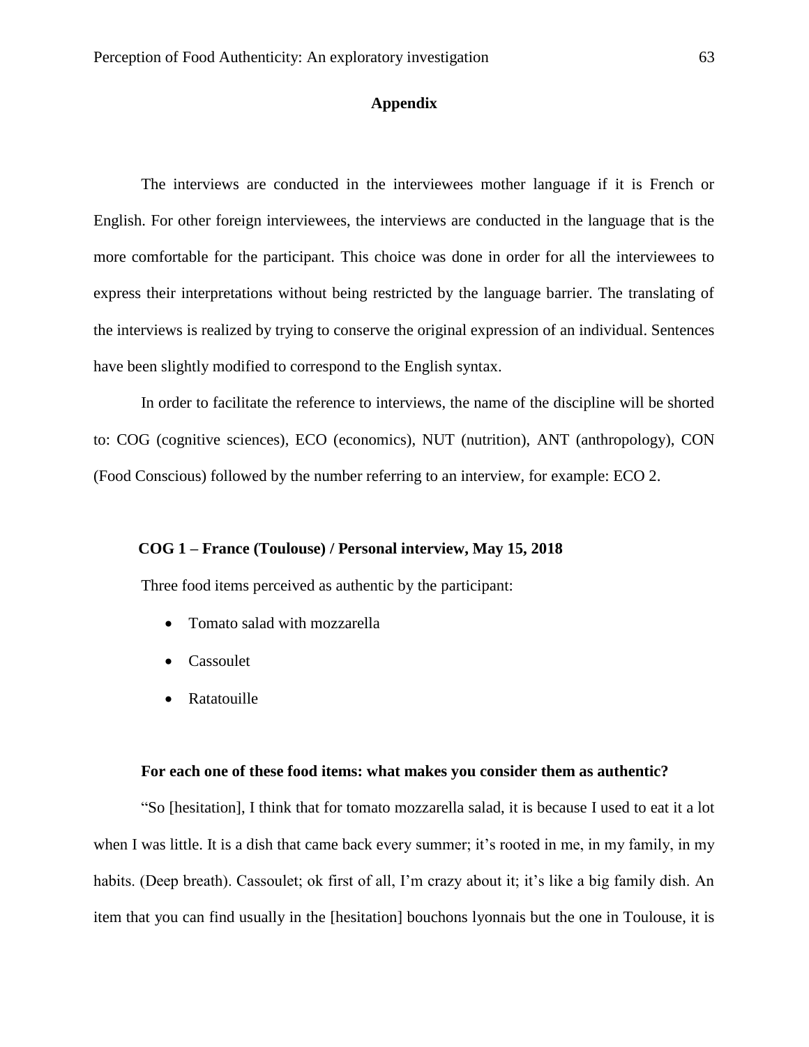# Appendix

The interviews are conducted in the interviewees mother language if it is French or English. For other foreign interviewees, the interviews are conducted in the language that is the more comfortable for the participant. This choice was done in order for all the interviewees to express their interpretations without being restricted by the language barrier. The translating of the interviews is realized by trying to conserve the original expression of an individual. Sentences have been slightly modified to correspond to the English syntax.

In order to facilitate the reference to interviews, the name of the discipline will be shorted to: COG (cognitive sciences), ECO (economics), NUT (nutrition), ANT (anthropology), CON (Food Conscious) followed by the number referring to an interview, for example: ECO 2.

**COG 1 – France (Toulouse) / Personal interview, May 15, 2018**

Three food items perceived as authentic by the participant:

- Tomato salad with mozzarella
- Cassoulet
- Ratatouille

**For each one of these food items: what makes you consider them as authentic?**

"So [hesitation], I think that for tomato mozzarella salad, it is because I used to eat it a lot when I was little. It is a dish that came back every summer; it's rooted in me, in my family, in my habits. (Deep breath). Cassoulet; ok first of all, I'm crazy about it; it's like a big family dish. An item that you can find usually in the [hesitation] bouchons lyonnais but the one in Toulouse, it is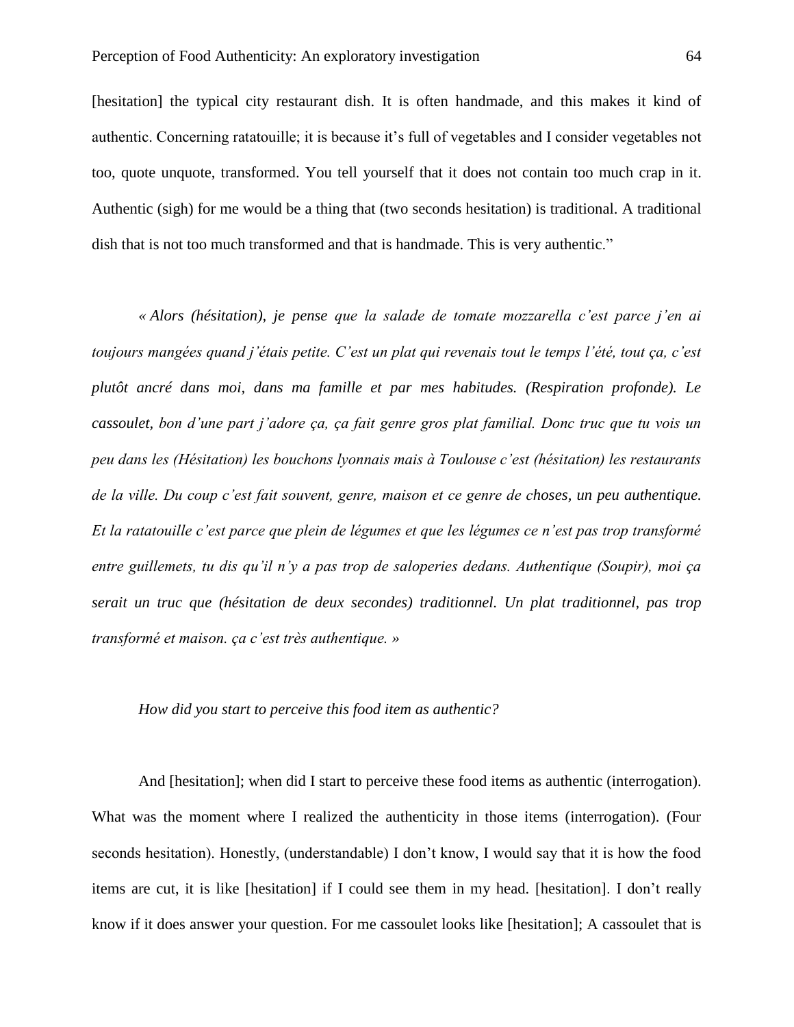[hesitation] the typical city restaurant dish. It is often handmade, and this makes it kind of authentic. Concerning ratatouille; it is because it's full of vegetables and I consider vegetables not too, quote unquote, transformed. You tell yourself that it does not contain too much crap in it. Authentic (sigh) for me would be a thing that (two seconds hesitation) is traditional. A traditional dish that is not too much transformed and that is handmade. This is very authentic."

*« Alors (hésitation), je pense que la salade de tomate mozzarella c'est parce j'en ai toujours mangées quand j'étais petite. C'est un plat qui revenais tout le temps l'été, tout ça, c'est plutôt ancré dans moi, dans ma famille et par mes habitudes. (Respiration profonde). Le cassoulet, bon d'une part j'adore ça, ça fait genre gros plat familial. Donc truc que tu vois un peu dans les (Hésitation) les bouchons lyonnais mais à Toulouse c'est (hésitation) les restaurants de la ville. Du coup c'est fait souvent, genre, maison et ce genre de choses, un peu authentique. Et la ratatouille c'est parce que plein de légumes et que les légumes ce n'est pas trop transformé entre guillemets, tu dis qu'il n'y a pas trop de saloperies dedans. Authentique (Soupir), moi ça serait un truc que (hésitation de deux secondes) traditionnel. Un plat traditionnel, pas trop transformé et maison. ça c'est très authentique. »*

*How did you start to perceive this food item as authentic?*

And [hesitation]; when did I start to perceive these food items as authentic (interrogation). What was the moment where I realized the authenticity in those items (interrogation). (Four seconds hesitation). Honestly, (understandable) I don't know, I would say that it is how the food items are cut, it is like [hesitation] if I could see them in my head. [hesitation]. I don't really know if it does answer your question. For me cassoulet looks like [hesitation]; A cassoulet that is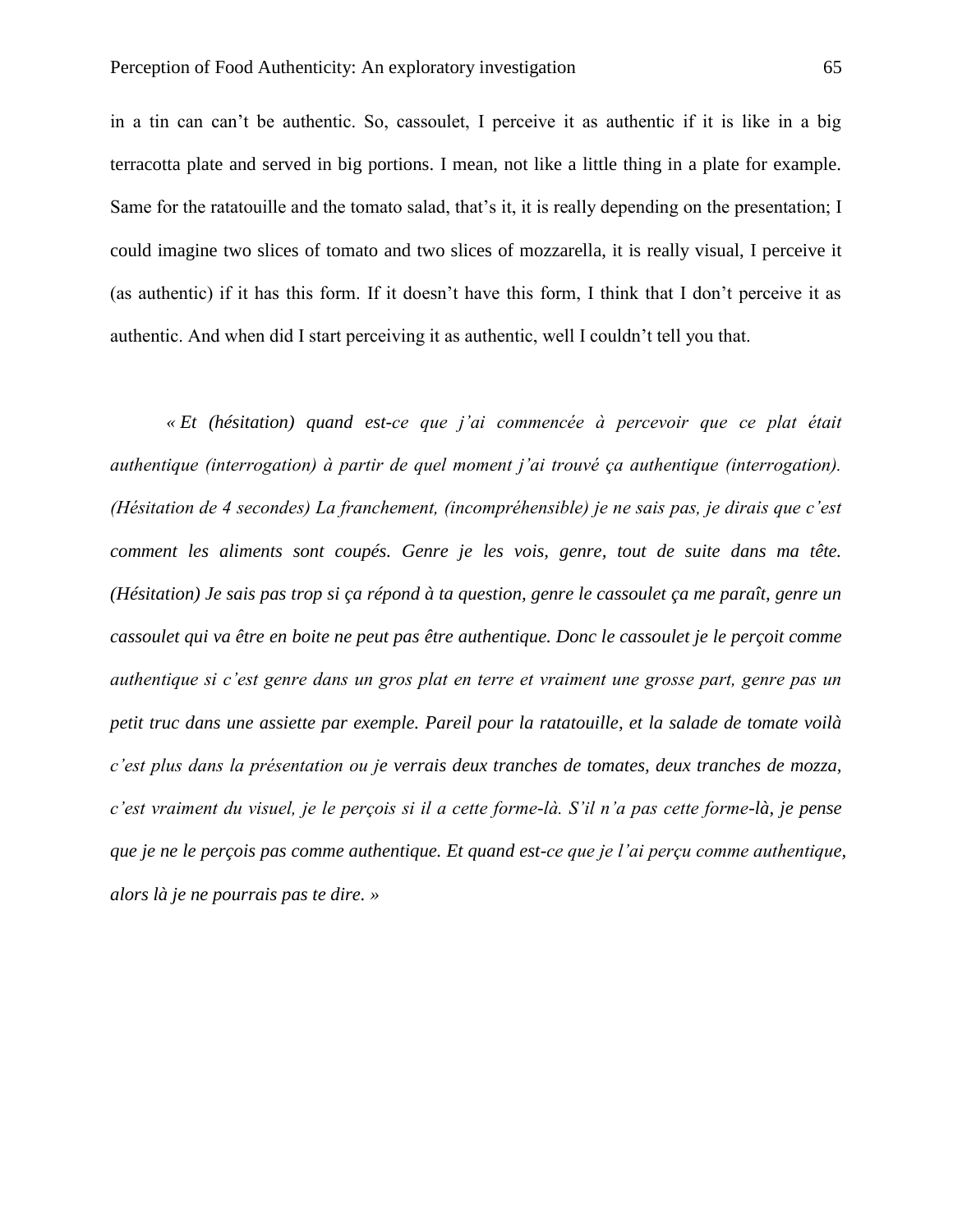in a tin can can't be authentic. So, cassoulet, I perceive it as authentic if it is like in a big terracotta plate and served in big portions. I mean, not like a little thing in a plate for example. Same for the ratatouille and the tomato salad, that's it, it is really depending on the presentation; I could imagine two slices of tomato and two slices of mozzarella, it is really visual, I perceive it (as authentic) if it has this form. If it doesn't have this form, I think that I don't perceive it as authentic. And when did I start perceiving it as authentic, well I couldn't tell you that.

*« Et (hésitation) quand est-ce que j'ai commencée à percevoir que ce plat était authentique (interrogation) à partir de quel moment j'ai trouvé ça authentique (interrogation). (Hésitation de 4 secondes) La franchement, (incompréhensible) je ne sais pas, je dirais que c'est comment les aliments sont coupés. Genre je les vois, genre, tout de suite dans ma tête. (Hésitation) Je sais pas trop si ça répond à ta question, genre le cassoulet ça me paraît, genre un cassoulet qui va être en boite ne peut pas être authentique. Donc le cassoulet je le perçoit comme authentique si c'est genre dans un gros plat en terre et vraiment une grosse part, genre pas un petit truc dans une assiette par exemple. Pareil pour la ratatouille, et la salade de tomate voilà c'est plus dans la présentation ou je verrais deux tranches de tomates, deux tranches de mozza, c'est vraiment du visuel, je le perçois si il a cette forme-là. S'il n'a pas cette forme-là, je pense que je ne le perçois pas comme authentique. Et quand est-ce que je l'ai perçu comme authentique, alors là je ne pourrais pas te dire. »*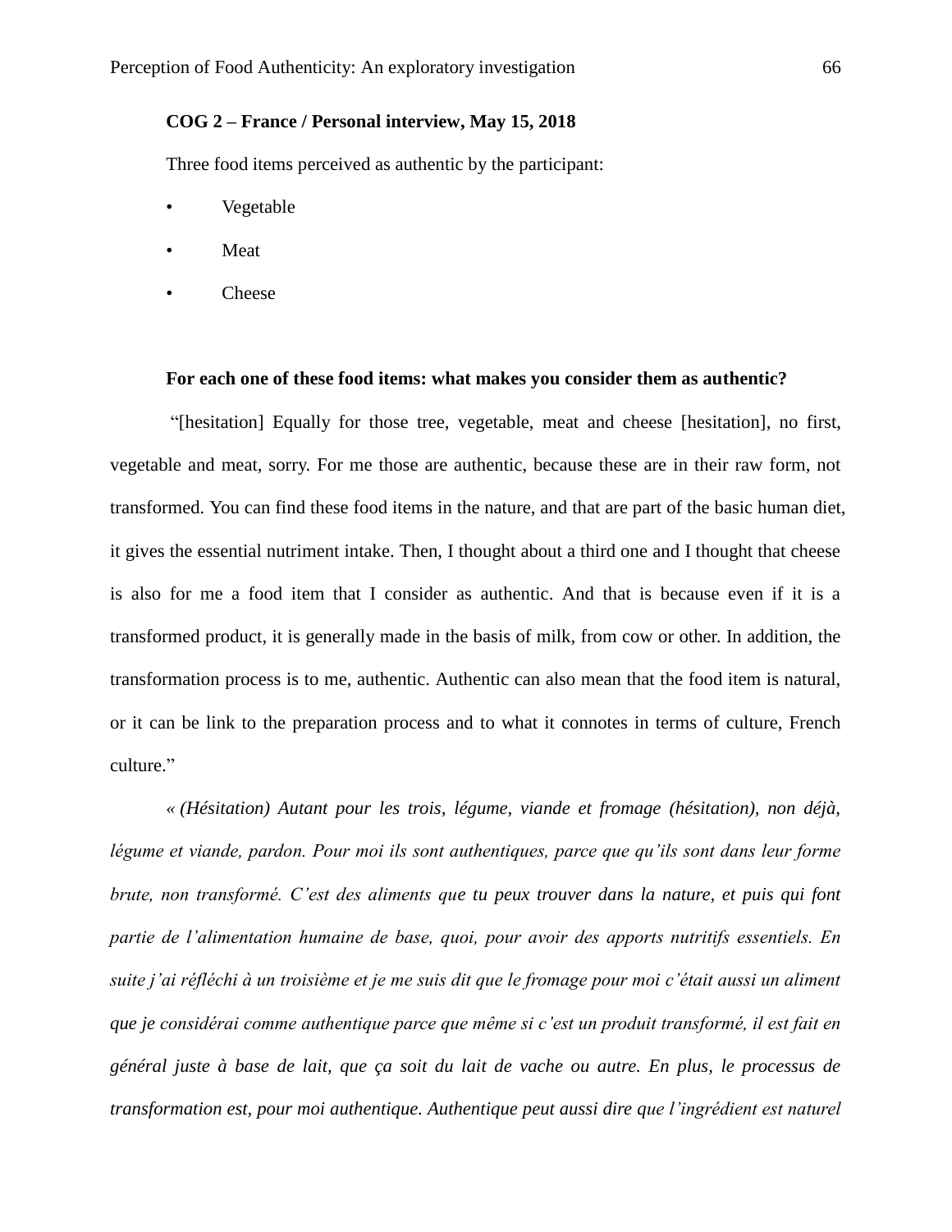**COG 2 – France / Personal interview, May 15, 2018**

Three food items perceived as authentic by the participant:

- Vegetable
- Meat
- Cheese

**For each one of these food items: what makes you consider them as authentic?**

"[hesitation] Equally for those tree, vegetable, meat and cheese [hesitation], no first, vegetable and meat, sorry. For me those are authentic, because these are in their raw form, not transformed. You can find these food items in the nature, and that are part of the basic human diet, it gives the essential nutriment intake. Then, I thought about a third one and I thought that cheese is also for me a food item that I consider as authentic. And that is because even if it is a transformed product, it is generally made in the basis of milk, from cow or other. In addition, the transformation process is to me, authentic. Authentic can also mean that the food item is natural, or it can be link to the preparation process and to what it connotes in terms of culture, French culture."

*« (Hésitation) Autant pour les trois, légume, viande et fromage (hésitation), non déjà, légume et viande, pardon. Pour moi ils sont authentiques, parce que qu'ils sont dans leur forme brute, non transformé. C'est des aliments que tu peux trouver dans la nature, et puis qui font partie de l'alimentation humaine de base, quoi, pour avoir des apports nutritifs essentiels. En suite j'ai réfléchi à un troisième et je me suis dit que le fromage pour moi c'était aussi un aliment que je considérai comme authentique parce que même si c'est un produit transformé, il est fait en général juste à base de lait, que ça soit du lait de vache ou autre. En plus, le processus de transformation est, pour moi authentique. Authentique peut aussi dire que l'ingrédient est naturel*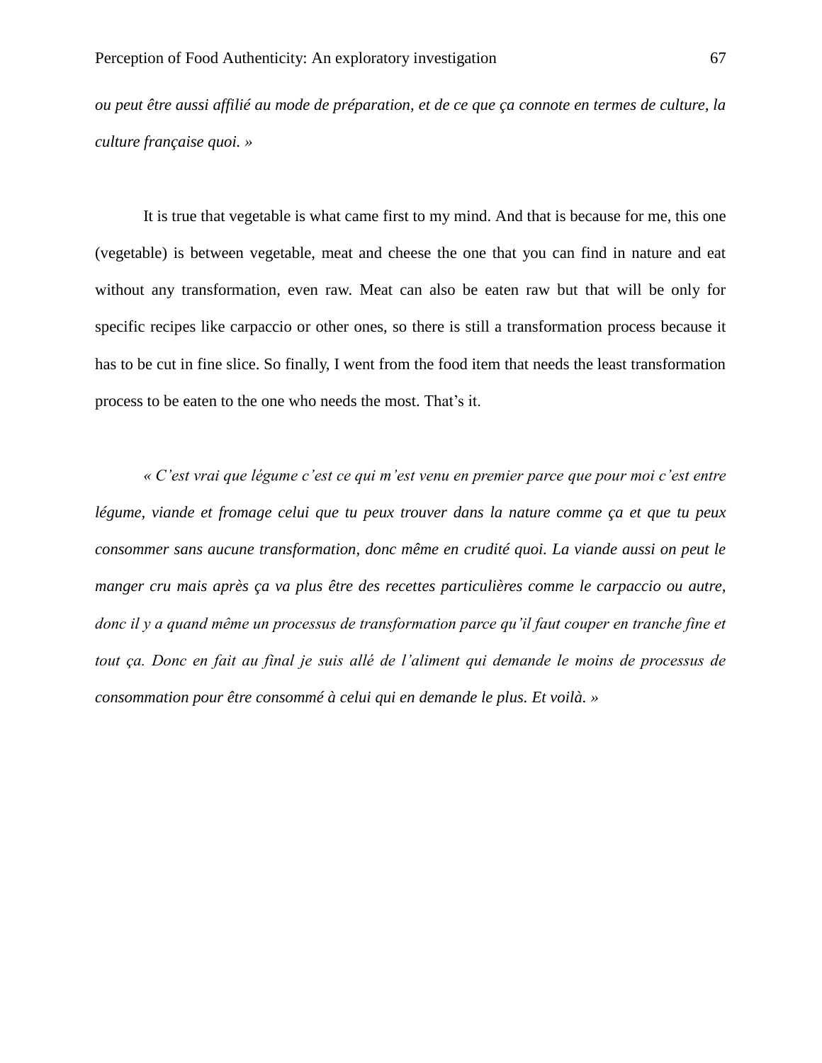*ou peut être aussi affilié au mode de préparation, et de ce que ça connote en termes de culture, la culture française quoi. »*

It is true that vegetable is what came first to my mind. And that is because for me, this one (vegetable) is between vegetable, meat and cheese the one that you can find in nature and eat without any transformation, even raw. Meat can also be eaten raw but that will be only for specific recipes like carpaccio or other ones, so there is still a transformation process because it has to be cut in fine slice. So finally, I went from the food item that needs the least transformation process to be eaten to the one who needs the most. That's it.

*« C'est vrai que légume c'est ce qui m'est venu en premier parce que pour moi c'est entre légume, viande et fromage celui que tu peux trouver dans la nature comme ça et que tu peux consommer sans aucune transformation, donc même en crudité quoi. La viande aussi on peut le manger cru mais après ça va plus être des recettes particulières comme le carpaccio ou autre, donc il y a quand même un processus de transformation parce qu'il faut couper en tranche fine et tout ça. Donc en fait au final je suis allé de l'aliment qui demande le moins de processus de consommation pour être consommé à celui qui en demande le plus. Et voilà. »*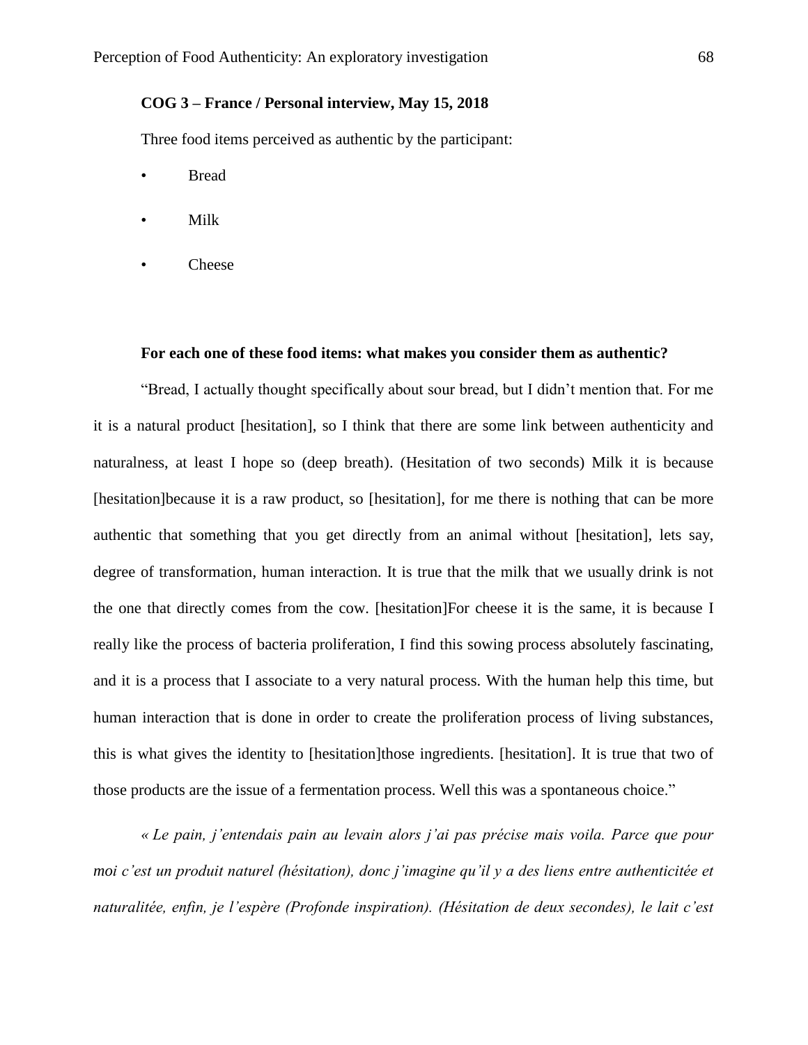**COG 3 – France / Personal interview, May 15, 2018**

Three food items perceived as authentic by the participant:

- Bread
- Milk
- Cheese

**For each one of these food items: what makes you consider them as authentic?**

"Bread, I actually thought specifically about sour bread, but I didn't mention that. For me it is a natural product [hesitation], so I think that there are some link between authenticity and naturalness, at least I hope so (deep breath). (Hesitation of two seconds) Milk it is because [hesitation]because it is a raw product, so [hesitation], for me there is nothing that can be more authentic that something that you get directly from an animal without [hesitation], lets say, degree of transformation, human interaction. It is true that the milk that we usually drink is not the one that directly comes from the cow. [hesitation]For cheese it is the same, it is because I really like the process of bacteria proliferation, I find this sowing process absolutely fascinating, and it is a process that I associate to a very natural process. With the human help this time, but human interaction that is done in order to create the proliferation process of living substances, this is what gives the identity to [hesitation]those ingredients. [hesitation]. It is true that two of those products are the issue of a fermentation process. Well this was a spontaneous choice."

*« Le pain, j'entendais pain au levain alors j'ai pas précise mais voila. Parce que pour moi c'est un produit naturel (hésitation), donc j'imagine qu'il y a des liens entre authenticitée et naturalitée, enfin, je l'espère (Profonde inspiration). (Hésitation de deux secondes), le lait c'est*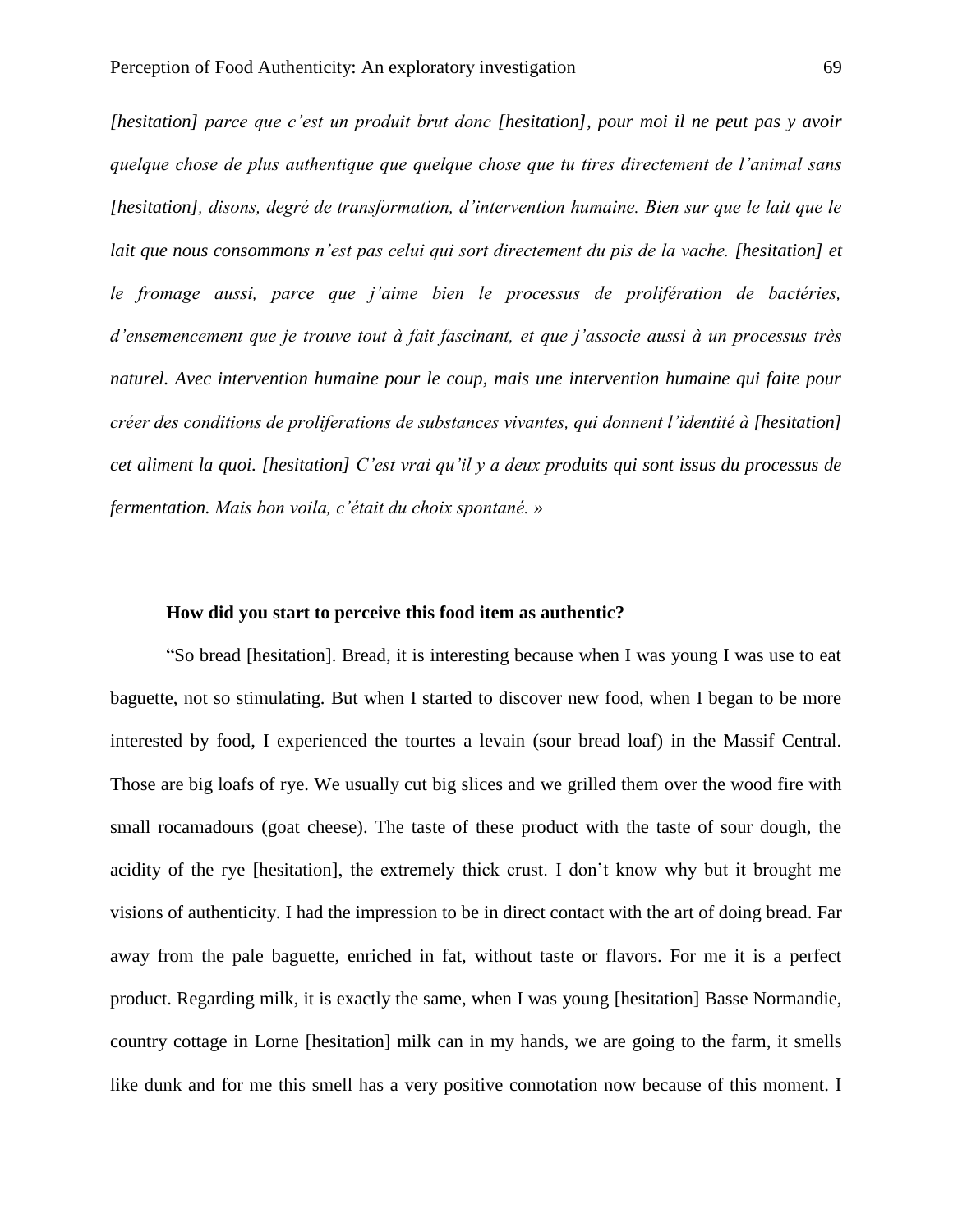*[hesitation] parce que c'est un produit brut donc [hesitation], pour moi il ne peut pas y avoir quelque chose de plus authentique que quelque chose que tu tires directement de l'animal sans [hesitation], disons, degré de transformation, d'intervention humaine. Bien sur que le lait que le lait que nous consommons n'est pas celui qui sort directement du pis de la vache. [hesitation] et le fromage aussi, parce que j'aime bien le processus de prolifération de bactéries, d'ensemencement que je trouve tout à fait fascinant, et que j'associe aussi à un processus très naturel. Avec intervention humaine pour le coup, mais une intervention humaine qui faite pour créer des conditions de proliferations de substances vivantes, qui donnent l'identité à [hesitation] cet aliment la quoi. [hesitation] C'est vrai qu'il y a deux produits qui sont issus du processus de fermentation. Mais bon voila, c'était du choix spontané. »*

**How did you start to perceive this food item as authentic?**

"So bread [hesitation]. Bread, it is interesting because when I was young I was use to eat baguette, not so stimulating. But when I started to discover new food, when I began to be more interested by food, I experienced the tourtes a levain (sour bread loaf) in the Massif Central. Those are big loafs of rye. We usually cut big slices and we grilled them over the wood fire with small rocamadours (goat cheese). The taste of these product with the taste of sour dough, the acidity of the rye [hesitation], the extremely thick crust. I don't know why but it brought me visions of authenticity. I had the impression to be in direct contact with the art of doing bread. Far away from the pale baguette, enriched in fat, without taste or flavors. For me it is a perfect product. Regarding milk, it is exactly the same, when I was young [hesitation] Basse Normandie, country cottage in Lorne [hesitation] milk can in my hands, we are going to the farm, it smells like dunk and for me this smell has a very positive connotation now because of this moment. I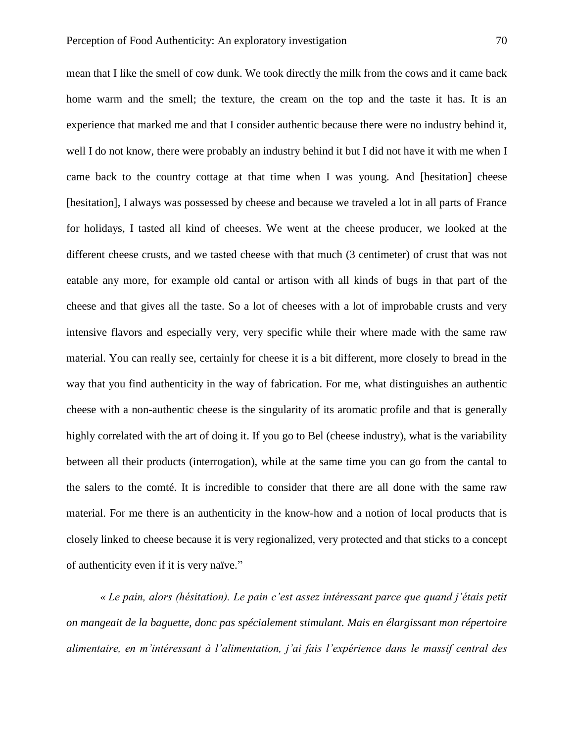mean that I like the smell of cow dunk. We took directly the milk from the cows and it came back home warm and the smell; the texture, the cream on the top and the taste it has. It is an experience that marked me and that I consider authentic because there were no industry behind it, well I do not know, there were probably an industry behind it but I did not have it with me when I came back to the country cottage at that time when I was young. And [hesitation] cheese [hesitation], I always was possessed by cheese and because we traveled a lot in all parts of France for holidays, I tasted all kind of cheeses. We went at the cheese producer, we looked at the different cheese crusts, and we tasted cheese with that much (3 centimeter) of crust that was not eatable any more, for example old cantal or artison with all kinds of bugs in that part of the cheese and that gives all the taste. So a lot of cheeses with a lot of improbable crusts and very intensive flavors and especially very, very specific while their where made with the same raw material. You can really see, certainly for cheese it is a bit different, more closely to bread in the way that you find authenticity in the way of fabrication. For me, what distinguishes an authentic cheese with a non-authentic cheese is the singularity of its aromatic profile and that is generally highly correlated with the art of doing it. If you go to Bel (cheese industry), what is the variability between all their products (interrogation), while at the same time you can go from the cantal to the salers to the comté. It is incredible to consider that there are all done with the same raw material. For me there is an authenticity in the know-how and a notion of local products that is closely linked to cheese because it is very regionalized, very protected and that sticks to a concept of authenticity even if it is very naïve."

*« Le pain, alors (hésitation). Le pain c'est assez intéressant parce que quand j'étais petit on mangeait de la baguette, donc pas spécialement stimulant. Mais en élargissant mon répertoire alimentaire, en m'intéressant à l'alimentation, j'ai fais l'expérience dans le massif central des*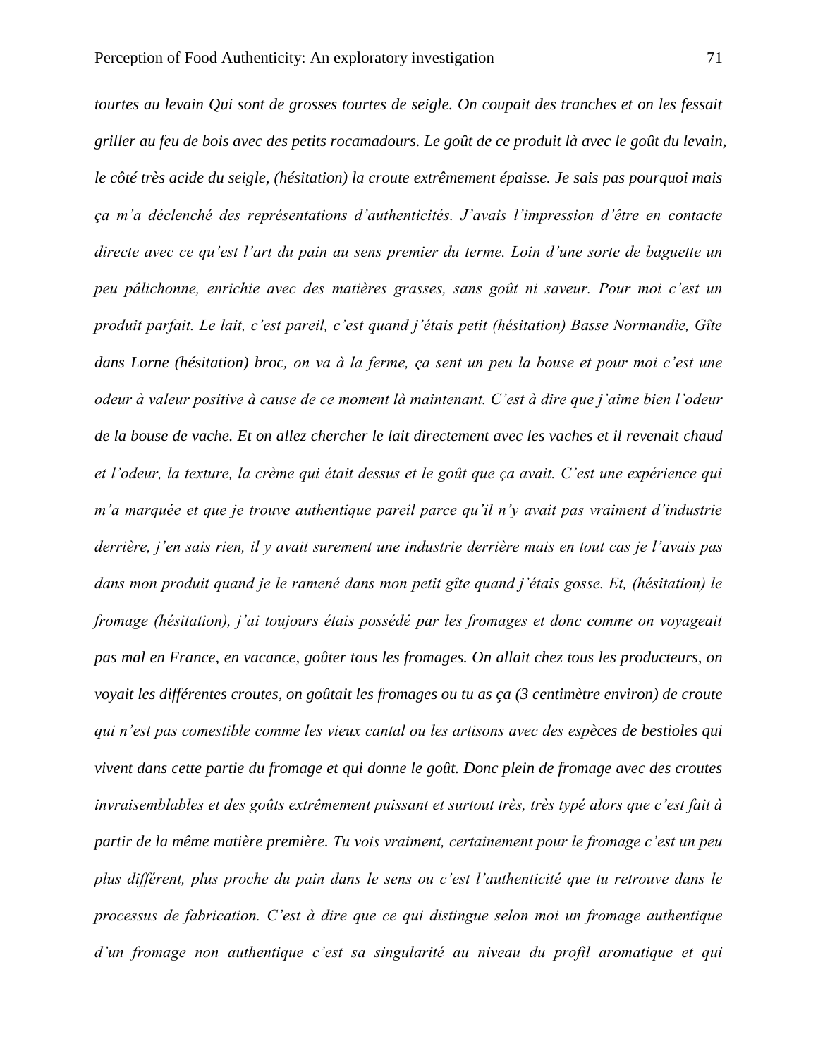*tourtes au levain Qui sont de grosses tourtes de seigle. On coupait des tranches et on les fessait griller au feu de bois avec des petits rocamadours. Le goût de ce produit là avec le goût du levain, le côté très acide du seigle, (hésitation) la croute extrêmement épaisse. Je sais pas pourquoi mais ça m'a déclenché des représentations d'authenticités. J'avais l'impression d'être en contacte directe avec ce qu'est l'art du pain au sens premier du terme. Loin d'une sorte de baguette un peu pâlichonne, enrichie avec des matières grasses, sans goût ni saveur. Pour moi c'est un produit parfait. Le lait, c'est pareil, c'est quand j'étais petit (hésitation) Basse Normandie, Gîte dans Lorne (hésitation) broc, on va à la ferme, ça sent un peu la bouse et pour moi c'est une odeur à valeur positive à cause de ce moment là maintenant. C'est à dire que j'aime bien l'odeur de la bouse de vache. Et on allez chercher le lait directement avec les vaches et il revenait chaud et l'odeur, la texture, la crème qui était dessus et le goût que ça avait. C'est une expérience qui m'a marquée et que je trouve authentique pareil parce qu'il n'y avait pas vraiment d'industrie derrière, j'en sais rien, il y avait surement une industrie derrière mais en tout cas je l'avais pas dans mon produit quand je le ramené dans mon petit gîte quand j'étais gosse. Et, (hésitation) le fromage (hésitation), j'ai toujours étais possédé par les fromages et donc comme on voyageait pas mal en France, en vacance, goûter tous les fromages. On allait chez tous les producteurs, on voyait les différentes croutes, on goûtait les fromages ou tu as ça (3 centimètre environ) de croute qui n'est pas comestible comme les vieux cantal ou les artisons avec des espèces de bestioles qui vivent dans cette partie du fromage et qui donne le goût. Donc plein de fromage avec des croutes invraisemblables et des goûts extrêmement puissant et surtout très, très typé alors que c'est fait à partir de la même matière première. Tu vois vraiment, certainement pour le fromage c'est un peu plus différent, plus proche du pain dans le sens ou c'est l'authenticité que tu retrouve dans le processus de fabrication. C'est à dire que ce qui distingue selon moi un fromage authentique d'un fromage non authentique c'est sa singularité au niveau du profil aromatique et qui*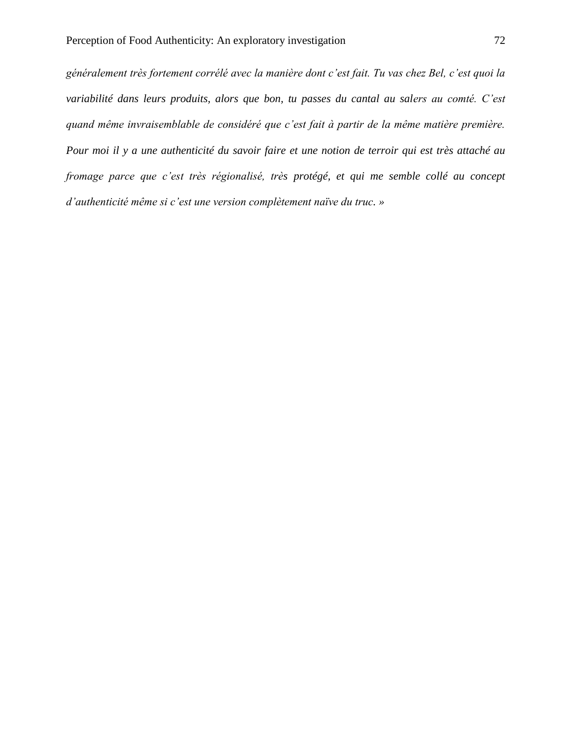*généralement très fortement corrélé avec la manière dont c'est fait. Tu vas chez Bel, c'est quoi la variabilité dans leurs produits, alors que bon, tu passes du cantal au salers au comté. C'est quand même invraisemblable de considéré que c'est fait à partir de la même matière première. Pour moi il y a une authenticité du savoir faire et une notion de terroir qui est très attaché au fromage parce que c'est très régionalisé, très protégé, et qui me semble collé au concept d'authenticité même si c'est une version complètement naïve du truc. »*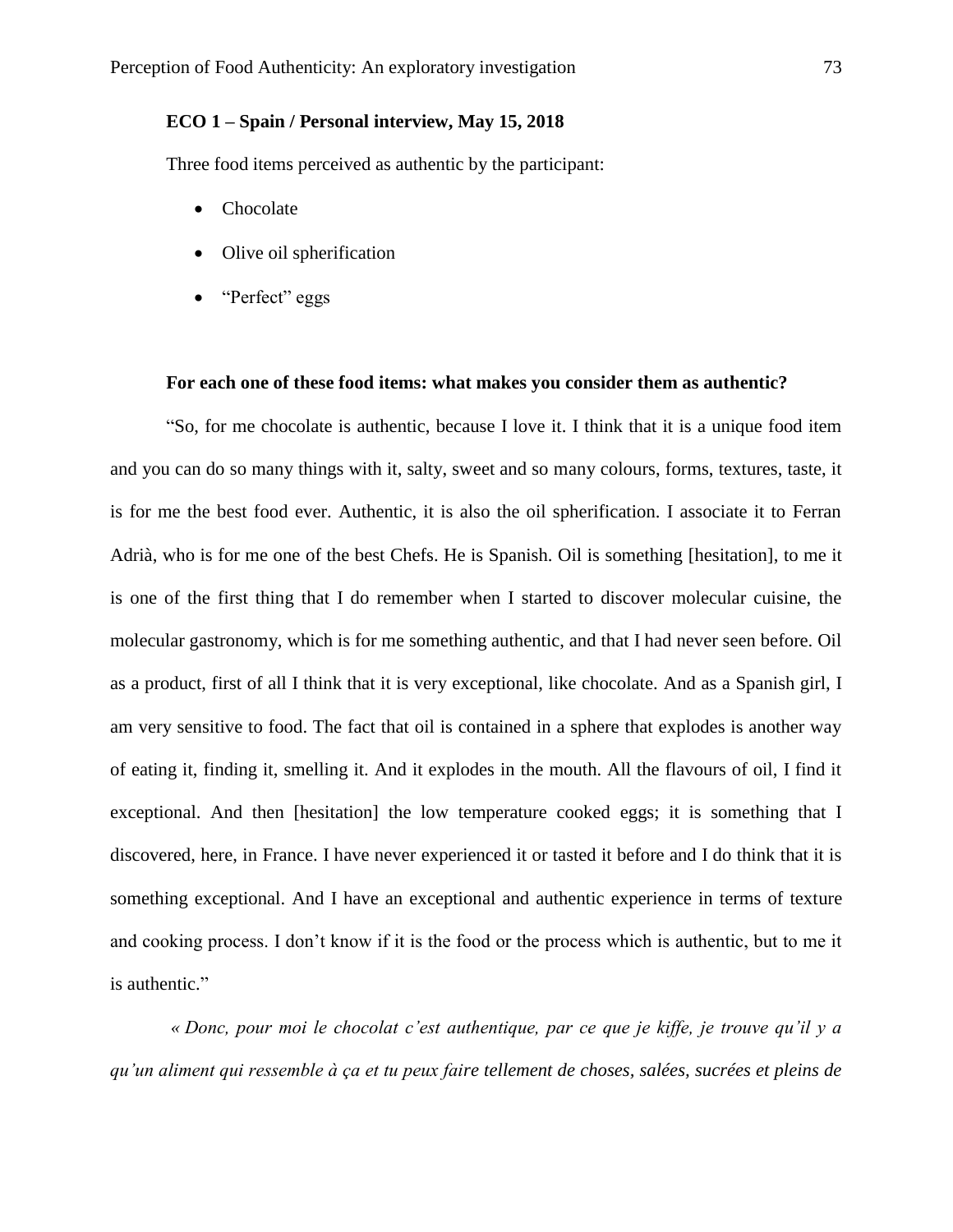**ECO 1 – Spain / Personal interview, May 15, 2018**

Three food items perceived as authentic by the participant:

- Chocolate
- Olive oil spherification
- "Perfect" eggs

**For each one of these food items: what makes you consider them as authentic?**

"So, for me chocolate is authentic, because I love it. I think that it is a unique food item and you can do so many things with it, salty, sweet and so many colours, forms, textures, taste, it is for me the best food ever. Authentic, it is also the oil spherification. I associate it to Ferran Adrià, who is for me one of the best Chefs. He is Spanish. Oil is something [hesitation], to me it is one of the first thing that I do remember when I started to discover molecular cuisine, the molecular gastronomy, which is for me something authentic, and that I had never seen before. Oil as a product, first of all I think that it is very exceptional, like chocolate. And as a Spanish girl, I am very sensitive to food. The fact that oil is contained in a sphere that explodes is another way of eating it, finding it, smelling it. And it explodes in the mouth. All the flavours of oil, I find it exceptional. And then [hesitation] the low temperature cooked eggs; it is something that I discovered, here, in France. I have never experienced it or tasted it before and I do think that it is something exceptional. And I have an exceptional and authentic experience in terms of texture and cooking process. I don't know if it is the food or the process which is authentic, but to me it is authentic."

*« Donc, pour moi le chocolat c'est authentique, par ce que je kiffe, je trouve qu'il y a qu'un aliment qui ressemble à ça et tu peux faire tellement de choses, salées, sucrées et pleins de*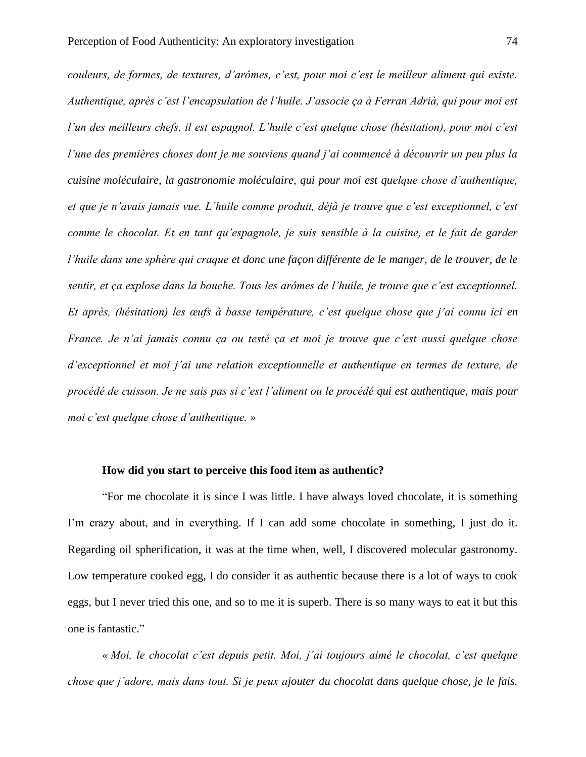*couleurs, de formes, de textures, d'arômes, c'est, pour moi c'est le meilleur aliment qui existe. Authentique, après c'est l'encapsulation de l'huile. J'associe ça à Ferran Adrià, qui pour moi est l'un des meilleurs chefs, il est espagnol. L'huile c'est quelque chose (hésitation), pour moi c'est l'une des premières choses dont je me souviens quand j'ai commencé à découvrir un peu plus la cuisine moléculaire, la gastronomie moléculaire, qui pour moi est quelque chose d'authentique, et que je n'avais jamais vue. L'huile comme produit, déjà je trouve que c'est exceptionnel, c'est comme le chocolat. Et en tant qu'espagnole, je suis sensible à la cuisine, et le fait de garder l'huile dans une sphère qui craque et donc une façon différente de le manger, de le trouver, de le sentir, et ça explose dans la bouche. Tous les arômes de l'huile, je trouve que c'est exceptionnel. Et après, (hésitation) les œufs à basse température, c'est quelque chose que j'ai connu ici en France. Je n'ai jamais connu ça ou testé ça et moi je trouve que c'est aussi quelque chose d'exceptionnel et moi j'ai une relation exceptionnelle et authentique en termes de texture, de procédé de cuisson. Je ne sais pas si c'est l'aliment ou le procédé qui est authentique, mais pour moi c'est quelque chose d'authentique. »*

**How did you start to perceive this food item as authentic?**

"For me chocolate it is since I was little. I have always loved chocolate, it is something I'm crazy about, and in everything. If I can add some chocolate in something, I just do it. Regarding oil spherification, it was at the time when, well, I discovered molecular gastronomy. Low temperature cooked egg, I do consider it as authentic because there is a lot of ways to cook eggs, but I never tried this one, and so to me it is superb. There is so many ways to eat it but this one is fantastic."

*« Moi, le chocolat c'est depuis petit. Moi, j'ai toujours aimé le chocolat, c'est quelque chose que j'adore, mais dans tout. Si je peux ajouter du chocolat dans quelque chose, je le fais.*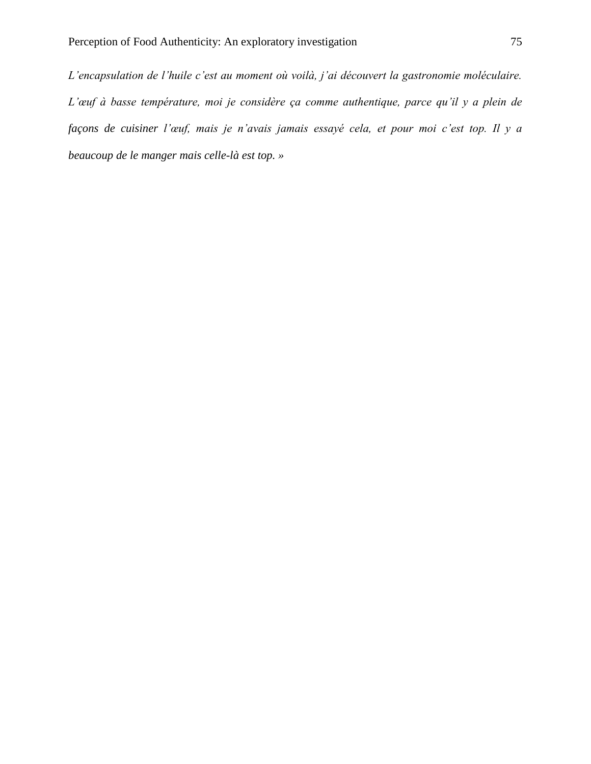*L'encapsulation de l'huile c'est au moment où voilà, j'ai découvert la gastronomie moléculaire. L'œuf à basse température, moi je considère ça comme authentique, parce qu'il y a plein de façons de cuisiner l'œuf, mais je n'avais jamais essayé cela, et pour moi c'est top. Il y a beaucoup de le manger mais celle-là est top. »*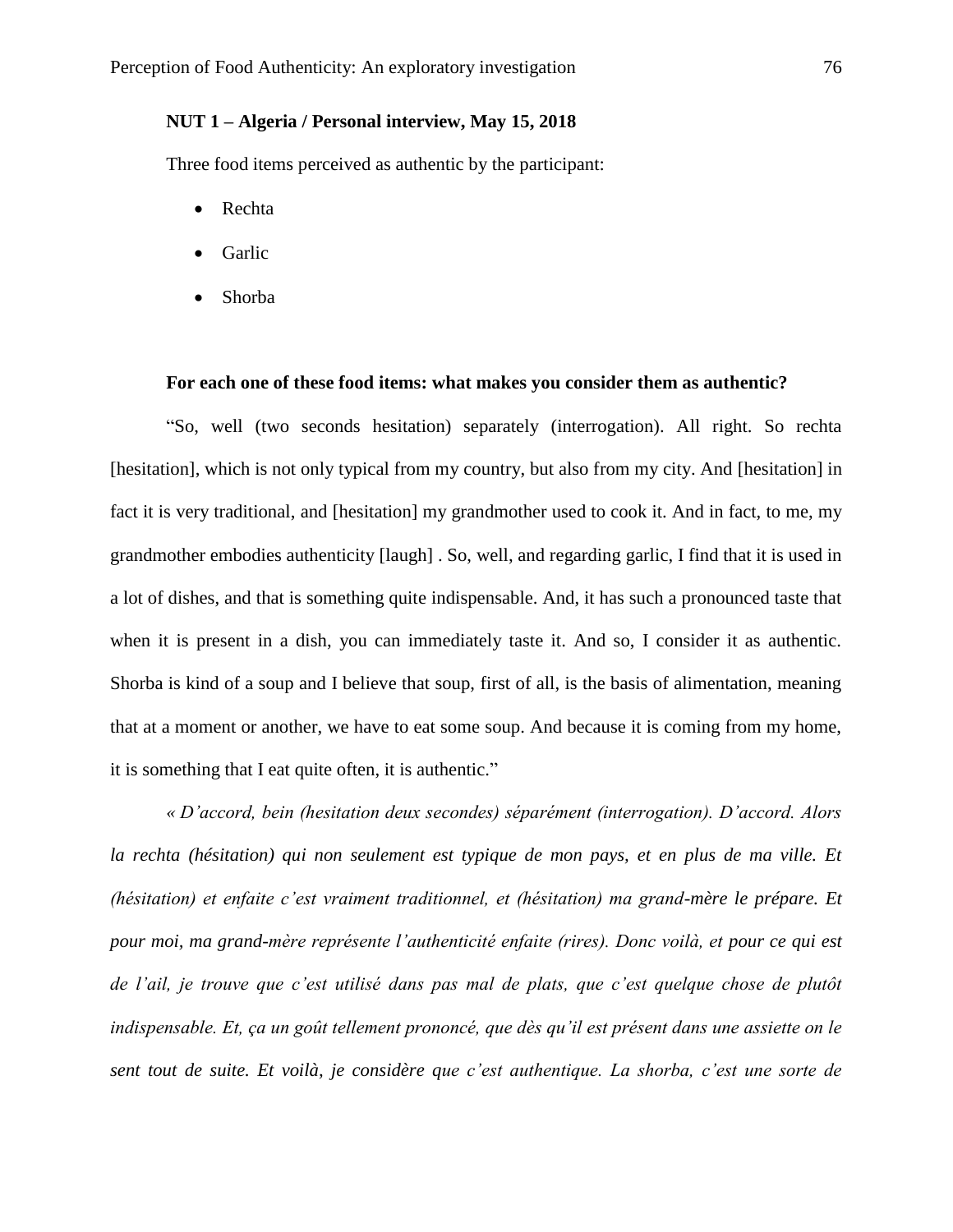**NUT 1 – Algeria / Personal interview, May 15, 2018**

Three food items perceived as authentic by the participant:

- Rechta
- Garlic
- Shorba

**For each one of these food items: what makes you consider them as authentic?**

"So, well (two seconds hesitation) separately (interrogation). All right. So rechta [hesitation], which is not only typical from my country, but also from my city. And [hesitation] in fact it is very traditional, and [hesitation] my grandmother used to cook it. And in fact, to me, my grandmother embodies authenticity [laugh] . So, well, and regarding garlic, I find that it is used in a lot of dishes, and that is something quite indispensable. And, it has such a pronounced taste that when it is present in a dish, you can immediately taste it. And so, I consider it as authentic. Shorba is kind of a soup and I believe that soup, first of all, is the basis of alimentation, meaning that at a moment or another, we have to eat some soup. And because it is coming from my home, it is something that I eat quite often, it is authentic."

*« D'accord, bein (hesitation deux secondes) séparément (interrogation). D'accord. Alors la rechta (hésitation) qui non seulement est typique de mon pays, et en plus de ma ville. Et (hésitation) et enfaite c'est vraiment traditionnel, et (hésitation) ma grand-mère le prépare. Et pour moi, ma grand-mère représente l'authenticité enfaite (rires). Donc voilà, et pour ce qui est de l'ail, je trouve que c'est utilisé dans pas mal de plats, que c'est quelque chose de plutôt indispensable. Et, ça un goût tellement prononcé, que dès qu'il est présent dans une assiette on le sent tout de suite. Et voilà, je considère que c'est authentique. La shorba, c'est une sorte de*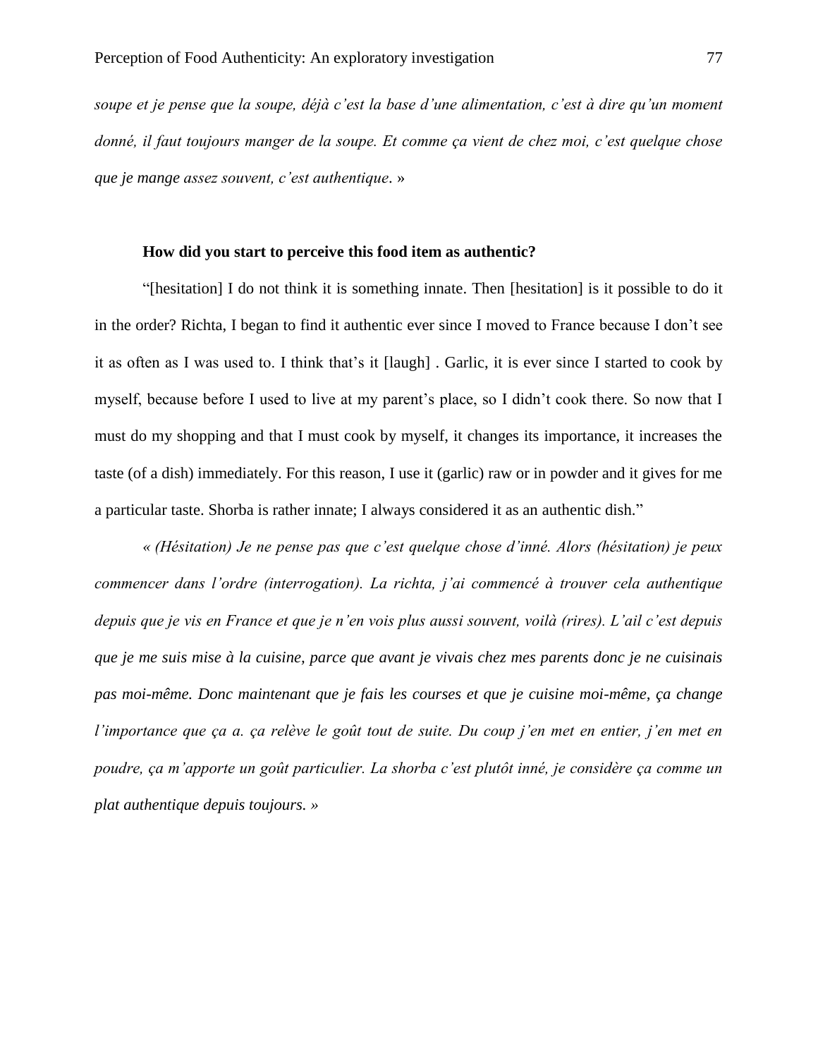*soupe et je pense que la soupe, déjà c'est la base d'une alimentation, c'est à dire qu'un moment donné, il faut toujours manger de la soupe. Et comme ça vient de chez moi, c'est quelque chose que je mange assez souvent, c'est authentique*. »

**How did you start to perceive this food item as authentic?**

"[hesitation] I do not think it is something innate. Then [hesitation] is it possible to do it in the order? Richta, I began to find it authentic ever since I moved to France because I don't see it as often as I was used to. I think that's it [laugh] . Garlic, it is ever since I started to cook by myself, because before I used to live at my parent's place, so I didn't cook there. So now that I must do my shopping and that I must cook by myself, it changes its importance, it increases the taste (of a dish) immediately. For this reason, I use it (garlic) raw or in powder and it gives for me a particular taste. Shorba is rather innate; I always considered it as an authentic dish."

*« (Hésitation) Je ne pense pas que c'est quelque chose d'inné. Alors (hésitation) je peux commencer dans l'ordre (interrogation). La richta, j'ai commencé à trouver cela authentique depuis que je vis en France et que je n'en vois plus aussi souvent, voilà (rires). L'ail c'est depuis que je me suis mise à la cuisine, parce que avant je vivais chez mes parents donc je ne cuisinais pas moi-même. Donc maintenant que je fais les courses et que je cuisine moi-même, ça change l'importance que ça a. ça relève le goût tout de suite. Du coup j'en met en entier, j'en met en poudre, ça m'apporte un goût particulier. La shorba c'est plutôt inné, je considère ça comme un plat authentique depuis toujours. »*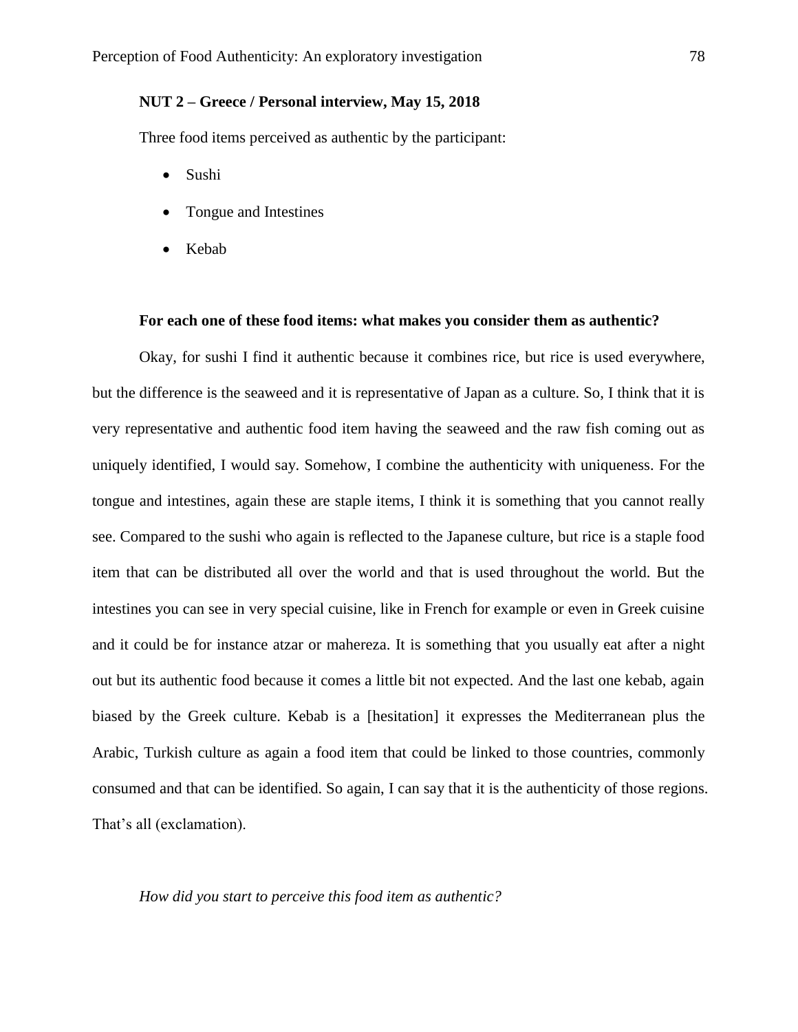**NUT 2 – Greece / Personal interview, May 15, 2018**

Three food items perceived as authentic by the participant:

- Sushi
- Tongue and Intestines
- Kebab

**For each one of these food items: what makes you consider them as authentic?**

Okay, for sushi I find it authentic because it combines rice, but rice is used everywhere, but the difference is the seaweed and it is representative of Japan as a culture. So, I think that it is very representative and authentic food item having the seaweed and the raw fish coming out as uniquely identified, I would say. Somehow, I combine the authenticity with uniqueness. For the tongue and intestines, again these are staple items, I think it is something that you cannot really see. Compared to the sushi who again is reflected to the Japanese culture, but rice is a staple food item that can be distributed all over the world and that is used throughout the world. But the intestines you can see in very special cuisine, like in French for example or even in Greek cuisine and it could be for instance atzar or mahereza. It is something that you usually eat after a night out but its authentic food because it comes a little bit not expected. And the last one kebab, again biased by the Greek culture. Kebab is a [hesitation] it expresses the Mediterranean plus the Arabic, Turkish culture as again a food item that could be linked to those countries, commonly consumed and that can be identified. So again, I can say that it is the authenticity of those regions. That's all (exclamation).

*How did you start to perceive this food item as authentic?*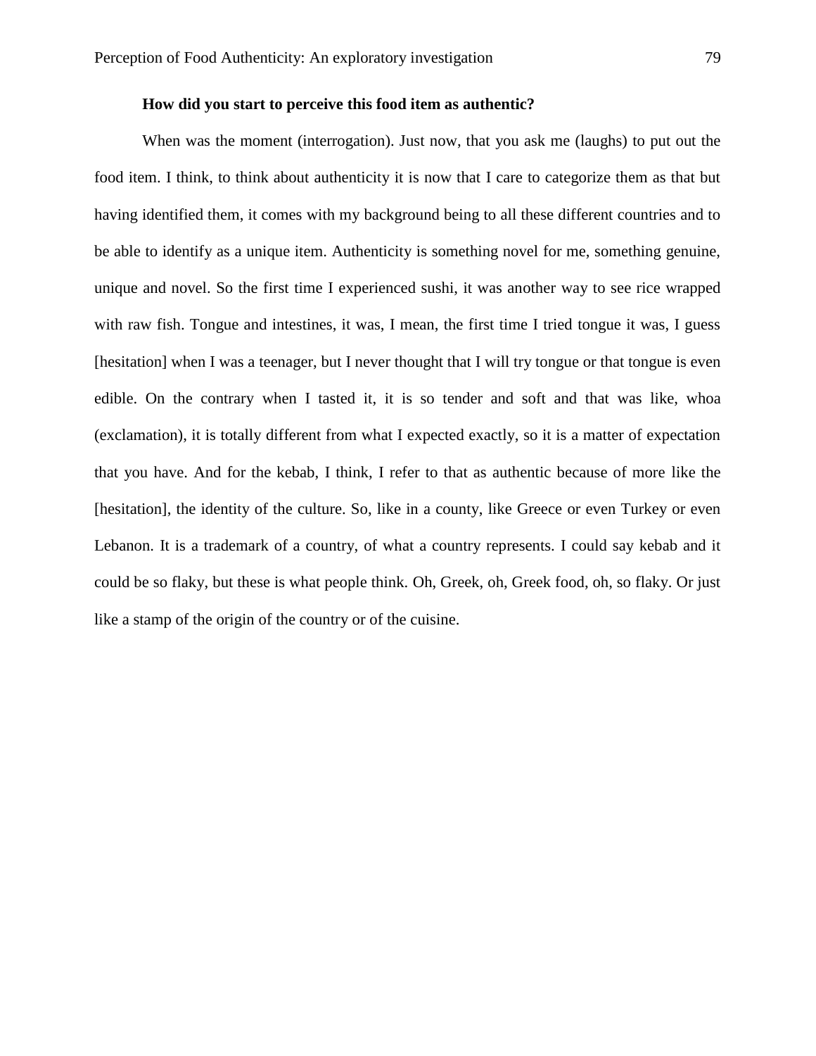**How did you start to perceive this food item as authentic?**

When was the moment (interrogation). Just now, that you ask me (laughs) to put out the food item. I think, to think about authenticity it is now that I care to categorize them as that but having identified them, it comes with my background being to all these different countries and to be able to identify as a unique item. Authenticity is something novel for me, something genuine, unique and novel. So the first time I experienced sushi, it was another way to see rice wrapped with raw fish. Tongue and intestines, it was, I mean, the first time I tried tongue it was, I guess [hesitation] when I was a teenager, but I never thought that I will try tongue or that tongue is even edible. On the contrary when I tasted it, it is so tender and soft and that was like, whoa (exclamation), it is totally different from what I expected exactly, so it is a matter of expectation that you have. And for the kebab, I think, I refer to that as authentic because of more like the [hesitation], the identity of the culture. So, like in a county, like Greece or even Turkey or even Lebanon. It is a trademark of a country, of what a country represents. I could say kebab and it could be so flaky, but these is what people think. Oh, Greek, oh, Greek food, oh, so flaky. Or just like a stamp of the origin of the country or of the cuisine.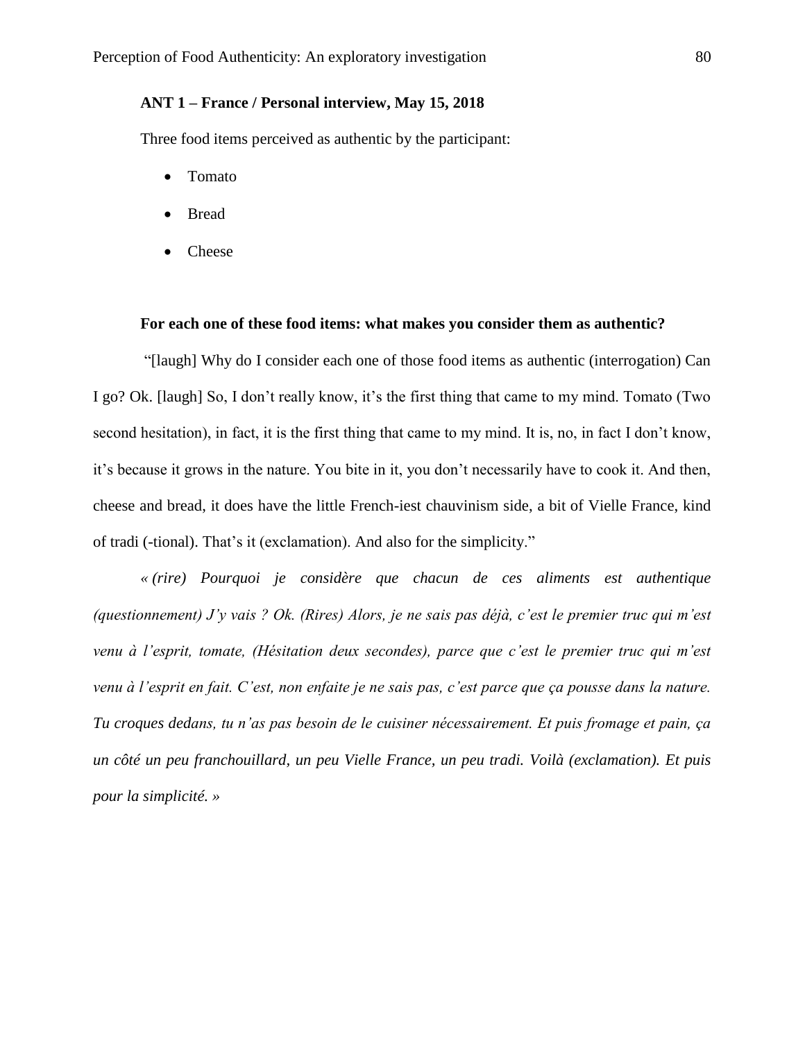**ANT 1 – France / Personal interview, May 15, 2018**

Three food items perceived as authentic by the participant:

- Tomato
- Bread
- Cheese

**For each one of these food items: what makes you consider them as authentic?**

"[laugh] Why do I consider each one of those food items as authentic (interrogation) Can I go? Ok. [laugh] So, I don't really know, it's the first thing that came to my mind. Tomato (Two second hesitation), in fact, it is the first thing that came to my mind. It is, no, in fact I don't know, it's because it grows in the nature. You bite in it, you don't necessarily have to cook it. And then, cheese and bread, it does have the little French-iest chauvinism side, a bit of Vielle France, kind of tradi (-tional). That's it (exclamation). And also for the simplicity."

*« (rire) Pourquoi je considère que chacun de ces aliments est authentique (questionnement) J'y vais ? Ok. (Rires) Alors, je ne sais pas déjà, c'est le premier truc qui m'est venu à l'esprit, tomate, (Hésitation deux secondes), parce que c'est le premier truc qui m'est venu à l'esprit en fait. C'est, non enfaite je ne sais pas, c'est parce que ça pousse dans la nature. Tu croques dedans, tu n'as pas besoin de le cuisiner nécessairement. Et puis fromage et pain, ça un côté un peu franchouillard, un peu Vielle France, un peu tradi. Voilà (exclamation). Et puis pour la simplicité. »*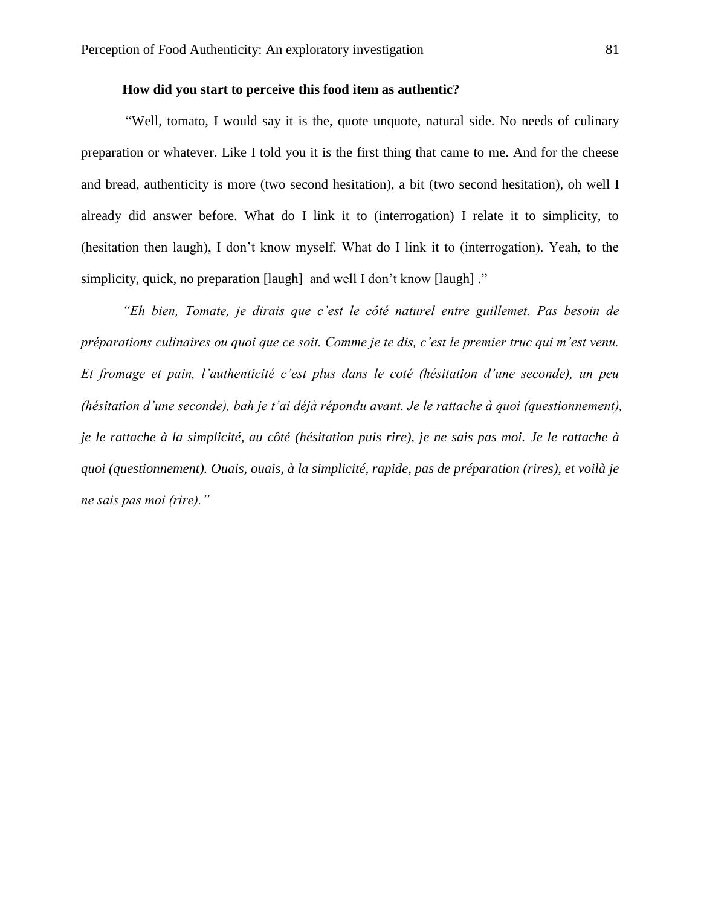**How did you start to perceive this food item as authentic?**

"Well, tomato, I would say it is the, quote unquote, natural side. No needs of culinary preparation or whatever. Like I told you it is the first thing that came to me. And for the cheese and bread, authenticity is more (two second hesitation), a bit (two second hesitation), oh well I already did answer before. What do I link it to (interrogation) I relate it to simplicity, to (hesitation then laugh), I don't know myself. What do I link it to (interrogation). Yeah, to the simplicity, quick, no preparation [laugh] and well I don't know [laugh] ."

*"Eh bien, Tomate, je dirais que c'est le côté naturel entre guillemet. Pas besoin de préparations culinaires ou quoi que ce soit. Comme je te dis, c'est le premier truc qui m'est venu. Et fromage et pain, l'authenticité c'est plus dans le coté (hésitation d'une seconde), un peu (hésitation d'une seconde), bah je t'ai déjà répondu avant. Je le rattache à quoi (questionnement), je le rattache à la simplicité, au côté (hésitation puis rire), je ne sais pas moi. Je le rattache à quoi (questionnement). Ouais, ouais, à la simplicité, rapide, pas de préparation (rires), et voilà je ne sais pas moi (rire)."*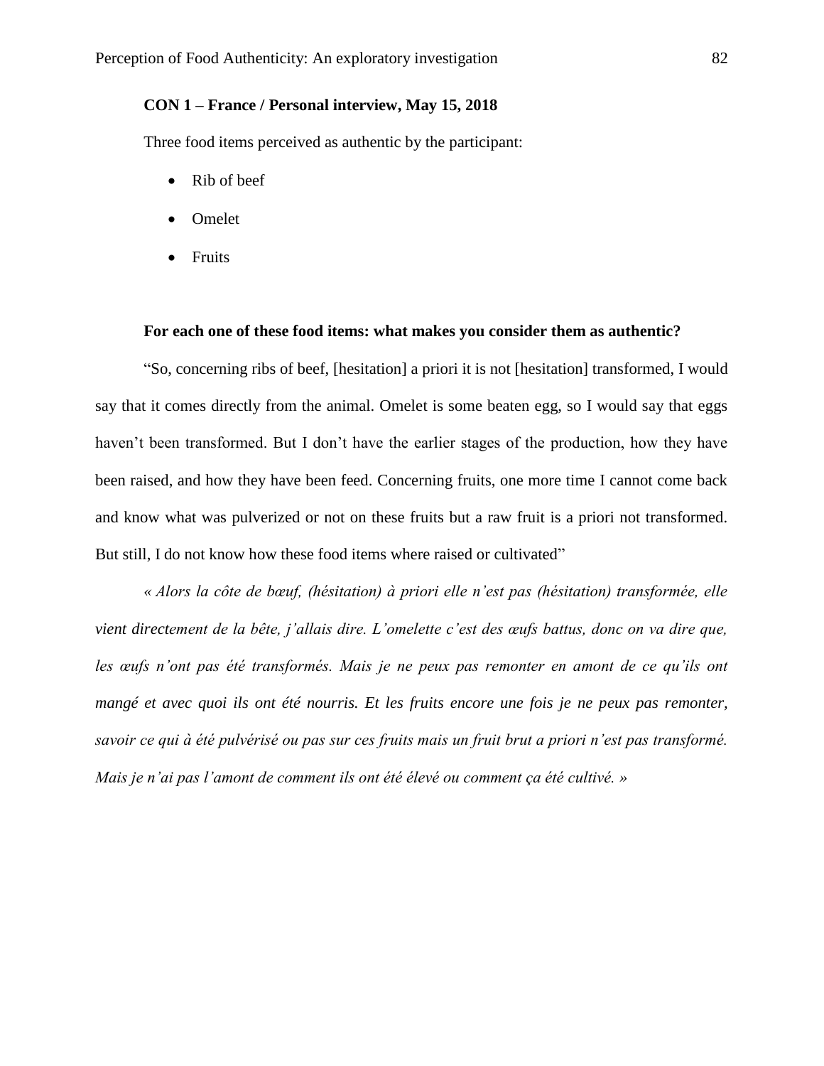**CON 1 – France / Personal interview, May 15, 2018**

Three food items perceived as authentic by the participant:

- Rib of beef
- Omelet
- Fruits

**For each one of these food items: what makes you consider them as authentic?**

"So, concerning ribs of beef, [hesitation] a priori it is not [hesitation] transformed, I would say that it comes directly from the animal. Omelet is some beaten egg, so I would say that eggs haven't been transformed. But I don't have the earlier stages of the production, how they have been raised, and how they have been feed. Concerning fruits, one more time I cannot come back and know what was pulverized or not on these fruits but a raw fruit is a priori not transformed. But still, I do not know how these food items where raised or cultivated"

*« Alors la côte de bœuf, (hésitation) à priori elle n'est pas (hésitation) transformée, elle vient directement de la bête, j'allais dire. L'omelette c'est des œufs battus, donc on va dire que, les œufs n'ont pas été transformés. Mais je ne peux pas remonter en amont de ce qu'ils ont mangé et avec quoi ils ont été nourris. Et les fruits encore une fois je ne peux pas remonter, savoir ce qui à été pulvérisé ou pas sur ces fruits mais un fruit brut a priori n'est pas transformé. Mais je n'ai pas l'amont de comment ils ont été élevé ou comment ça été cultivé. »*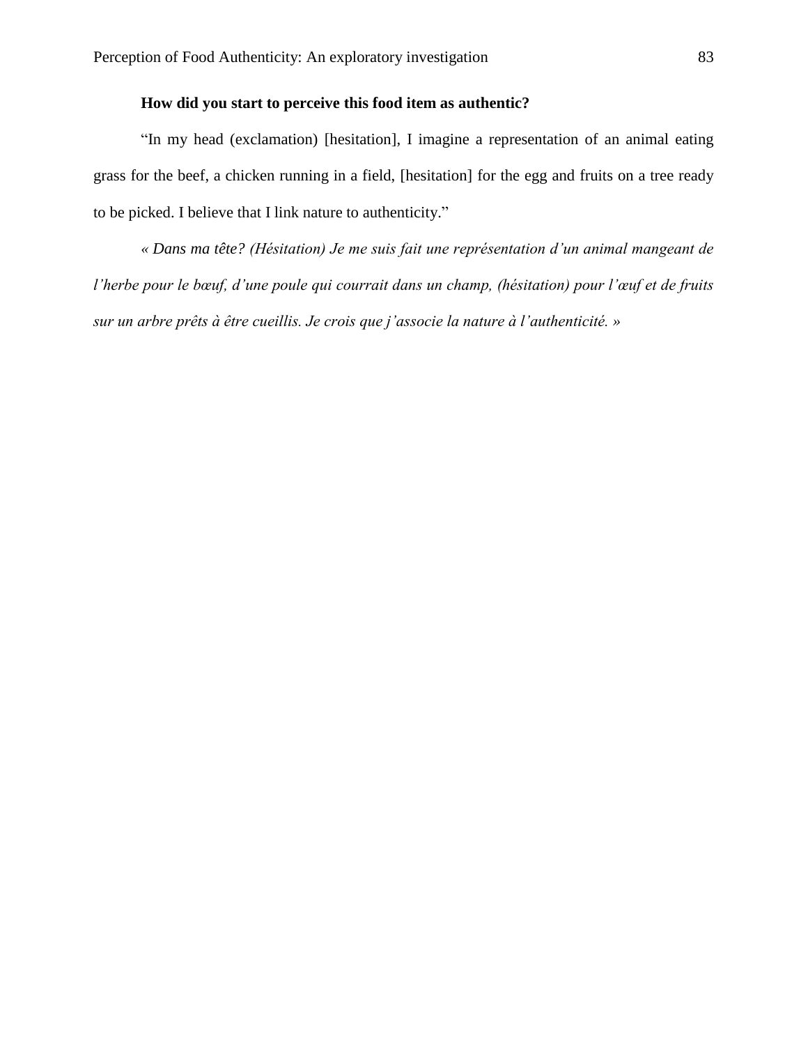**How did you start to perceive this food item as authentic?**

"In my head (exclamation) [hesitation], I imagine a representation of an animal eating grass for the beef, a chicken running in a field, [hesitation] for the egg and fruits on a tree ready to be picked. I believe that I link nature to authenticity."

*« Dans ma tête? (Hésitation) Je me suis fait une représentation d'un animal mangeant de l'herbe pour le bœuf, d'une poule qui courrait dans un champ, (hésitation) pour l'œuf et de fruits sur un arbre prêts à être cueillis. Je crois que j'associe la nature à l'authenticité. »*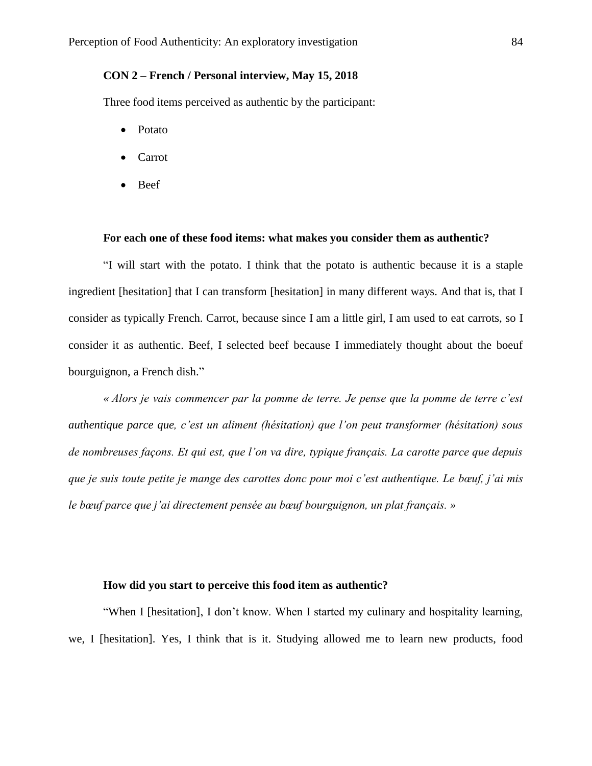**CON 2 – French / Personal interview, May 15, 2018**

Three food items perceived as authentic by the participant:

- Potato
- Carrot
- Beef

**For each one of these food items: what makes you consider them as authentic?**

"I will start with the potato. I think that the potato is authentic because it is a staple ingredient [hesitation] that I can transform [hesitation] in many different ways. And that is, that I consider as typically French. Carrot, because since I am a little girl, I am used to eat carrots, so I consider it as authentic. Beef, I selected beef because I immediately thought about the boeuf bourguignon, a French dish."

*« Alors je vais commencer par la pomme de terre. Je pense que la pomme de terre c'est authentique parce que, c'est un aliment (hésitation) que l'on peut transformer (hésitation) sous de nombreuses façons. Et qui est, que l'on va dire, typique français. La carotte parce que depuis que je suis toute petite je mange des carottes donc pour moi c'est authentique. Le bœuf, j'ai mis le bœuf parce que j'ai directement pensée au bœuf bourguignon, un plat français. »*

**How did you start to perceive this food item as authentic?**

"When I [hesitation], I don't know. When I started my culinary and hospitality learning, we, I [hesitation]. Yes, I think that is it. Studying allowed me to learn new products, food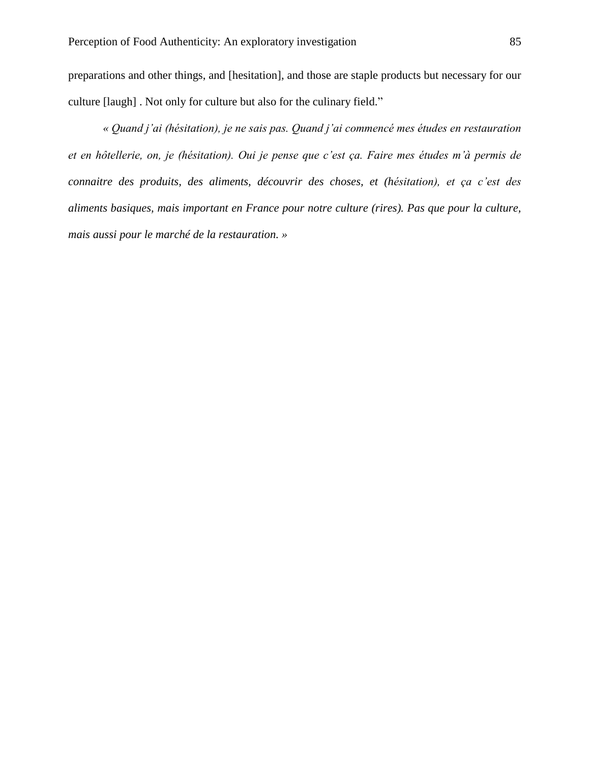preparations and other things, and [hesitation], and those are staple products but necessary for our culture [laugh] . Not only for culture but also for the culinary field."

*« Quand j'ai (hésitation), je ne sais pas. Quand j'ai commencé mes études en restauration et en hôtellerie, on, je (hésitation). Oui je pense que c'est ça. Faire mes études m'à permis de connaitre des produits, des aliments, découvrir des choses, et (hésitation), et ça c'est des aliments basiques, mais important en France pour notre culture (rires). Pas que pour la culture, mais aussi pour le marché de la restauration. »*